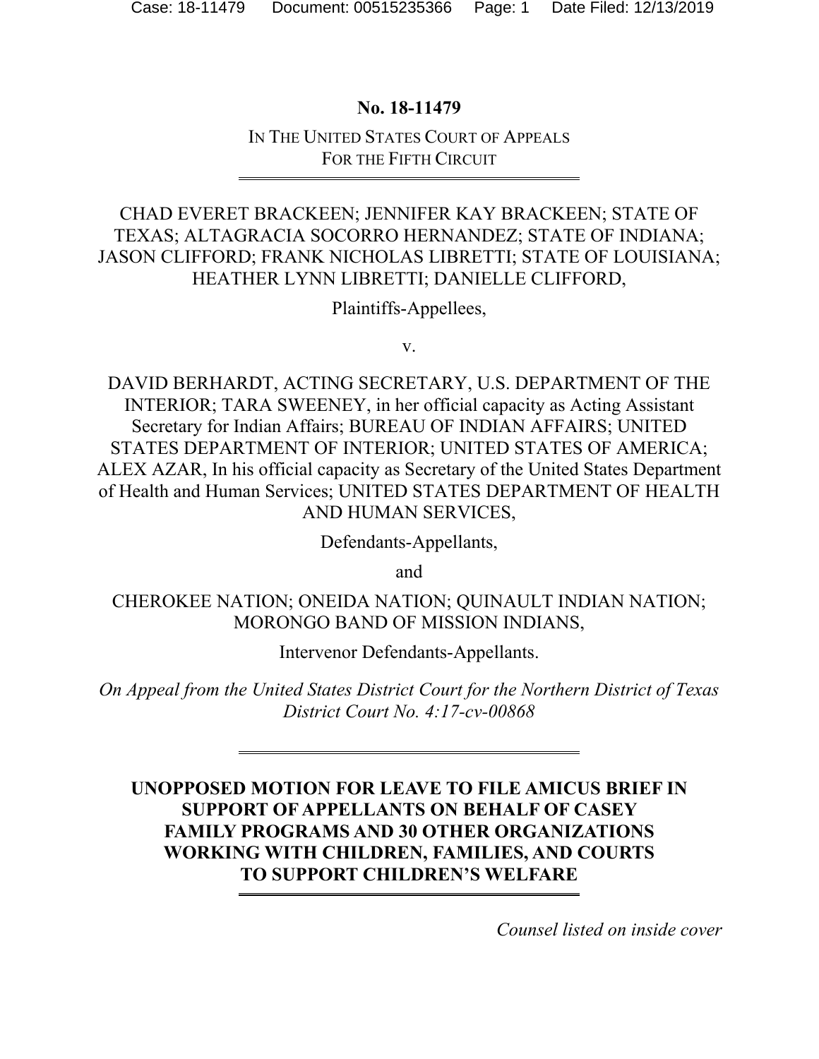**No. 18-11479**

IN THE UNITED STATES COURT OF APPEALS
FOR THE FIFTH CIRCUIT

---

CHAD EVERET BRACKEEN; JENNIFER KAY BRACKEEN; STATE OF TEXAS; ALTAGRACIA SOCORRO HERNANDEZ; STATE OF INDIANA; JASON CLIFFORD; FRANK NICHOLAS LIBRETTI; STATE OF LOUISIANA; HEATHER LYNN LIBRETTI; DANIELLE CLIFFORD,

Plaintiffs-Appellees,

v.

DAVID BERHARDT, ACTING SECRETARY, U.S. DEPARTMENT OF THE INTERIOR; TARA SWEENEY, in her official capacity as Acting Assistant Secretary for Indian Affairs; BUREAU OF INDIAN AFFAIRS; UNITED STATES DEPARTMENT OF INTERIOR; UNITED STATES OF AMERICA; ALEX AZAR, In his official capacity as Secretary of the United States Department of Health and Human Services; UNITED STATES DEPARTMENT OF HEALTH AND HUMAN SERVICES,

Defendants-Appellants,

and

CHEROKEE NATION; ONEIDA NATION; QUINAULT INDIAN NATION; MORONGO BAND OF MISSION INDIANS,

Intervenor Defendants-Appellants.

*On Appeal from the United States District Court for the Northern District of Texas District Court No. 4:17-cv-00868*

---

**UNOPPOSED MOTION FOR LEAVE TO FILE AMICUS BRIEF IN SUPPORT OF APPELLANTS ON BEHALF OF CASEY FAMILY PROGRAMS AND 30 OTHER ORGANIZATIONS WORKING WITH CHILDREN, FAMILIES, AND COURTS TO SUPPORT CHILDREN'S WELFARE**

---

*Counsel listed on inside cover*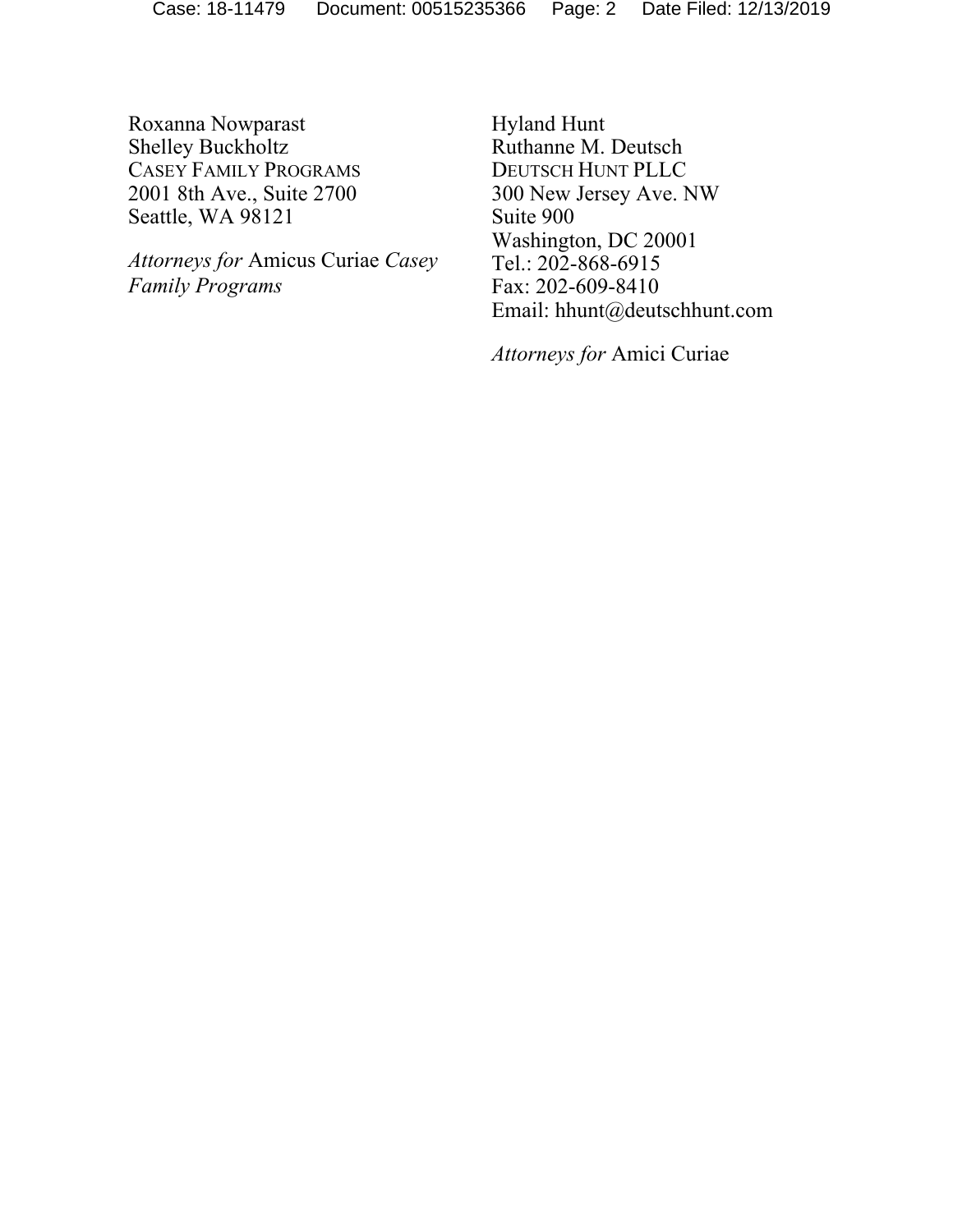Roxanna Nowparast
Shelley Buckholtz
CASEY FAMILY PROGRAMS
2001 8th Ave., Suite 2700
Seattle, WA 98121

*Attorneys for* Amicus Curiae *Casey Family Programs*

Hyland Hunt
Ruthanne M. Deutsch
DEUTSCH HUNT PLLC
300 New Jersey Ave. NW
Suite 900
Washington, DC 20001
Tel.: 202-868-6915
Fax: 202-609-8410
Email: hhunt@deutschhunt.com

*Attorneys for* Amici Curiae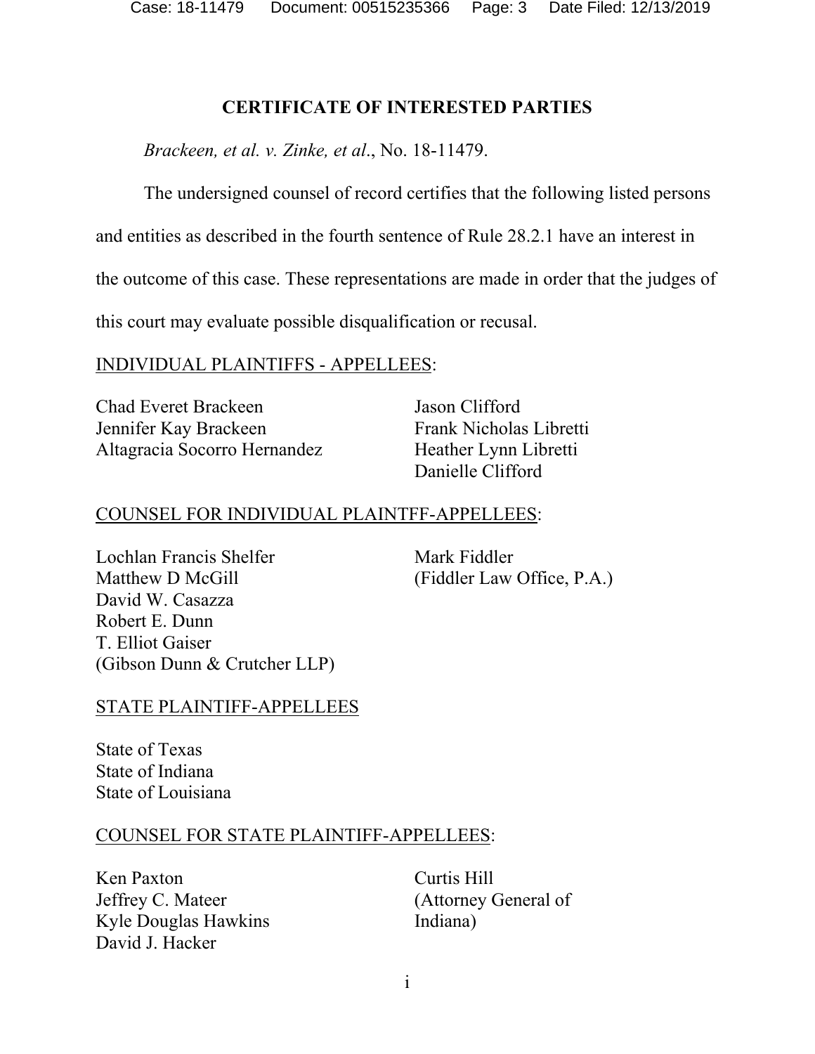## CERTIFICATE OF INTERESTED PARTIES

*Brackeen, et al. v. Zinke, et al*., No. 18-11479.

The undersigned counsel of record certifies that the following listed persons and entities as described in the fourth sentence of Rule 28.2.1 have an interest in the outcome of this case. These representations are made in order that the judges of this court may evaluate possible disqualification or recusal.

INDIVIDUAL PLAINTIFFS - APPELLEES:

Chad Everet Brackeen
Jennifer Kay Brackeen
Altagracia Socorro Hernandez
Jason Clifford
Frank Nicholas Libretti
Heather Lynn Libretti
Danielle Clifford

COUNSEL FOR INDIVIDUAL PLAINTFF-APPELLEES:

Lochlan Francis Shelfer
Matthew D McGill
David W. Casazza
Robert E. Dunn
T. Elliot Gaiser
(Gibson Dunn & Crutcher LLP)

Mark Fiddler
(Fiddler Law Office, P.A.)

STATE PLAINTIFF-APPELLEES

State of Texas
State of Indiana
State of Louisiana

COUNSEL FOR STATE PLAINTIFF-APPELLEES:

Ken Paxton
Jeffrey C. Mateer
Kyle Douglas Hawkins
David J. Hacker

Curtis Hill
(Attorney General of Indiana)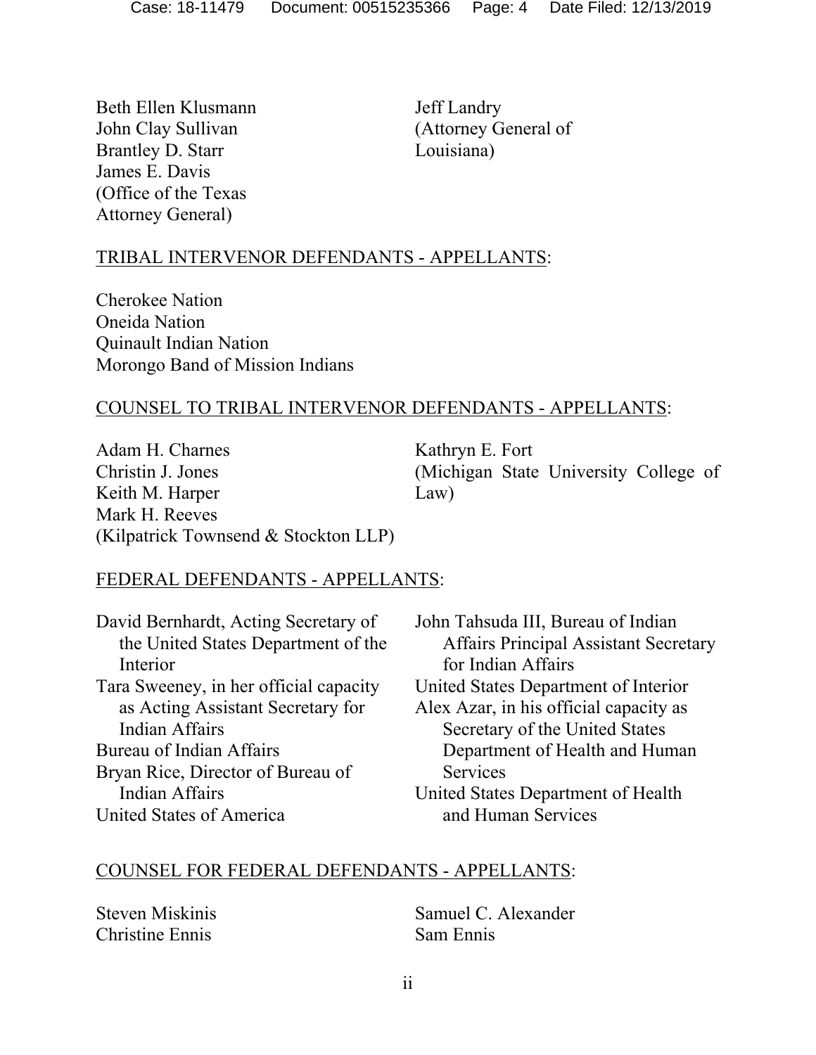Beth Ellen Klusmann
John Clay Sullivan
Brantley D. Starr
James E. Davis
(Office of the Texas Attorney General)

Jeff Landry
(Attorney General of Louisiana)

<u>TRIBAL INTERVENOR DEFENDANTS - APPELLANTS</u>:

Cherokee Nation
Oneida Nation
Quinault Indian Nation
Morongo Band of Mission Indians

<u>COUNSEL TO TRIBAL INTERVENOR DEFENDANTS - APPELLANTS</u>:

Adam H. Charnes
Christin J. Jones
Keith M. Harper
Mark H. Reeves
(Kilpatrick Townsend & Stockton LLP)

Kathryn E. Fort
(Michigan State University College of Law)

<u>FEDERAL DEFENDANTS - APPELLANTS</u>:

David Bernhardt, Acting Secretary of the United States Department of the Interior
Tara Sweeney, in her official capacity as Acting Assistant Secretary for Indian Affairs
Bureau of Indian Affairs
Bryan Rice, Director of Bureau of Indian Affairs
United States of America
John Tahsuda III, Bureau of Indian Affairs Principal Assistant Secretary for Indian Affairs
United States Department of Interior
Alex Azar, in his official capacity as Secretary of the United States Department of Health and Human Services
United States Department of Health and Human Services

<u>COUNSEL FOR FEDERAL DEFENDANTS - APPELLANTS</u>:

Steven Miskinis
Christine Ennis
Samuel C. Alexander
Sam Ennis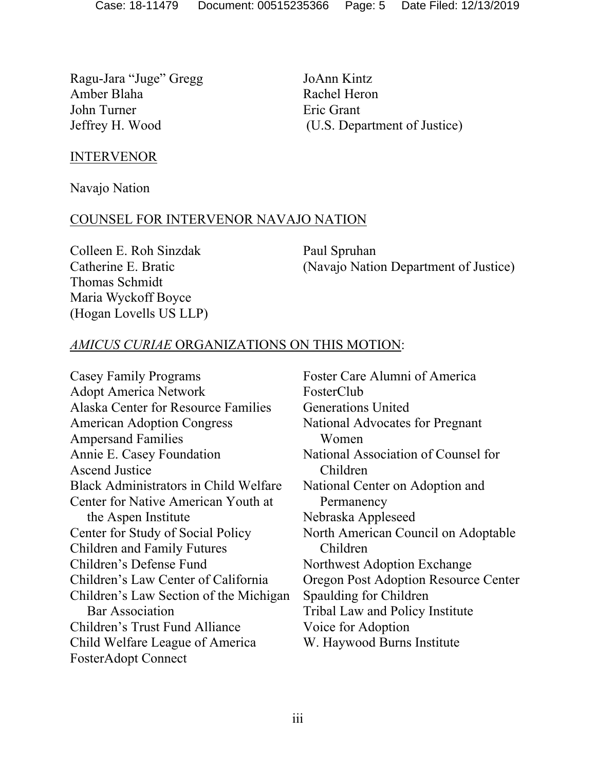Ragu-Jara "Juge" Gregg
Amber Blaha
John Turner
Jeffrey H. Wood
JoAnn Kintz
Rachel Heron
Eric Grant
(U.S. Department of Justice)

INTERVENOR

Navajo Nation

COUNSEL FOR INTERVENOR NAVAJO NATION

Colleen E. Roh Sinzdak
Catherine E. Bratic
Thomas Schmidt
Maria Wyckoff Boyce
(Hogan Lovells US LLP)

Paul Spruhan
(Navajo Nation Department of Justice)

*AMICUS CURIAE* ORGANIZATIONS ON THIS MOTION:

Casey Family Programs
Adopt America Network
Alaska Center for Resource Families
American Adoption Congress
Ampersand Families
Annie E. Casey Foundation
Ascend Justice
Black Administrators in Child Welfare
Center for Native American Youth at the Aspen Institute
Center for Study of Social Policy
Children and Family Futures
Children's Defense Fund
Children's Law Center of California
Children's Law Section of the Michigan Bar Association
Children's Trust Fund Alliance
Child Welfare League of America
FosterAdopt Connect
Foster Care Alumni of America
FosterClub
Generations United
National Advocates for Pregnant Women
National Association of Counsel for Children
National Center on Adoption and Permanency
Nebraska Appleseed
North American Council on Adoptable Children
Northwest Adoption Exchange
Oregon Post Adoption Resource Center
Spaulding for Children
Tribal Law and Policy Institute
Voice for Adoption
W. Haywood Burns Institute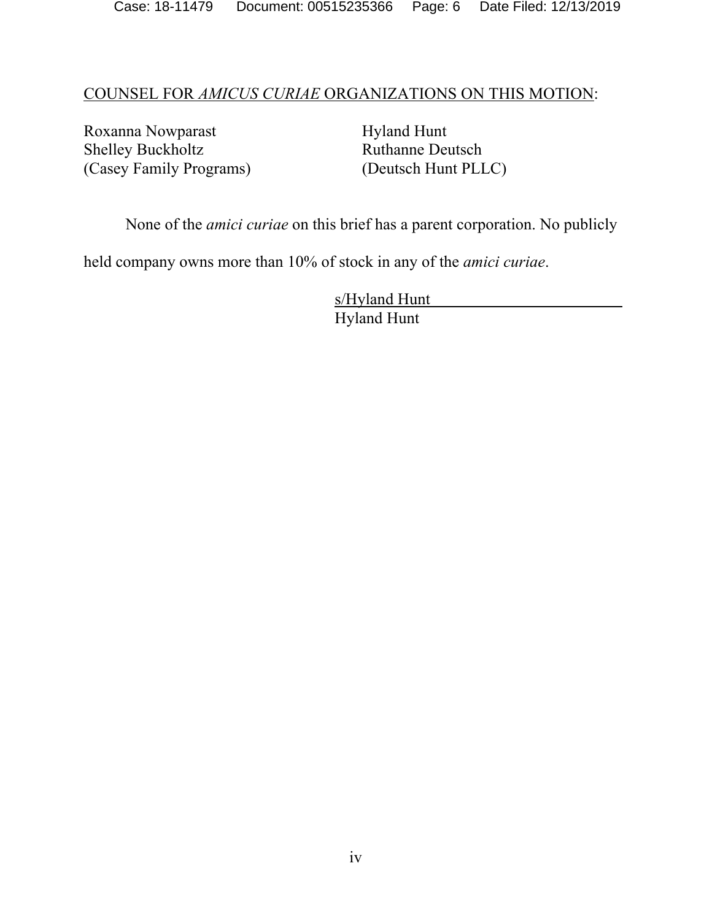<u>COUNSEL FOR *AMICUS CURIAE* ORGANIZATIONS ON THIS MOTION</u>:

Roxanna Nowparast
Shelley Buckholtz
(Casey Family Programs)

Hyland Hunt
Ruthanne Deutsch
(Deutsch Hunt PLLC)

None of the *amici curiae* on this brief has a parent corporation. No publicly held company owns more than 10% of stock in any of the *amici curiae*.

s/Hyland Hunt
Hyland Hunt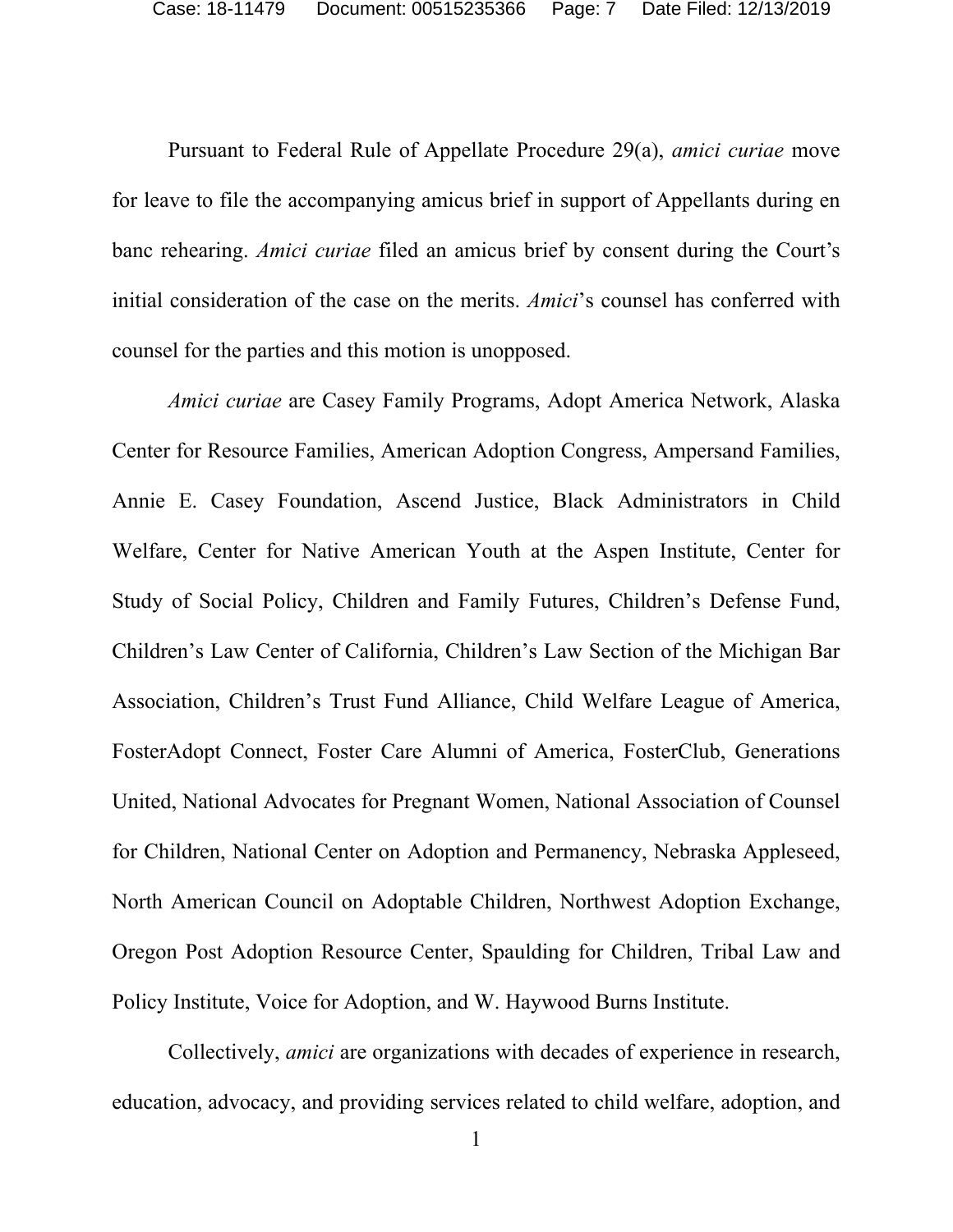Pursuant to Federal Rule of Appellate Procedure 29(a), *amici curiae* move for leave to file the accompanying amicus brief in support of Appellants during en banc rehearing. *Amici curiae* filed an amicus brief by consent during the Court's initial consideration of the case on the merits. *Amici*'s counsel has conferred with counsel for the parties and this motion is unopposed.

*Amici curiae* are Casey Family Programs, Adopt America Network, Alaska Center for Resource Families, American Adoption Congress, Ampersand Families, Annie E. Casey Foundation, Ascend Justice, Black Administrators in Child Welfare, Center for Native American Youth at the Aspen Institute, Center for Study of Social Policy, Children and Family Futures, Children's Defense Fund, Children's Law Center of California, Children's Law Section of the Michigan Bar Association, Children's Trust Fund Alliance, Child Welfare League of America, FosterAdopt Connect, Foster Care Alumni of America, FosterClub, Generations United, National Advocates for Pregnant Women, National Association of Counsel for Children, National Center on Adoption and Permanency, Nebraska Appleseed, North American Council on Adoptable Children, Northwest Adoption Exchange, Oregon Post Adoption Resource Center, Spaulding for Children, Tribal Law and Policy Institute, Voice for Adoption, and W. Haywood Burns Institute.

Collectively, *amici* are organizations with decades of experience in research, education, advocacy, and providing services related to child welfare, adoption, and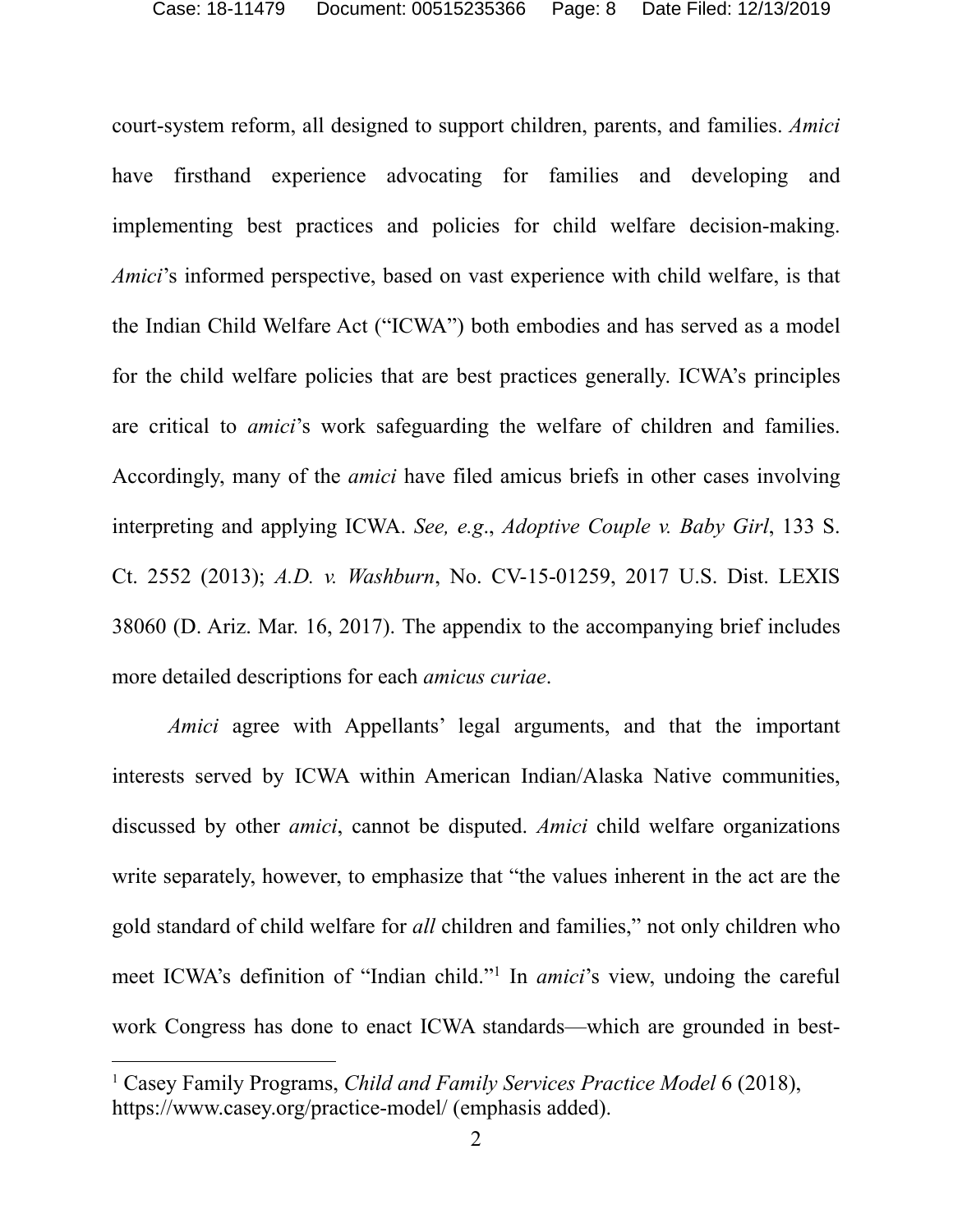court-system reform, all designed to support children, parents, and families. *Amici* have firsthand experience advocating for families and developing and implementing best practices and policies for child welfare decision-making. *Amici*'s informed perspective, based on vast experience with child welfare, is that the Indian Child Welfare Act ("ICWA") both embodies and has served as a model for the child welfare policies that are best practices generally. ICWA's principles are critical to *amici*'s work safeguarding the welfare of children and families. Accordingly, many of the *amici* have filed amicus briefs in other cases involving interpreting and applying ICWA. *See, e.g.*, *Adoptive Couple v. Baby Girl*, 133 S. Ct. 2552 (2013); *A.D. v. Washburn*, No. CV-15-01259, 2017 U.S. Dist. LEXIS 38060 (D. Ariz. Mar. 16, 2017). The appendix to the accompanying brief includes more detailed descriptions for each *amicus curiae*.

*Amici* agree with Appellants' legal arguments, and that the important interests served by ICWA within American Indian/Alaska Native communities, discussed by other *amici*, cannot be disputed. *Amici* child welfare organizations write separately, however, to emphasize that "the values inherent in the act are the gold standard of child welfare for *all* children and families," not only children who meet ICWA's definition of "Indian child."[1] In *amici*'s view, undoing the careful work Congress has done to enact ICWA standards—which are grounded in best-

[1] Casey Family Programs, *Child and Family Services Practice Model* 6 (2018), https://www.casey.org/practice-model/ (emphasis added).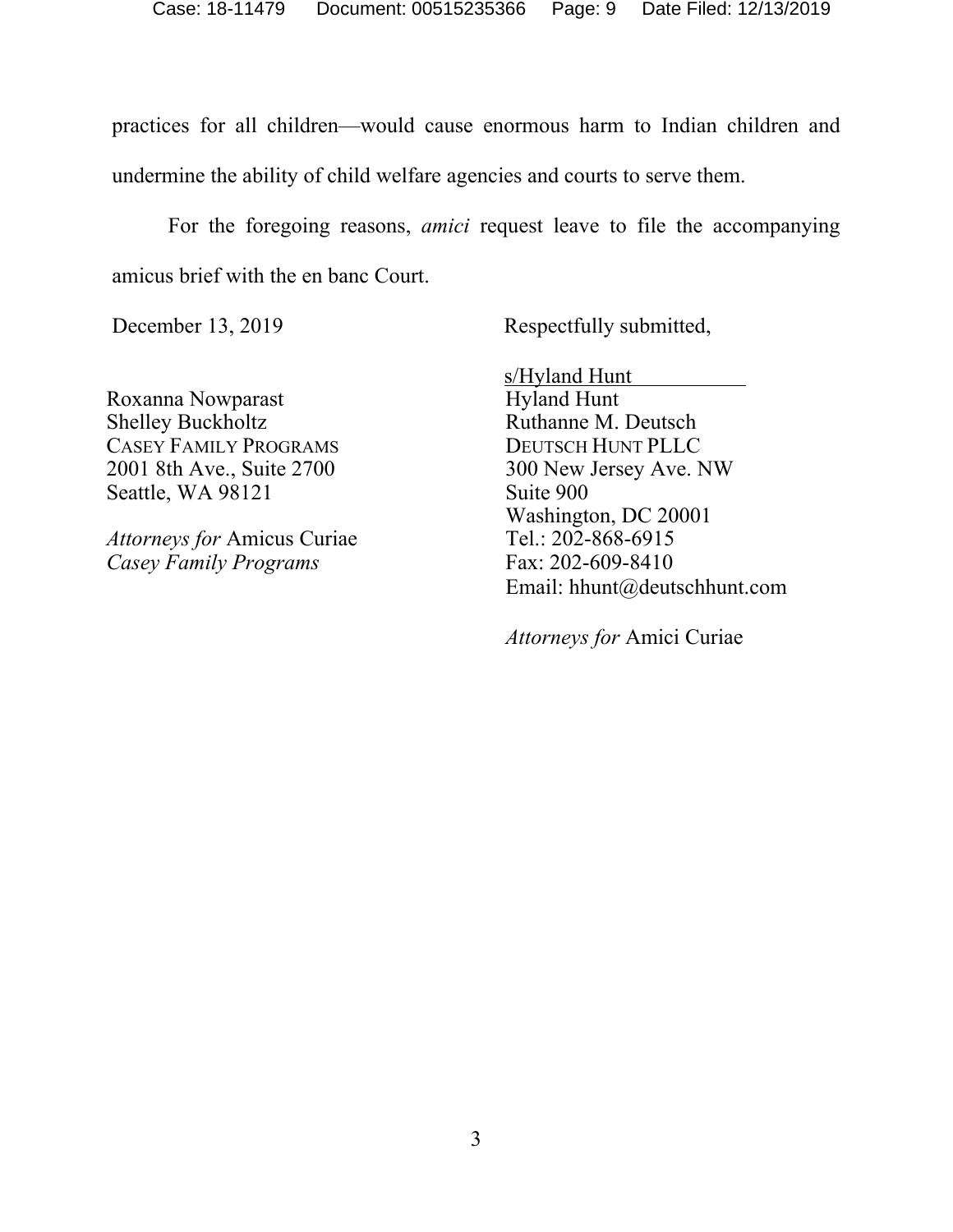practices for all children—would cause enormous harm to Indian children and undermine the ability of child welfare agencies and courts to serve them.

For the foregoing reasons, *amici* request leave to file the accompanying amicus brief with the en banc Court.

December 13, 2019

Respectfully submitted,

s/Hyland Hunt
Hyland Hunt
Ruthanne M. Deutsch
DEUTSCH HUNT PLLC
300 New Jersey Ave. NW
Suite 900
Washington, DC 20001
Tel.: 202-868-6915
Fax: 202-609-8410
Email: hhunt@deutschhunt.com

*Attorneys for* Amici Curiae

Roxanna Nowparast
Shelley Buckholtz
CASEY FAMILY PROGRAMS
2001 8th Ave., Suite 2700
Seattle, WA 98121

*Attorneys for* Amicus Curiae *Casey Family Programs*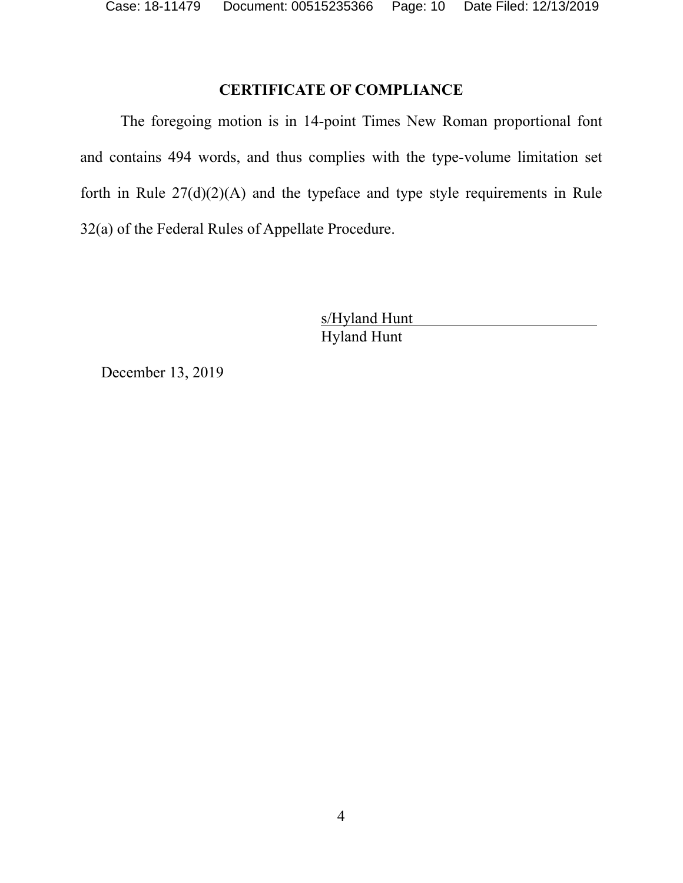## CERTIFICATE OF COMPLIANCE

The foregoing motion is in 14-point Times New Roman proportional font and contains 494 words, and thus complies with the type-volume limitation set forth in Rule 27(d)(2)(A) and the typeface and type style requirements in Rule 32(a) of the Federal Rules of Appellate Procedure.

s/Hyland Hunt
Hyland Hunt

December 13, 2019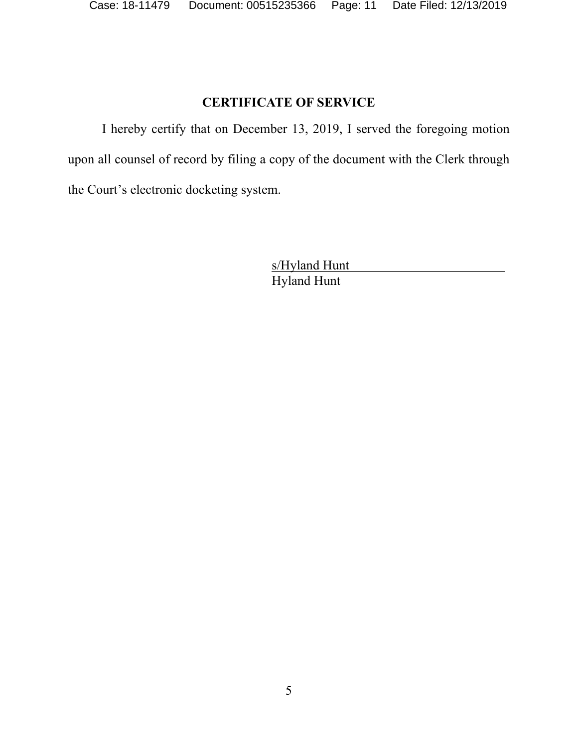## CERTIFICATE OF SERVICE

I hereby certify that on December 13, 2019, I served the foregoing motion upon all counsel of record by filing a copy of the document with the Clerk through the Court's electronic docketing system.

s/Hyland Hunt
Hyland Hunt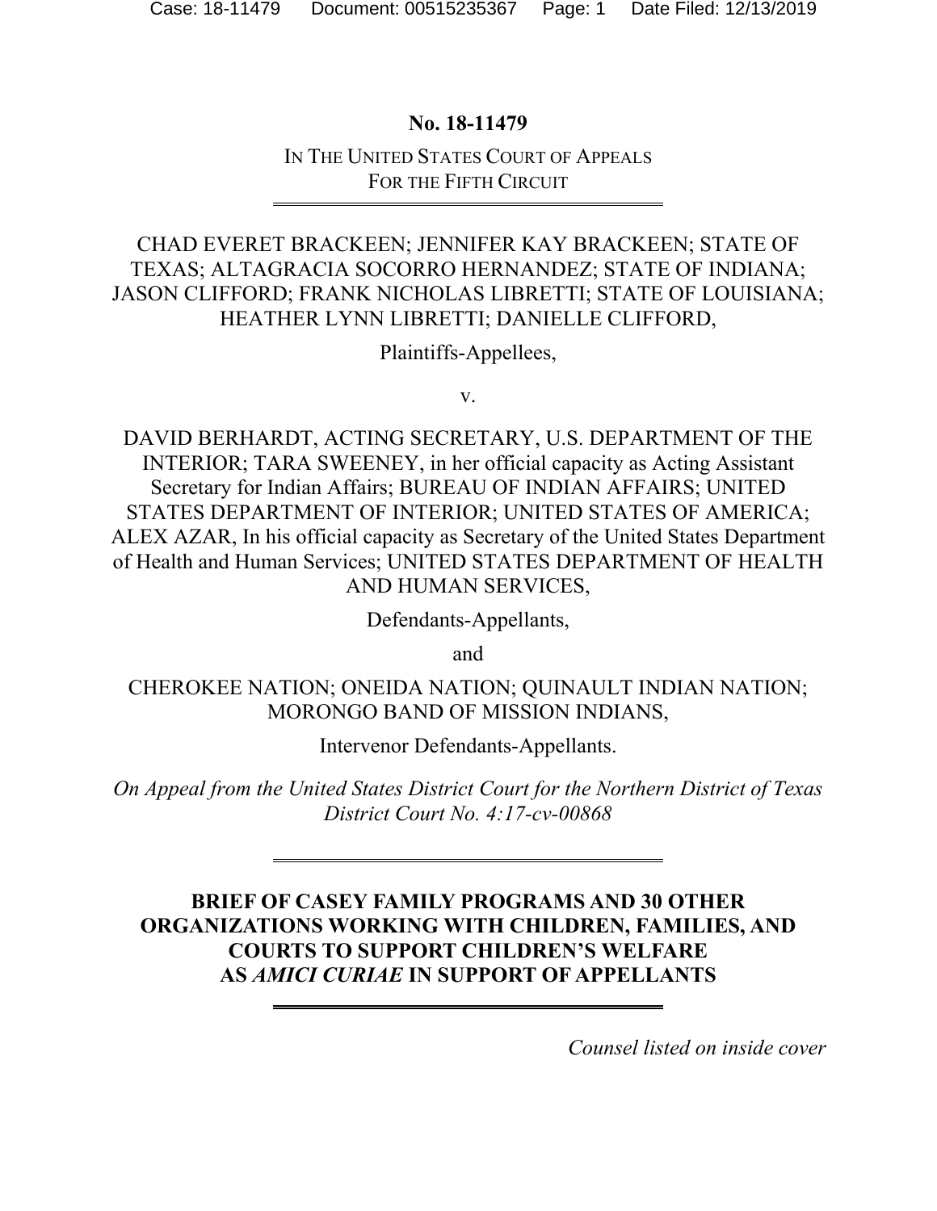**No. 18-11479**

IN THE UNITED STATES COURT OF APPEALS
FOR THE FIFTH CIRCUIT

---

CHAD EVERET BRACKEEN; JENNIFER KAY BRACKEEN; STATE OF TEXAS; ALTAGRACIA SOCORRO HERNANDEZ; STATE OF INDIANA; JASON CLIFFORD; FRANK NICHOLAS LIBRETTI; STATE OF LOUISIANA; HEATHER LYNN LIBRETTI; DANIELLE CLIFFORD,

Plaintiffs-Appellees,

v.

DAVID BERHARDT, ACTING SECRETARY, U.S. DEPARTMENT OF THE INTERIOR; TARA SWEENEY, in her official capacity as Acting Assistant Secretary for Indian Affairs; BUREAU OF INDIAN AFFAIRS; UNITED STATES DEPARTMENT OF INTERIOR; UNITED STATES OF AMERICA; ALEX AZAR, In his official capacity as Secretary of the United States Department of Health and Human Services; UNITED STATES DEPARTMENT OF HEALTH AND HUMAN SERVICES,

Defendants-Appellants,

and

CHEROKEE NATION; ONEIDA NATION; QUINAULT INDIAN NATION; MORONGO BAND OF MISSION INDIANS,

Intervenor Defendants-Appellants.

*On Appeal from the United States District Court for the Northern District of Texas District Court No. 4:17-cv-00868*

---

**BRIEF OF CASEY FAMILY PROGRAMS AND 30 OTHER ORGANIZATIONS WORKING WITH CHILDREN, FAMILIES, AND COURTS TO SUPPORT CHILDREN'S WELFARE AS *AMICI CURIAE* IN SUPPORT OF APPELLANTS**

---

*Counsel listed on inside cover*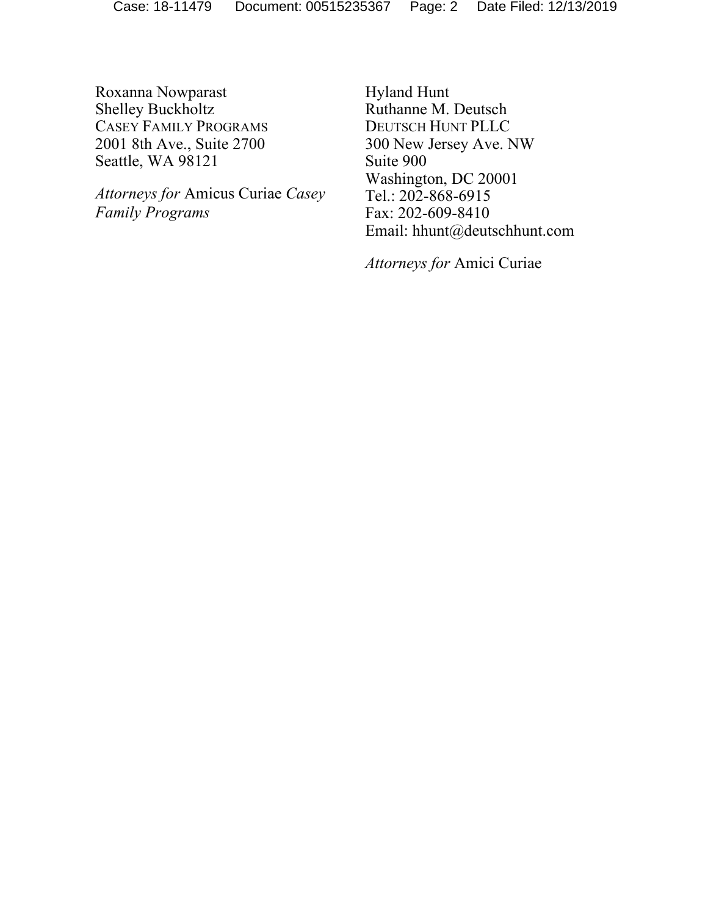Roxanna Nowparast
Shelley Buckholtz
CASEY FAMILY PROGRAMS
2001 8th Ave., Suite 2700
Seattle, WA 98121

*Attorneys for* Amicus Curiae *Casey Family Programs*

Hyland Hunt
Ruthanne M. Deutsch
DEUTSCH HUNT PLLC
300 New Jersey Ave. NW
Suite 900
Washington, DC 20001
Tel.: 202-868-6915
Fax: 202-609-8410
Email: hhunt@deutschhunt.com

*Attorneys for* Amici Curiae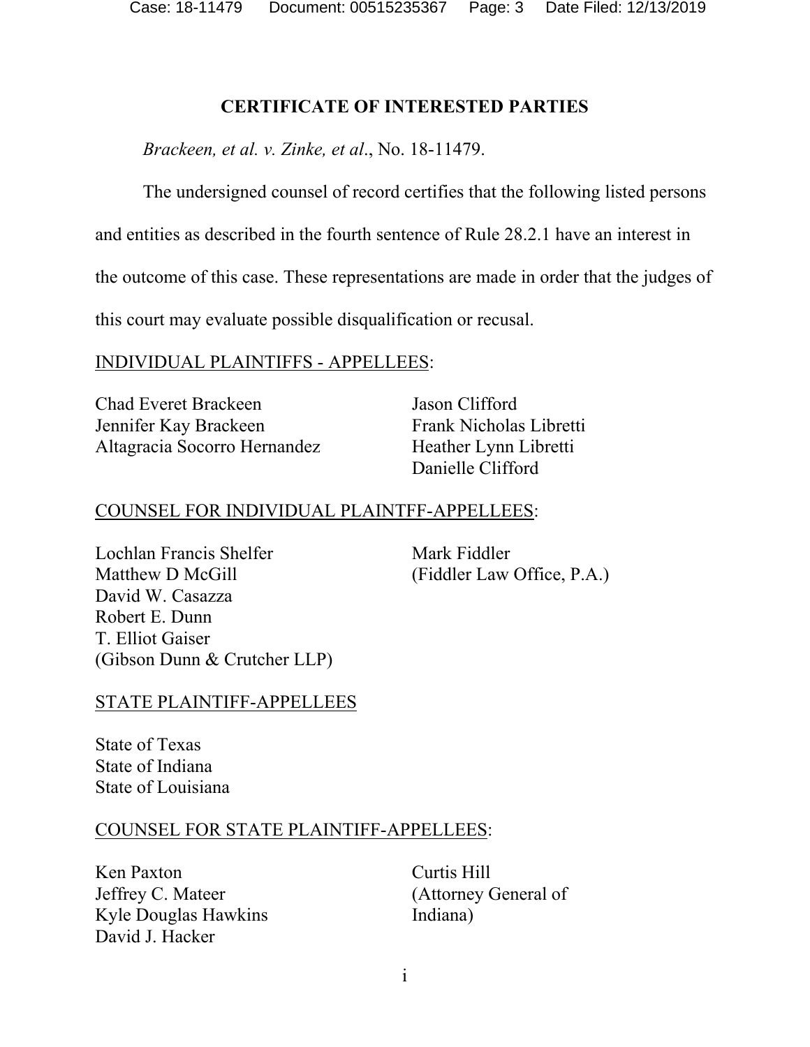## CERTIFICATE OF INTERESTED PARTIES

*Brackeen, et al. v. Zinke, et al.*, No. 18-11479.

The undersigned counsel of record certifies that the following listed persons and entities as described in the fourth sentence of Rule 28.2.1 have an interest in the outcome of this case. These representations are made in order that the judges of this court may evaluate possible disqualification or recusal.

INDIVIDUAL PLAINTIFFS - APPELLEES:

Chad Everet Brackeen
Jennifer Kay Brackeen
Altagracia Socorro Hernandez
Jason Clifford
Frank Nicholas Libretti
Heather Lynn Libretti
Danielle Clifford

COUNSEL FOR INDIVIDUAL PLAINTFF-APPELLEES:

Lochlan Francis Shelfer
Matthew D McGill
David W. Casazza
Robert E. Dunn
T. Elliot Gaiser
(Gibson Dunn & Crutcher LLP)

Mark Fiddler
(Fiddler Law Office, P.A.)

STATE PLAINTIFF-APPELLEES

State of Texas
State of Indiana
State of Louisiana

COUNSEL FOR STATE PLAINTIFF-APPELLEES:

Ken Paxton
Jeffrey C. Mateer
Kyle Douglas Hawkins
David J. Hacker

Curtis Hill
(Attorney General of Indiana)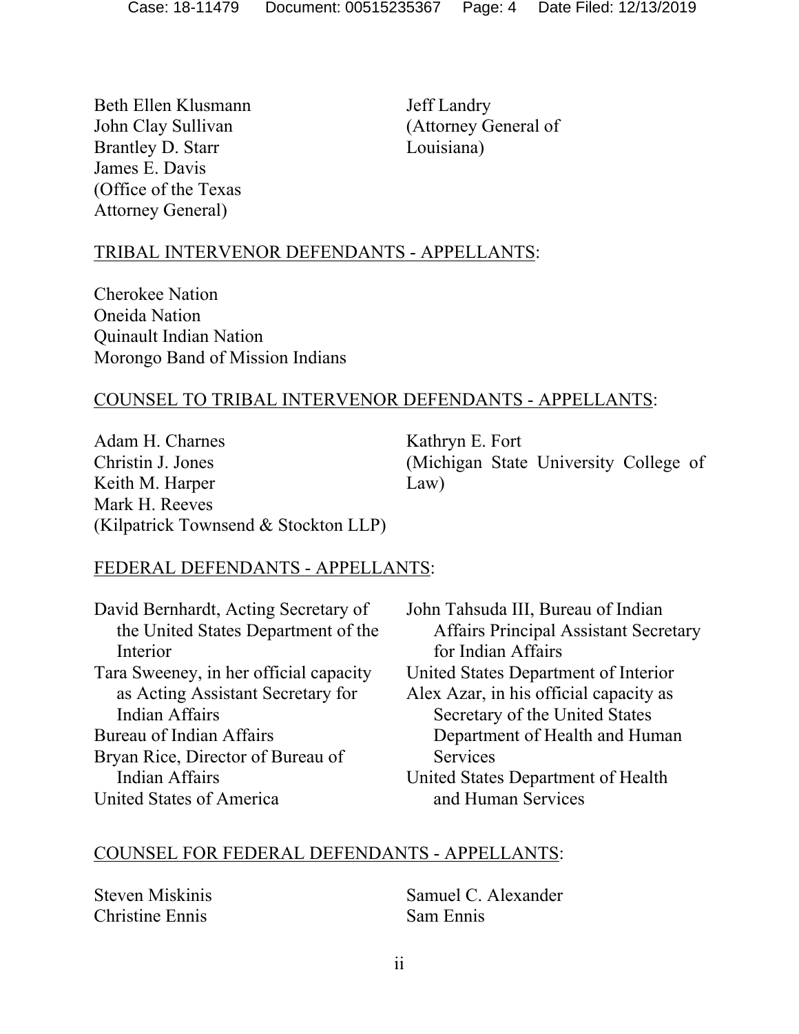Beth Ellen Klusmann
John Clay Sullivan
Brantley D. Starr
James E. Davis
(Office of the Texas Attorney General)

Jeff Landry
(Attorney General of Louisiana)

TRIBAL INTERVENOR DEFENDANTS - APPELLANTS:

Cherokee Nation
Oneida Nation
Quinault Indian Nation
Morongo Band of Mission Indians

COUNSEL TO TRIBAL INTERVENOR DEFENDANTS - APPELLANTS:

Adam H. Charnes
Christin J. Jones
Keith M. Harper
Mark H. Reeves
(Kilpatrick Townsend & Stockton LLP)

Kathryn E. Fort
(Michigan State University College of Law)

FEDERAL DEFENDANTS - APPELLANTS:

David Bernhardt, Acting Secretary of the United States Department of the Interior
Tara Sweeney, in her official capacity as Acting Assistant Secretary for Indian Affairs
Bureau of Indian Affairs
Bryan Rice, Director of Bureau of Indian Affairs
United States of America
John Tahsuda III, Bureau of Indian Affairs Principal Assistant Secretary for Indian Affairs
United States Department of Interior
Alex Azar, in his official capacity as Secretary of the United States Department of Health and Human Services
United States Department of Health and Human Services

COUNSEL FOR FEDERAL DEFENDANTS - APPELLANTS:

Steven Miskinis
Christine Ennis
Samuel C. Alexander
Sam Ennis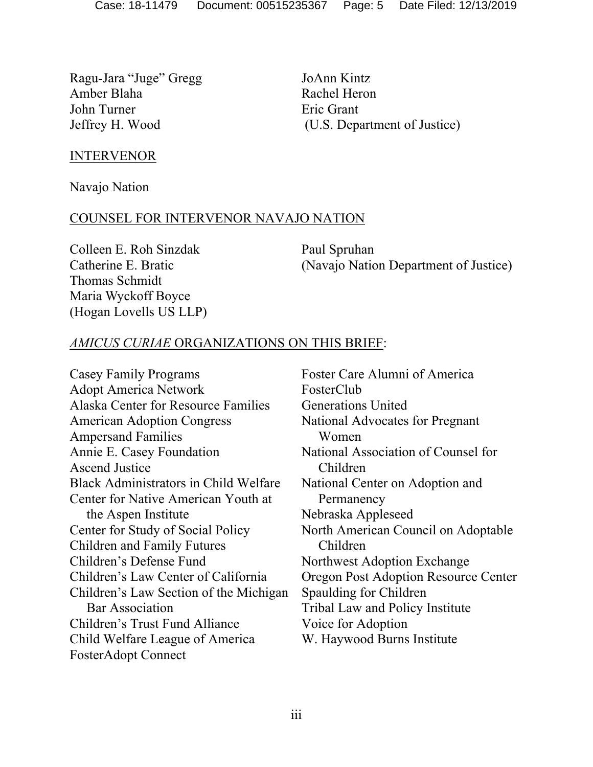Ragu-Jara "Juge" Gregg
Amber Blaha
John Turner
Jeffrey H. Wood
JoAnn Kintz
Rachel Heron
Eric Grant
(U.S. Department of Justice)

INTERVENOR

Navajo Nation

COUNSEL FOR INTERVENOR NAVAJO NATION

Colleen E. Roh Sinzdak
Catherine E. Bratic
Thomas Schmidt
Maria Wyckoff Boyce
(Hogan Lovells US LLP)
Paul Spruhan
(Navajo Nation Department of Justice)

*AMICUS CURIAE* ORGANIZATIONS ON THIS BRIEF:

Casey Family Programs
Adopt America Network
Alaska Center for Resource Families
American Adoption Congress
Ampersand Families
Annie E. Casey Foundation
Ascend Justice
Black Administrators in Child Welfare
Center for Native American Youth at the Aspen Institute
Center for Study of Social Policy
Children and Family Futures
Children's Defense Fund
Children's Law Center of California
Children's Law Section of the Michigan Bar Association
Children's Trust Fund Alliance
Child Welfare League of America
FosterAdopt Connect
Foster Care Alumni of America
FosterClub
Generations United
National Advocates for Pregnant Women
National Association of Counsel for Children
National Center on Adoption and Permanency
Nebraska Appleseed
North American Council on Adoptable Children
Northwest Adoption Exchange
Oregon Post Adoption Resource Center
Spaulding for Children
Tribal Law and Policy Institute
Voice for Adoption
W. Haywood Burns Institute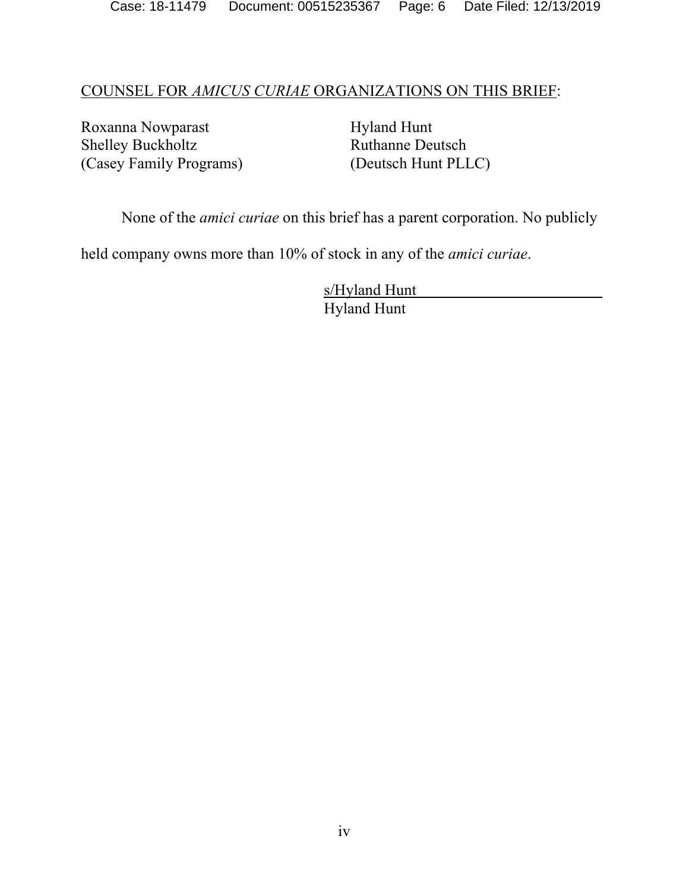<u>COUNSEL FOR *AMICUS CURIAE* ORGANIZATIONS ON THIS BRIEF</u>:

Roxanna Nowparast
Shelley Buckholtz
(Casey Family Programs)

Hyland Hunt
Ruthanne Deutsch
(Deutsch Hunt PLLC)

None of the *amici curiae* on this brief has a parent corporation. No publicly held company owns more than 10% of stock in any of the *amici curiae*.

s/Hyland Hunt
Hyland Hunt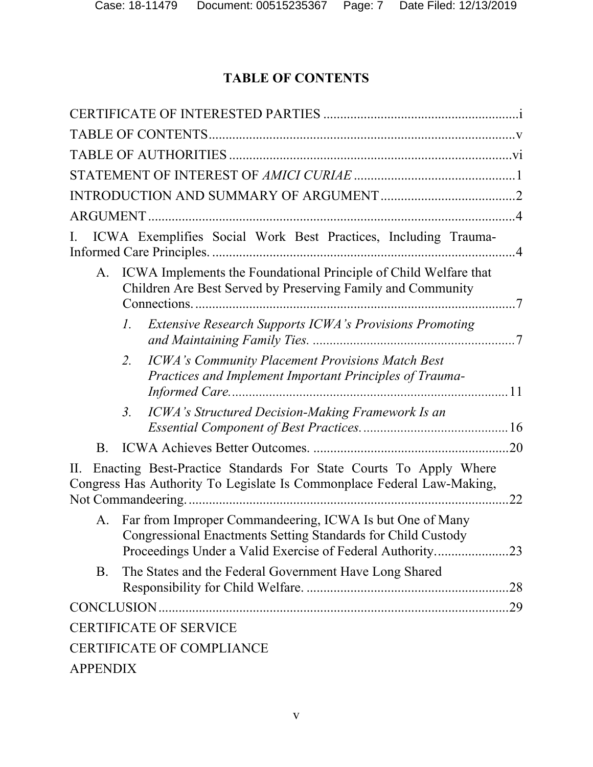# TABLE OF CONTENTS

CERTIFICATE OF INTERESTED PARTIES .......................................................... i

TABLE OF CONTENTS ........................................................................................ v

TABLE OF AUTHORITIES .................................................................................. vi

STATEMENT OF INTEREST OF *AMICI CURIAE* ................................................ 1

INTRODUCTION AND SUMMARY OF ARGUMENT ........................................ 2

ARGUMENT ........................................................................................................... 4

I. ICWA Exemplifies Social Work Best Practices, Including Trauma-Informed Care Principles. .......................................................................................... 4

- A. ICWA Implements the Foundational Principle of Child Welfare that Children Are Best Served by Preserving Family and Community Connections. .............................................................................................. 7
  - *1. Extensive Research Supports ICWA's Provisions Promoting and Maintaining Family Ties.* ............................................................ 7
  - *2. ICWA's Community Placement Provisions Match Best Practices and Implement Important Principles of Trauma-Informed Care.* ................................................................................. 11
  - *3. ICWA's Structured Decision-Making Framework Is an Essential Component of Best Practices.* ........................................... 16
- B. ICWA Achieves Better Outcomes. ........................................................... 20

II. Enacting Best-Practice Standards For State Courts To Apply Where Congress Has Authority To Legislate Is Commonplace Federal Law-Making, Not Commandeering. ............................................................................................ 22

- A. Far from Improper Commandeering, ICWA Is but One of Many Congressional Enactments Setting Standards for Child Custody Proceedings Under a Valid Exercise of Federal Authority. ..................... 23
- B. The States and the Federal Government Have Long Shared Responsibility for Child Welfare. ............................................................ 28

CONCLUSION ....................................................................................................... 29

CERTIFICATE OF SERVICE

CERTIFICATE OF COMPLIANCE

APPENDIX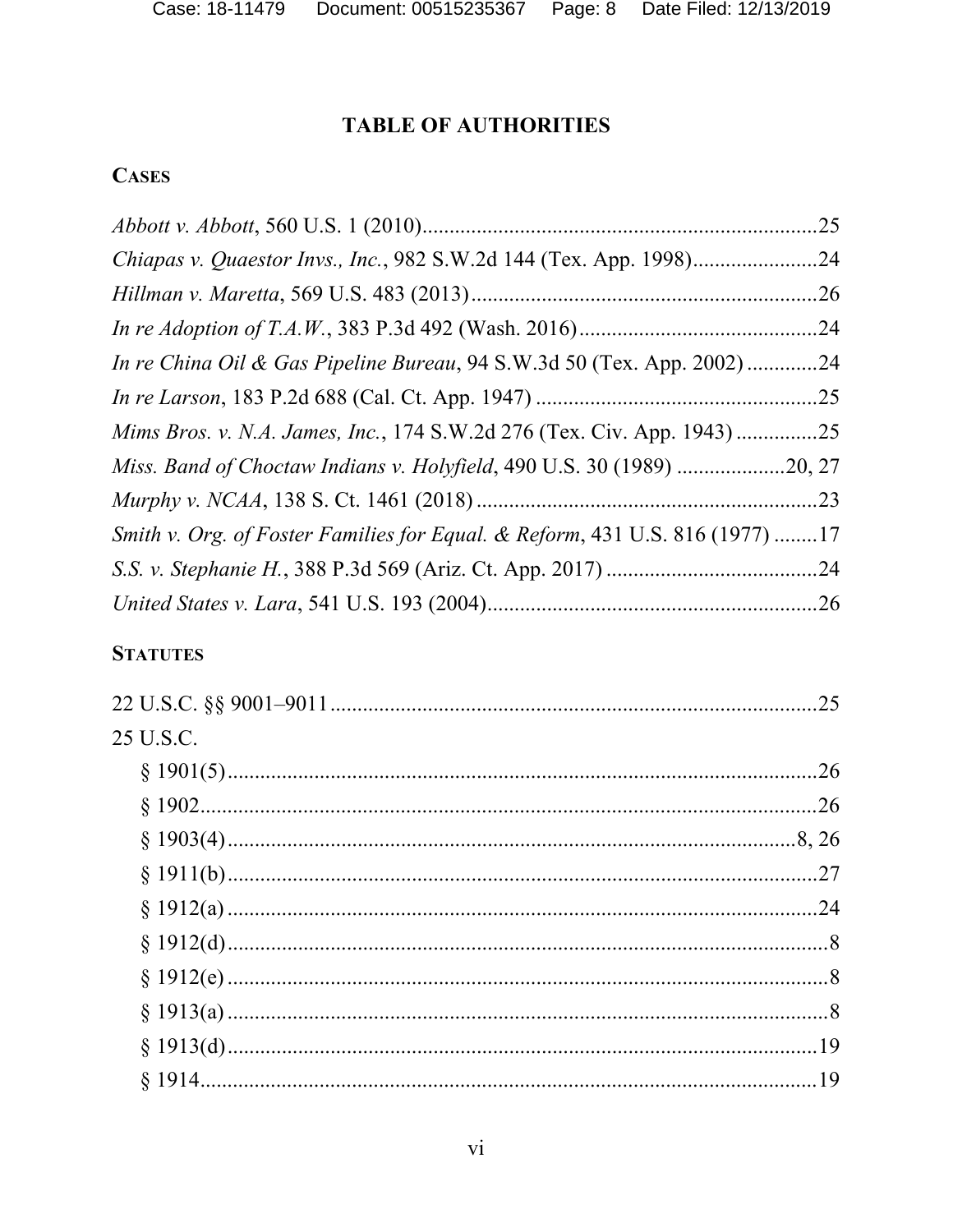# TABLE OF AUTHORITIES

## CASES

*Abbott v. Abbott*, 560 U.S. 1 (2010)........................................................................25

*Chiapas v. Quaestor Invs., Inc.*, 982 S.W.2d 144 (Tex. App. 1998).......................24

*Hillman v. Maretta*, 569 U.S. 483 (2013)................................................................26

*In re Adoption of T.A.W.*, 383 P.3d 492 (Wash. 2016)............................................24

*In re China Oil & Gas Pipeline Bureau*, 94 S.W.3d 50 (Tex. App. 2002).............24

*In re Larson*, 183 P.2d 688 (Cal. Ct. App. 1947) ....................................................25

*Mims Bros. v. N.A. James, Inc.*, 174 S.W.2d 276 (Tex. Civ. App. 1943)...............25

*Miss. Band of Choctaw Indians v. Holyfield*, 490 U.S. 30 (1989) ....................20, 27

*Murphy v. NCAA*, 138 S. Ct. 1461 (2018) ...............................................................23

*Smith v. Org. of Foster Families for Equal. & Reform*, 431 U.S. 816 (1977) ........17

*S.S. v. Stephanie H.*, 388 P.3d 569 (Ariz. Ct. App. 2017) .......................................24

*United States v. Lara*, 541 U.S. 193 (2004).............................................................26

## STATUTES

22 U.S.C. §§ 9001–9011.........................................................................................25

25 U.S.C.

- § 1901(5)...........................................................................................................26
- § 1902................................................................................................................26
- § 1903(4)........................................................................................................8, 26
- § 1911(b)...........................................................................................................27
- § 1912(a)...........................................................................................................24
- § 1912(d).............................................................................................................8
- § 1912(e).............................................................................................................8
- § 1913(a).............................................................................................................8
- § 1913(d)...........................................................................................................19
- § 1914................................................................................................................19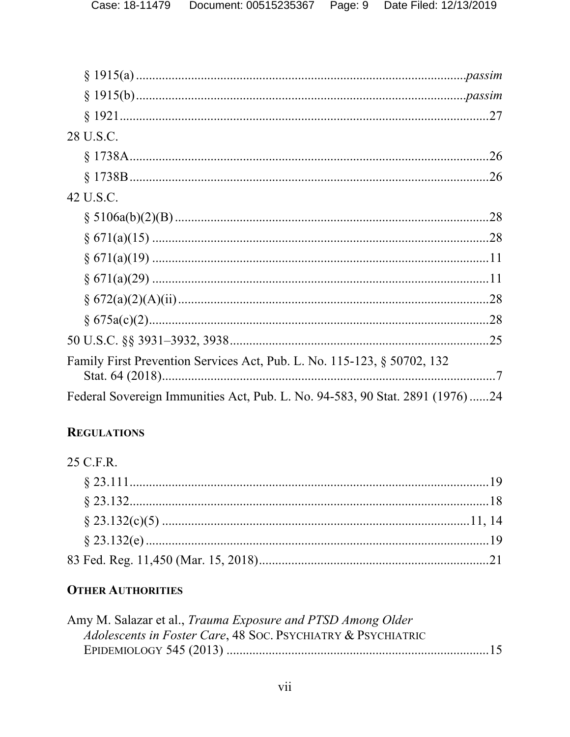§ 1915(a) ............................................................................................*passim*

§ 1915(b) ............................................................................................*passim*

§ 1921 ....................................................................................................27

28 U.S.C.

§ 1738A .................................................................................................26

§ 1738B .................................................................................................26

42 U.S.C.

§ 5106a(b)(2)(B) ....................................................................................28

§ 671(a)(15) ...........................................................................................28

§ 671(a)(19) ...........................................................................................11

§ 671(a)(29) ...........................................................................................11

§ 672(a)(2)(A)(ii) ...................................................................................28

§ 675a(c)(2) ............................................................................................28

50 U.S.C. §§ 3931–3932, 3938 ....................................................................25

Family First Prevention Services Act, Pub. L. No. 115-123, § 50702, 132 Stat. 64 (2018) .........................................................................................7

Federal Sovereign Immunities Act, Pub. L. No. 94-583, 90 Stat. 2891 (1976) ......24

**REGULATIONS**

25 C.F.R.

§ 23.111 .................................................................................................19

§ 23.132 .................................................................................................18

§ 23.132(c)(5) ...................................................................................11, 14

§ 23.132(e) .............................................................................................19

83 Fed. Reg. 11,450 (Mar. 15, 2018) ..........................................................21

**OTHER AUTHORITIES**

Amy M. Salazar et al., *Trauma Exposure and PTSD Among Older Adolescents in Foster Care*, 48 SOC. PSYCHIATRY & PSYCHIATRIC EPIDEMIOLOGY 545 (2013) ..................................................................15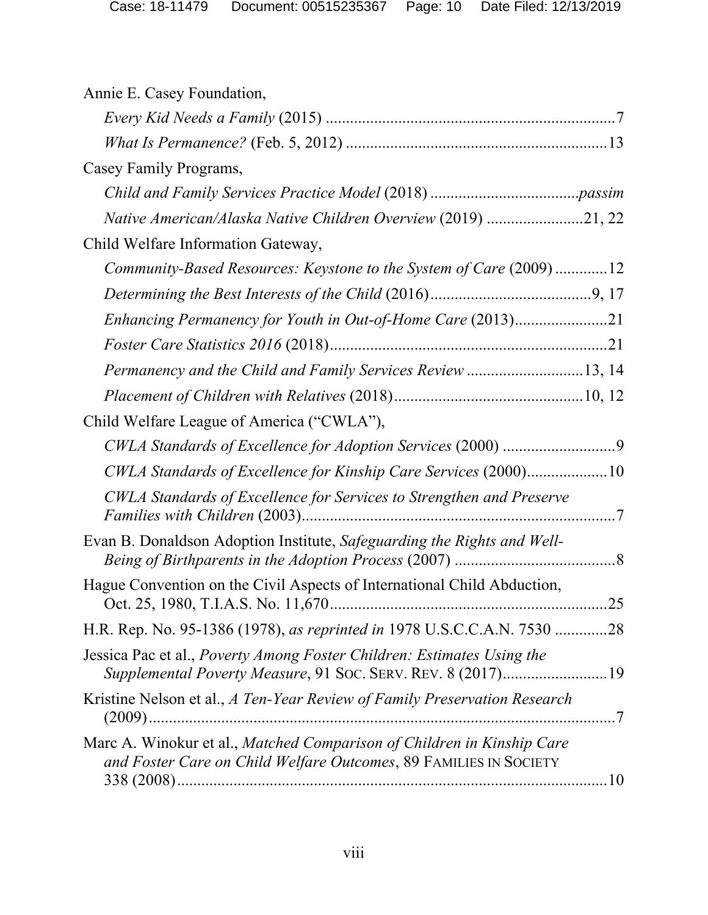Annie E. Casey Foundation,

*Every Kid Needs a Family* (2015) ........................................................................7

*What Is Permanence?* (Feb. 5, 2012) .................................................................13

Casey Family Programs,

*Child and Family Services Practice Model* (2018) ....................................*passim*

*Native American/Alaska Native Children Overview* (2019) ........................21, 22

Child Welfare Information Gateway,

*Community-Based Resources: Keystone to the System of Care* (2009) .............12

*Determining the Best Interests of the Child* (2016)........................................9, 17

*Enhancing Permanency for Youth in Out-of-Home Care* (2013).......................21

*Foster Care Statistics 2016* (2018).....................................................................21

*Permanency and the Child and Family Services Review* .............................13, 14

*Placement of Children with Relatives* (2018)...............................................10, 12

Child Welfare League of America ("CWLA"),

*CWLA Standards of Excellence for Adoption Services* (2000) ............................9

*CWLA Standards of Excellence for Kinship Care Services* (2000)....................10

*CWLA Standards of Excellence for Services to Strengthen and Preserve Families with Children* (2003)..............................................................................7

Evan B. Donaldson Adoption Institute, *Safeguarding the Rights and Well-Being of Birthparents in the Adoption Process* (2007) ........................................8

Hague Convention on the Civil Aspects of International Child Abduction, Oct. 25, 1980, T.I.A.S. No. 11,670.....................................................................25

H.R. Rep. No. 95-1386 (1978), *as reprinted in* 1978 U.S.C.C.A.N. 7530 .............28

Jessica Pac et al., *Poverty Among Foster Children: Estimates Using the Supplemental Poverty Measure*, 91 SOC. SERV. REV. 8 (2017)..........................19

Kristine Nelson et al., *A Ten-Year Review of Family Preservation Research* (2009)....................................................................................................................7

Marc A. Winokur et al., *Matched Comparison of Children in Kinship Care and Foster Care on Child Welfare Outcomes*, 89 FAMILIES IN SOCIETY 338 (2008)...........................................................................................................10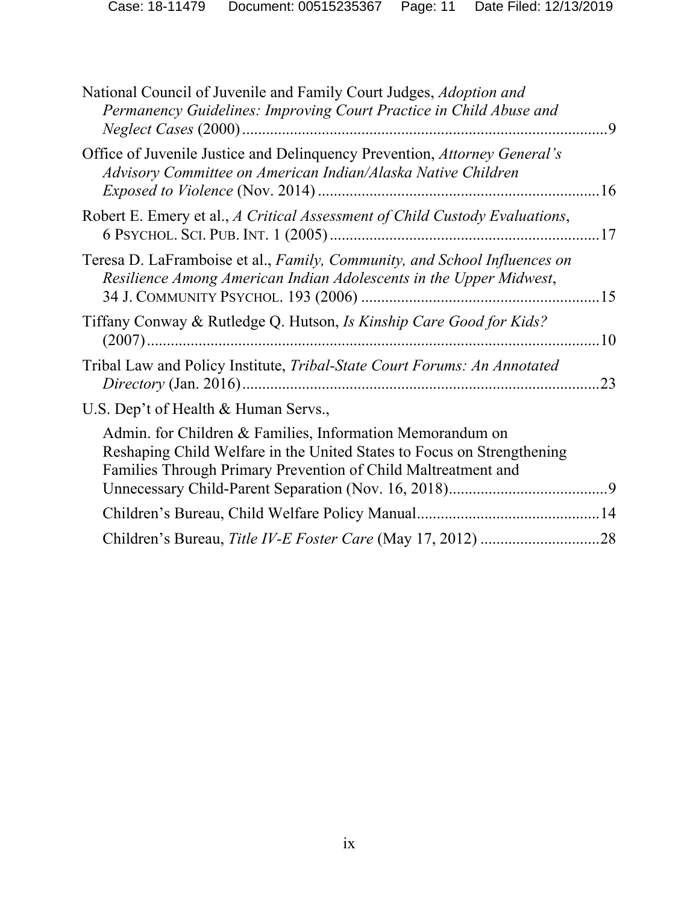National Council of Juvenile and Family Court Judges, *Adoption and Permanency Guidelines: Improving Court Practice in Child Abuse and Neglect Cases* (2000) ....................................................................................9

Office of Juvenile Justice and Delinquency Prevention, *Attorney General's Advisory Committee on American Indian/Alaska Native Children Exposed to Violence* (Nov. 2014) ......................................................................16

Robert E. Emery et al., *A Critical Assessment of Child Custody Evaluations*, 6 PSYCHOL. SCI. PUB. INT. 1 (2005) ....................................................................17

Teresa D. LaFramboise et al., *Family, Community, and School Influences on Resilience Among American Indian Adolescents in the Upper Midwest*, 34 J. COMMUNITY PSYCHOL. 193 (2006) ............................................................15

Tiffany Conway & Rutledge Q. Hutson, *Is Kinship Care Good for Kids?* (2007) ..................................................................................................................10

Tribal Law and Policy Institute, *Tribal-State Court Forums: An Annotated Directory* (Jan. 2016) ..........................................................................................23

U.S. Dep't of Health & Human Servs.,

Admin. for Children & Families, Information Memorandum on Reshaping Child Welfare in the United States to Focus on Strengthening Families Through Primary Prevention of Child Maltreatment and Unnecessary Child-Parent Separation (Nov. 16, 2018).........................................9

Children's Bureau, Child Welfare Policy Manual.............................................14

Children's Bureau, *Title IV-E Foster Care* (May 17, 2012) .............................28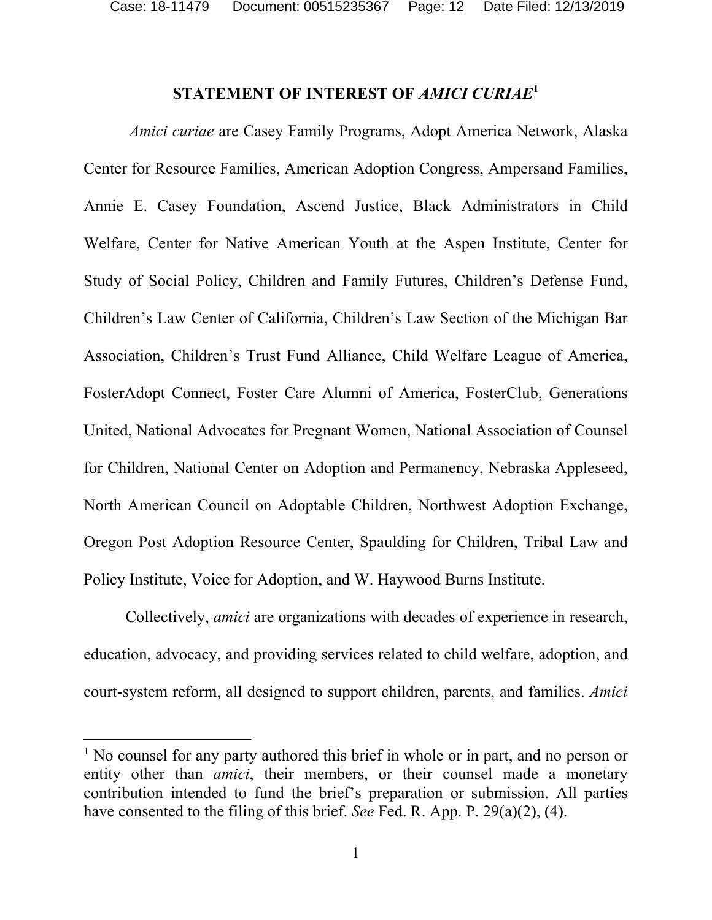## STATEMENT OF INTEREST OF *AMICI CURIAE*[1]

*Amici curiae* are Casey Family Programs, Adopt America Network, Alaska Center for Resource Families, American Adoption Congress, Ampersand Families, Annie E. Casey Foundation, Ascend Justice, Black Administrators in Child Welfare, Center for Native American Youth at the Aspen Institute, Center for Study of Social Policy, Children and Family Futures, Children's Defense Fund, Children's Law Center of California, Children's Law Section of the Michigan Bar Association, Children's Trust Fund Alliance, Child Welfare League of America, FosterAdopt Connect, Foster Care Alumni of America, FosterClub, Generations United, National Advocates for Pregnant Women, National Association of Counsel for Children, National Center on Adoption and Permanency, Nebraska Appleseed, North American Council on Adoptable Children, Northwest Adoption Exchange, Oregon Post Adoption Resource Center, Spaulding for Children, Tribal Law and Policy Institute, Voice for Adoption, and W. Haywood Burns Institute.

Collectively, *amici* are organizations with decades of experience in research, education, advocacy, and providing services related to child welfare, adoption, and court-system reform, all designed to support children, parents, and families. *Amici*

---

[1] No counsel for any party authored this brief in whole or in part, and no person or entity other than *amici*, their members, or their counsel made a monetary contribution intended to fund the brief's preparation or submission. All parties have consented to the filing of this brief. *See* Fed. R. App. P. 29(a)(2), (4).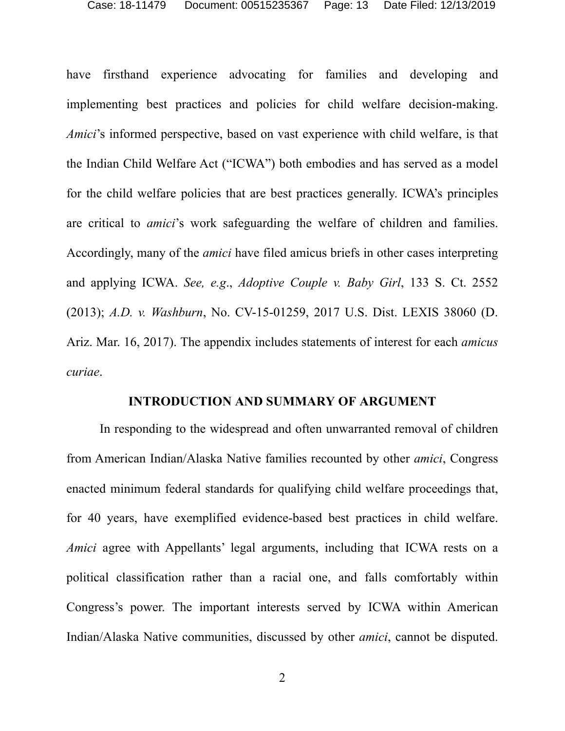have firsthand experience advocating for families and developing and implementing best practices and policies for child welfare decision-making. *Amici*'s informed perspective, based on vast experience with child welfare, is that the Indian Child Welfare Act ("ICWA") both embodies and has served as a model for the child welfare policies that are best practices generally. ICWA's principles are critical to *amici*'s work safeguarding the welfare of children and families. Accordingly, many of the *amici* have filed amicus briefs in other cases interpreting and applying ICWA. *See, e.g.*, *Adoptive Couple v. Baby Girl*, 133 S. Ct. 2552 (2013); *A.D. v. Washburn*, No. CV-15-01259, 2017 U.S. Dist. LEXIS 38060 (D. Ariz. Mar. 16, 2017). The appendix includes statements of interest for each *amicus curiae*.

## INTRODUCTION AND SUMMARY OF ARGUMENT

In responding to the widespread and often unwarranted removal of children from American Indian/Alaska Native families recounted by other *amici*, Congress enacted minimum federal standards for qualifying child welfare proceedings that, for 40 years, have exemplified evidence-based best practices in child welfare. *Amici* agree with Appellants' legal arguments, including that ICWA rests on a political classification rather than a racial one, and falls comfortably within Congress's power. The important interests served by ICWA within American Indian/Alaska Native communities, discussed by other *amici*, cannot be disputed.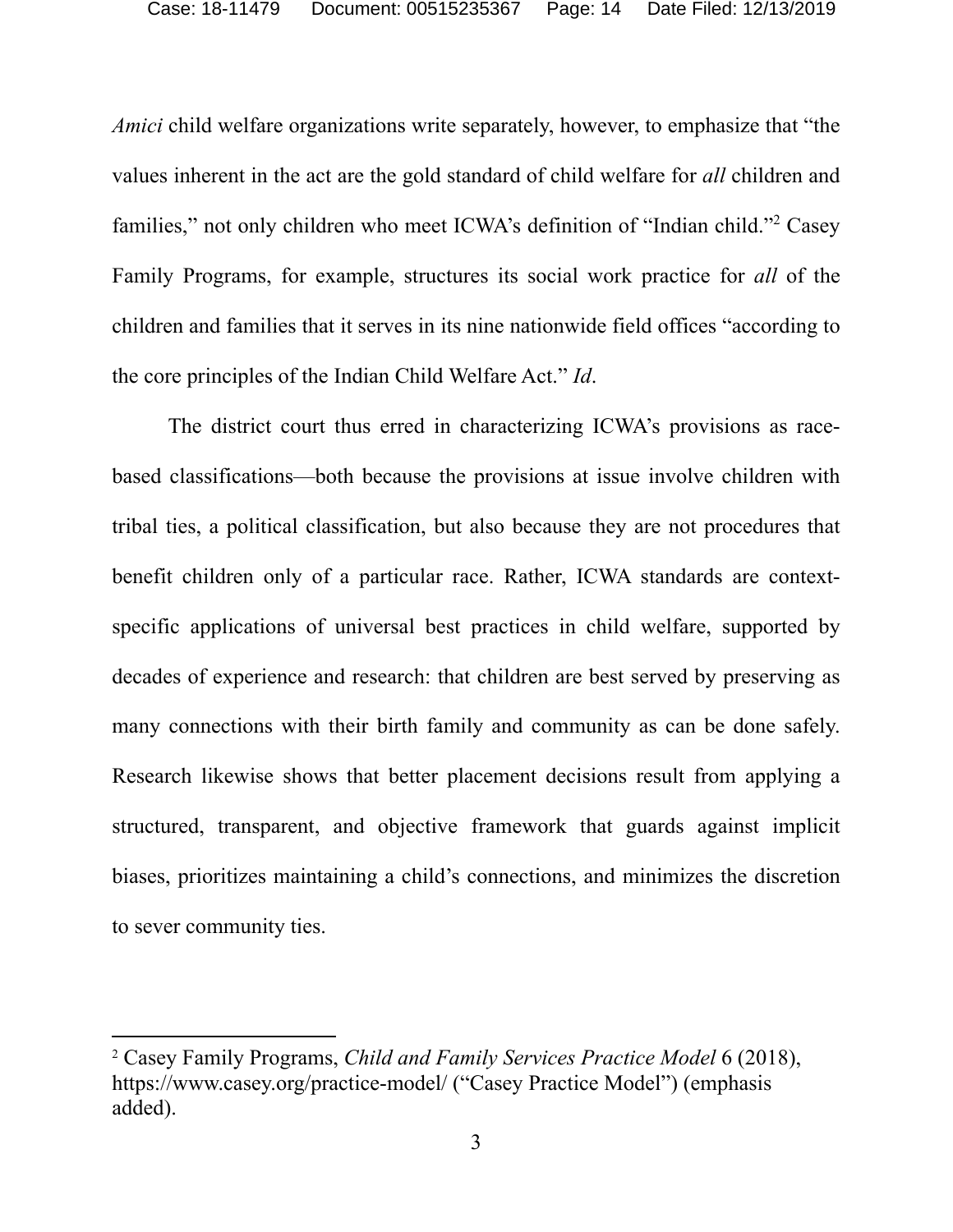*Amici* child welfare organizations write separately, however, to emphasize that "the values inherent in the act are the gold standard of child welfare for *all* children and families," not only children who meet ICWA's definition of "Indian child."[2] Casey Family Programs, for example, structures its social work practice for *all* of the children and families that it serves in its nine nationwide field offices "according to the core principles of the Indian Child Welfare Act." *Id*.

The district court thus erred in characterizing ICWA's provisions as race-based classifications—both because the provisions at issue involve children with tribal ties, a political classification, but also because they are not procedures that benefit children only of a particular race. Rather, ICWA standards are context-specific applications of universal best practices in child welfare, supported by decades of experience and research: that children are best served by preserving as many connections with their birth family and community as can be done safely. Research likewise shows that better placement decisions result from applying a structured, transparent, and objective framework that guards against implicit biases, prioritizes maintaining a child's connections, and minimizes the discretion to sever community ties.

---

[2] Casey Family Programs, *Child and Family Services Practice Model* 6 (2018), https://www.casey.org/practice-model/ ("Casey Practice Model") (emphasis added).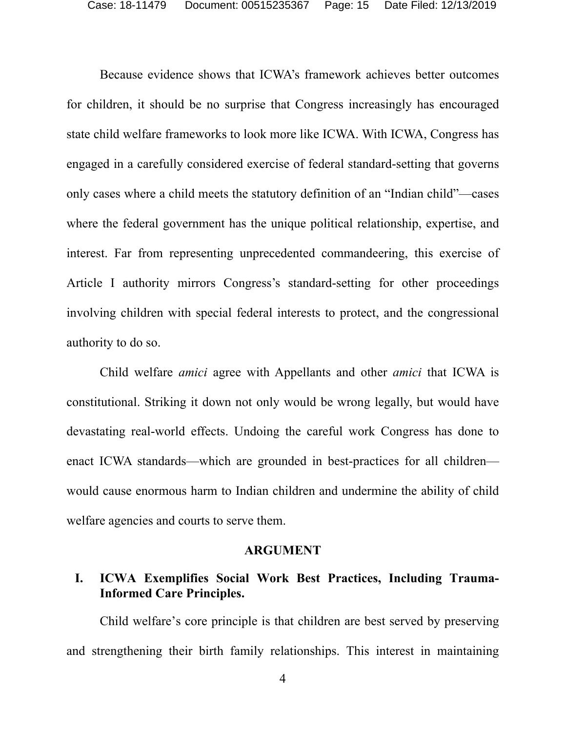Because evidence shows that ICWA's framework achieves better outcomes for children, it should be no surprise that Congress increasingly has encouraged state child welfare frameworks to look more like ICWA. With ICWA, Congress has engaged in a carefully considered exercise of federal standard-setting that governs only cases where a child meets the statutory definition of an "Indian child"—cases where the federal government has the unique political relationship, expertise, and interest. Far from representing unprecedented commandeering, this exercise of Article I authority mirrors Congress's standard-setting for other proceedings involving children with special federal interests to protect, and the congressional authority to do so.

Child welfare *amici* agree with Appellants and other *amici* that ICWA is constitutional. Striking it down not only would be wrong legally, but would have devastating real-world effects. Undoing the careful work Congress has done to enact ICWA standards—which are grounded in best-practices for all children—would cause enormous harm to Indian children and undermine the ability of child welfare agencies and courts to serve them.

## ARGUMENT

### I. ICWA Exemplifies Social Work Best Practices, Including Trauma-Informed Care Principles.

Child welfare's core principle is that children are best served by preserving and strengthening their birth family relationships. This interest in maintaining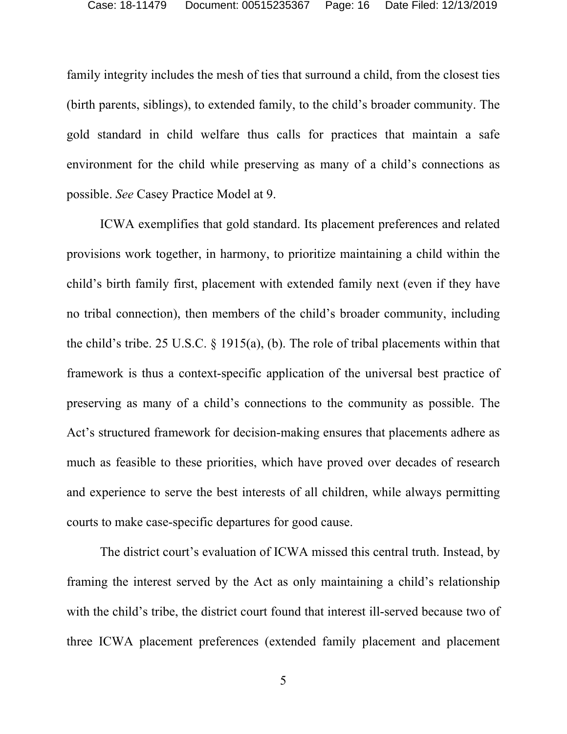family integrity includes the mesh of ties that surround a child, from the closest ties (birth parents, siblings), to extended family, to the child's broader community. The gold standard in child welfare thus calls for practices that maintain a safe environment for the child while preserving as many of a child's connections as possible. *See* Casey Practice Model at 9.

ICWA exemplifies that gold standard. Its placement preferences and related provisions work together, in harmony, to prioritize maintaining a child within the child's birth family first, placement with extended family next (even if they have no tribal connection), then members of the child's broader community, including the child's tribe. 25 U.S.C. § 1915(a), (b). The role of tribal placements within that framework is thus a context-specific application of the universal best practice of preserving as many of a child's connections to the community as possible. The Act's structured framework for decision-making ensures that placements adhere as much as feasible to these priorities, which have proved over decades of research and experience to serve the best interests of all children, while always permitting courts to make case-specific departures for good cause.

The district court's evaluation of ICWA missed this central truth. Instead, by framing the interest served by the Act as only maintaining a child's relationship with the child's tribe, the district court found that interest ill-served because two of three ICWA placement preferences (extended family placement and placement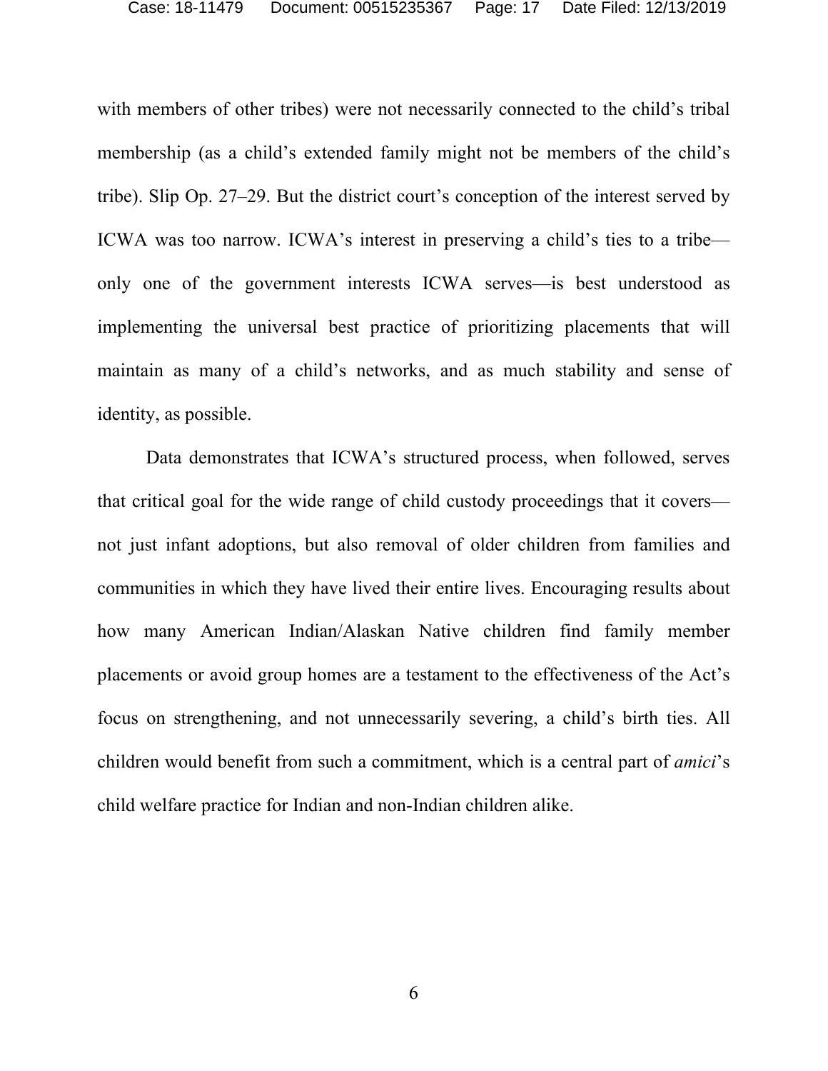with members of other tribes) were not necessarily connected to the child's tribal membership (as a child's extended family might not be members of the child's tribe). Slip Op. 27–29. But the district court's conception of the interest served by ICWA was too narrow. ICWA's interest in preserving a child's ties to a tribe—only one of the government interests ICWA serves—is best understood as implementing the universal best practice of prioritizing placements that will maintain as many of a child's networks, and as much stability and sense of identity, as possible.

Data demonstrates that ICWA's structured process, when followed, serves that critical goal for the wide range of child custody proceedings that it covers—not just infant adoptions, but also removal of older children from families and communities in which they have lived their entire lives. Encouraging results about how many American Indian/Alaskan Native children find family member placements or avoid group homes are a testament to the effectiveness of the Act's focus on strengthening, and not unnecessarily severing, a child's birth ties. All children would benefit from such a commitment, which is a central part of *amici*'s child welfare practice for Indian and non-Indian children alike.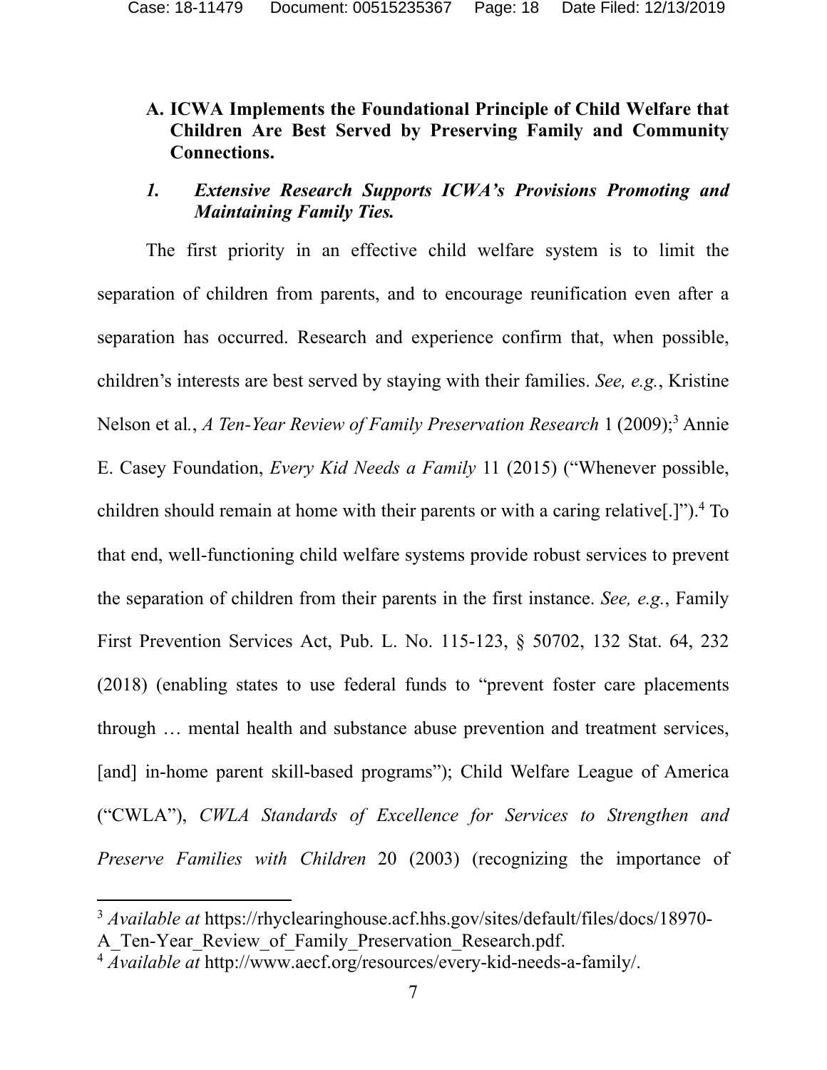### A. ICWA Implements the Foundational Principle of Child Welfare that Children Are Best Served by Preserving Family and Community Connections.

#### *1. Extensive Research Supports ICWA's Provisions Promoting and Maintaining Family Ties.*

The first priority in an effective child welfare system is to limit the separation of children from parents, and to encourage reunification even after a separation has occurred. Research and experience confirm that, when possible, children's interests are best served by staying with their families. *See, e.g.*, Kristine Nelson et al., *A Ten-Year Review of Family Preservation Research* 1 (2009);[3] Annie E. Casey Foundation, *Every Kid Needs a Family* 11 (2015) ("Whenever possible, children should remain at home with their parents or with a caring relative[.]").[4] To that end, well-functioning child welfare systems provide robust services to prevent the separation of children from their parents in the first instance. *See, e.g.*, Family First Prevention Services Act, Pub. L. No. 115-123, § 50702, 132 Stat. 64, 232 (2018) (enabling states to use federal funds to "prevent foster care placements through … mental health and substance abuse prevention and treatment services, [and] in-home parent skill-based programs"); Child Welfare League of America ("CWLA"), *CWLA Standards of Excellence for Services to Strengthen and Preserve Families with Children* 20 (2003) (recognizing the importance of

---

[3] *Available at* https://rhyclearinghouse.acf.hhs.gov/sites/default/files/docs/18970-A_Ten-Year_Review_of_Family_Preservation_Research.pdf.

[4] *Available at* http://www.aecf.org/resources/every-kid-needs-a-family/.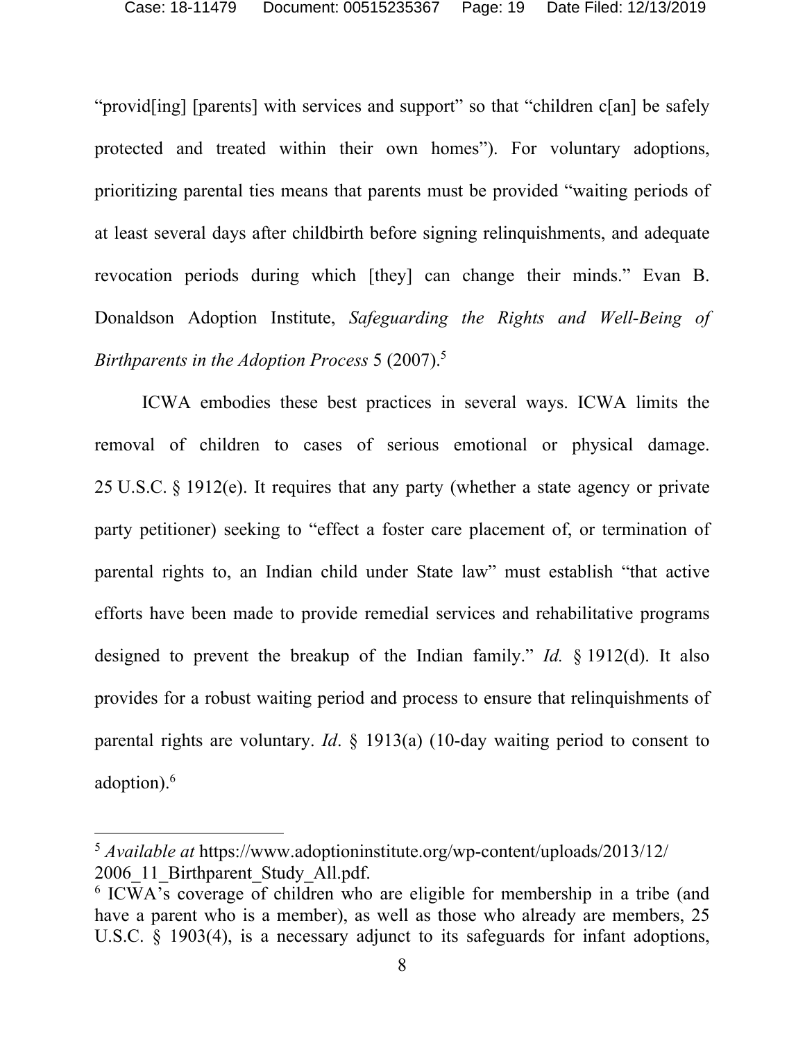"provid[ing] [parents] with services and support" so that "children c[an] be safely protected and treated within their own homes"). For voluntary adoptions, prioritizing parental ties means that parents must be provided "waiting periods of at least several days after childbirth before signing relinquishments, and adequate revocation periods during which [they] can change their minds." Evan B. Donaldson Adoption Institute, *Safeguarding the Rights and Well-Being of Birthparents in the Adoption Process* 5 (2007).[5]

ICWA embodies these best practices in several ways. ICWA limits the removal of children to cases of serious emotional or physical damage. 25 U.S.C. § 1912(e). It requires that any party (whether a state agency or private party petitioner) seeking to "effect a foster care placement of, or termination of parental rights to, an Indian child under State law" must establish "that active efforts have been made to provide remedial services and rehabilitative programs designed to prevent the breakup of the Indian family." *Id.* § 1912(d). It also provides for a robust waiting period and process to ensure that relinquishments of parental rights are voluntary. *Id*. § 1913(a) (10-day waiting period to consent to adoption).[6]

---

[5] *Available at* https://www.adoptioninstitute.org/wp-content/uploads/2013/12/2006_11_Birthparent_Study_All.pdf.

[6] ICWA's coverage of children who are eligible for membership in a tribe (and have a parent who is a member), as well as those who already are members, 25 U.S.C. § 1903(4), is a necessary adjunct to its safeguards for infant adoptions,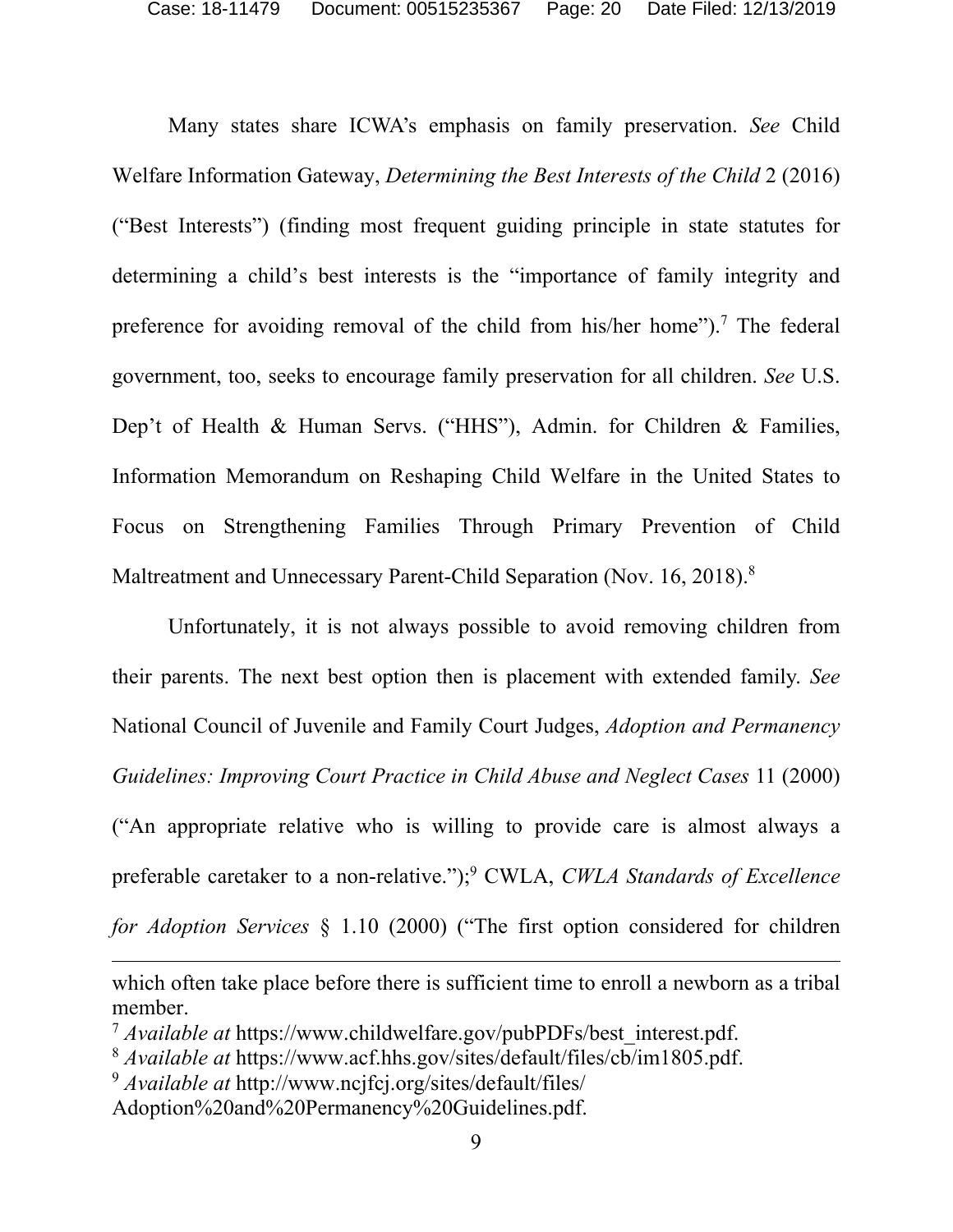Many states share ICWA's emphasis on family preservation. *See* Child Welfare Information Gateway, *Determining the Best Interests of the Child* 2 (2016) ("Best Interests") (finding most frequent guiding principle in state statutes for determining a child's best interests is the "importance of family integrity and preference for avoiding removal of the child from his/her home").[7] The federal government, too, seeks to encourage family preservation for all children. *See* U.S. Dep't of Health & Human Servs. ("HHS"), Admin. for Children & Families, Information Memorandum on Reshaping Child Welfare in the United States to Focus on Strengthening Families Through Primary Prevention of Child Maltreatment and Unnecessary Parent-Child Separation (Nov. 16, 2018).[8]

Unfortunately, it is not always possible to avoid removing children from their parents. The next best option then is placement with extended family. *See* National Council of Juvenile and Family Court Judges, *Adoption and Permanency Guidelines: Improving Court Practice in Child Abuse and Neglect Cases* 11 (2000) ("An appropriate relative who is willing to provide care is almost always a preferable caretaker to a non-relative.");[9] CWLA, *CWLA Standards of Excellence for Adoption Services* § 1.10 (2000) ("The first option considered for children

---

which often take place before there is sufficient time to enroll a newborn as a tribal member.

[7] *Available at* https://www.childwelfare.gov/pubPDFs/best_interest.pdf.

[8] *Available at* https://www.acf.hhs.gov/sites/default/files/cb/im1805.pdf.

[9] *Available at* http://www.ncjfcj.org/sites/default/files/Adoption%20and%20Permanency%20Guidelines.pdf.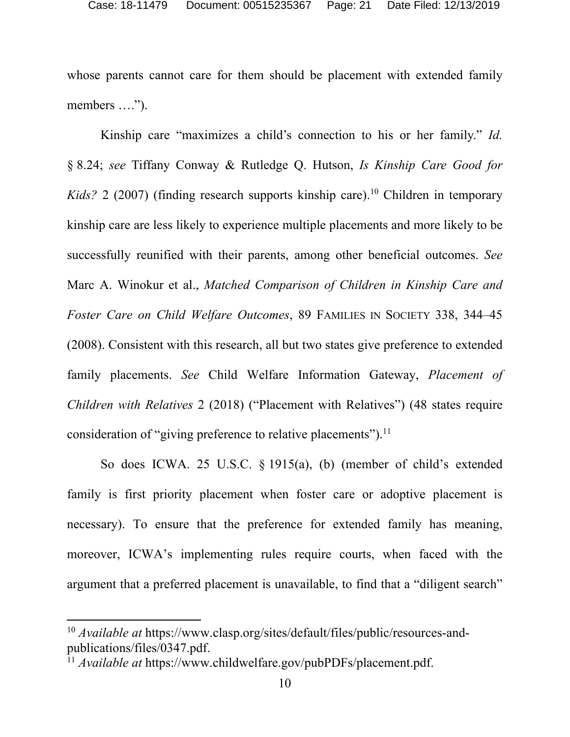whose parents cannot care for them should be placement with extended family members ….").

Kinship care "maximizes a child's connection to his or her family." *Id.* § 8.24; *see* Tiffany Conway & Rutledge Q. Hutson, *Is Kinship Care Good for Kids?* 2 (2007) (finding research supports kinship care).[10] Children in temporary kinship care are less likely to experience multiple placements and more likely to be successfully reunified with their parents, among other beneficial outcomes. *See* Marc A. Winokur et al., *Matched Comparison of Children in Kinship Care and Foster Care on Child Welfare Outcomes*, 89 FAMILIES IN SOCIETY 338, 344–45 (2008). Consistent with this research, all but two states give preference to extended family placements. *See* Child Welfare Information Gateway, *Placement of Children with Relatives* 2 (2018) ("Placement with Relatives") (48 states require consideration of "giving preference to relative placements").[11]

So does ICWA. 25 U.S.C. § 1915(a), (b) (member of child's extended family is first priority placement when foster care or adoptive placement is necessary). To ensure that the preference for extended family has meaning, moreover, ICWA's implementing rules require courts, when faced with the argument that a preferred placement is unavailable, to find that a "diligent search"

---

[10] *Available at* https://www.clasp.org/sites/default/files/public/resources-and-publications/files/0347.pdf.

[11] *Available at* https://www.childwelfare.gov/pubPDFs/placement.pdf.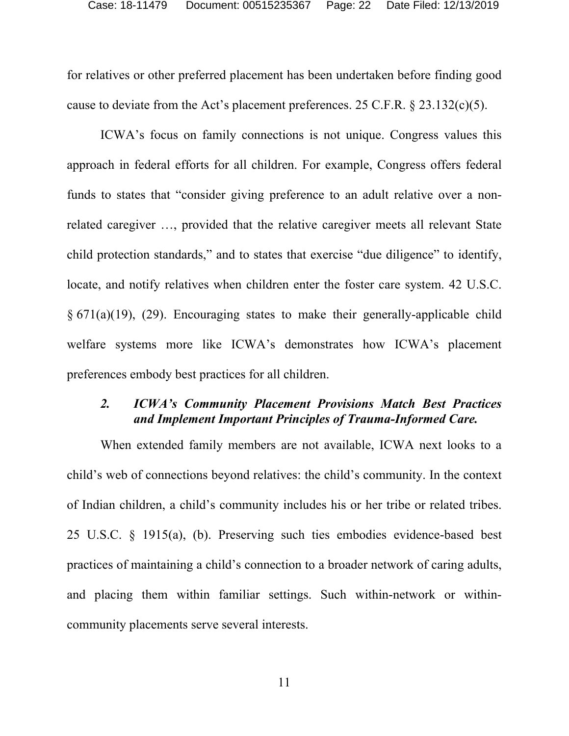for relatives or other preferred placement has been undertaken before finding good cause to deviate from the Act's placement preferences. 25 C.F.R. § 23.132(c)(5).

ICWA's focus on family connections is not unique. Congress values this approach in federal efforts for all children. For example, Congress offers federal funds to states that "consider giving preference to an adult relative over a non-related caregiver …, provided that the relative caregiver meets all relevant State child protection standards," and to states that exercise "due diligence" to identify, locate, and notify relatives when children enter the foster care system. 42 U.S.C. § 671(a)(19), (29). Encouraging states to make their generally-applicable child welfare systems more like ICWA's demonstrates how ICWA's placement preferences embody best practices for all children.

### *2. ICWA's Community Placement Provisions Match Best Practices and Implement Important Principles of Trauma-Informed Care.*

When extended family members are not available, ICWA next looks to a child's web of connections beyond relatives: the child's community. In the context of Indian children, a child's community includes his or her tribe or related tribes. 25 U.S.C. § 1915(a), (b). Preserving such ties embodies evidence-based best practices of maintaining a child's connection to a broader network of caring adults, and placing them within familiar settings. Such within-network or within-community placements serve several interests.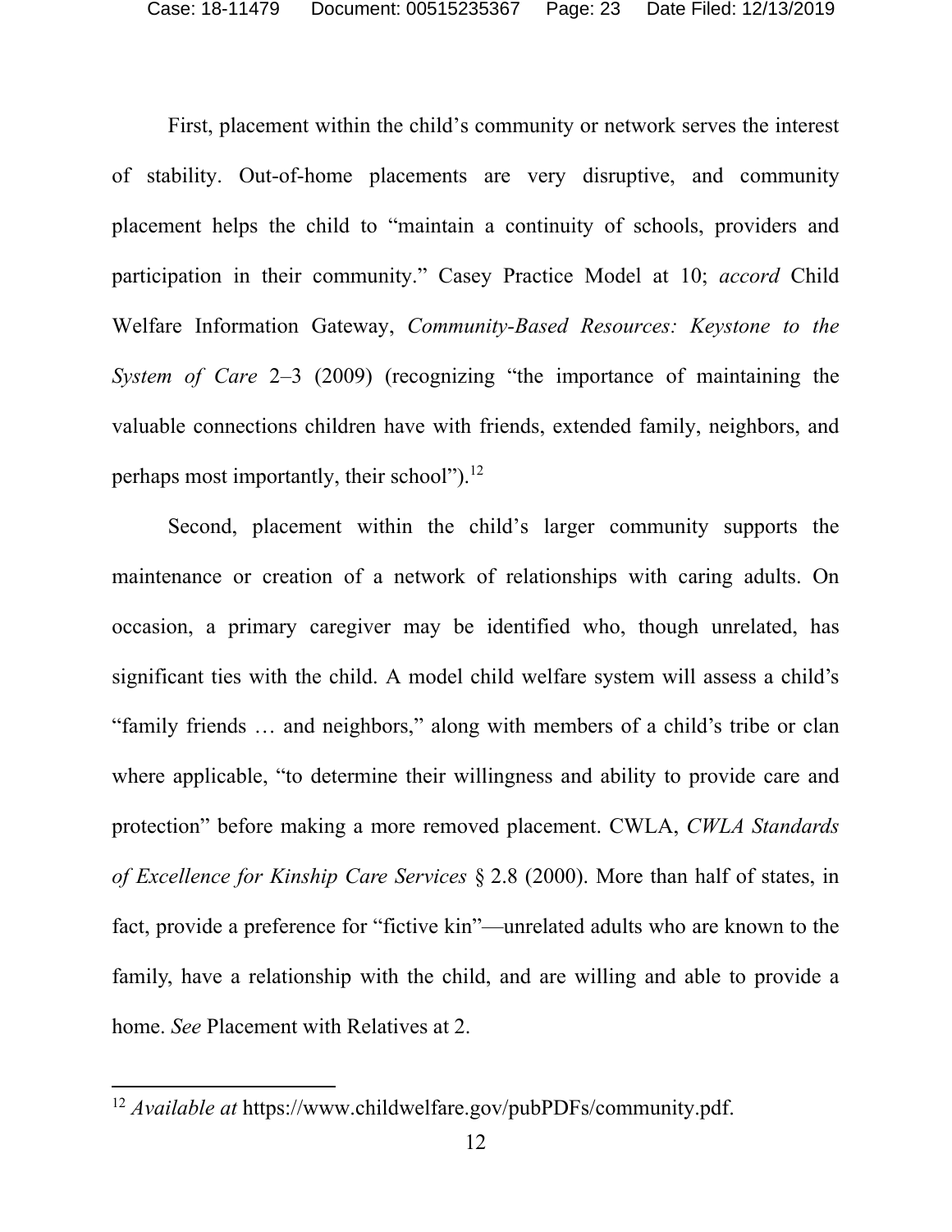First, placement within the child's community or network serves the interest of stability. Out-of-home placements are very disruptive, and community placement helps the child to "maintain a continuity of schools, providers and participation in their community." Casey Practice Model at 10; *accord* Child Welfare Information Gateway, *Community-Based Resources: Keystone to the System of Care* 2–3 (2009) (recognizing "the importance of maintaining the valuable connections children have with friends, extended family, neighbors, and perhaps most importantly, their school").[12]

Second, placement within the child's larger community supports the maintenance or creation of a network of relationships with caring adults. On occasion, a primary caregiver may be identified who, though unrelated, has significant ties with the child. A model child welfare system will assess a child's "family friends … and neighbors," along with members of a child's tribe or clan where applicable, "to determine their willingness and ability to provide care and protection" before making a more removed placement. CWLA, *CWLA Standards of Excellence for Kinship Care Services* § 2.8 (2000). More than half of states, in fact, provide a preference for "fictive kin"—unrelated adults who are known to the family, have a relationship with the child, and are willing and able to provide a home. *See* Placement with Relatives at 2.

---

[12] *Available at* https://www.childwelfare.gov/pubPDFs/community.pdf.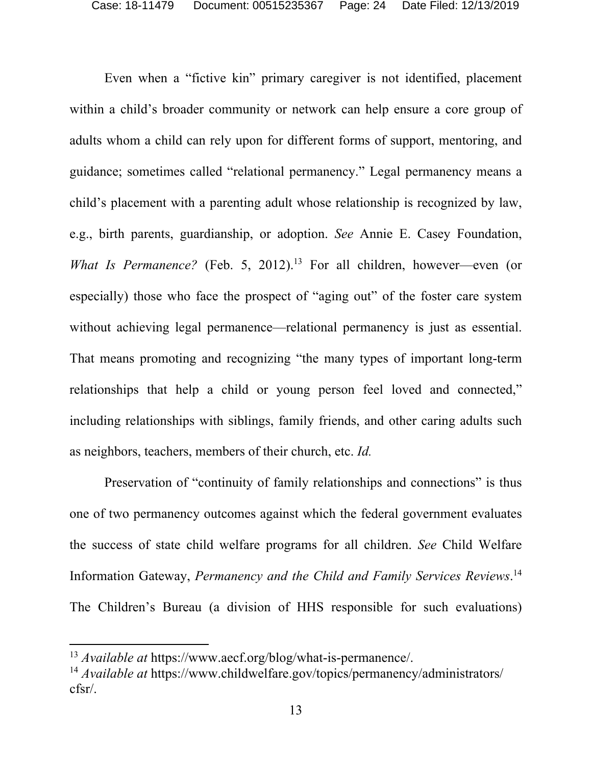Even when a "fictive kin" primary caregiver is not identified, placement within a child's broader community or network can help ensure a core group of adults whom a child can rely upon for different forms of support, mentoring, and guidance; sometimes called "relational permanency." Legal permanency means a child's placement with a parenting adult whose relationship is recognized by law, e.g., birth parents, guardianship, or adoption. *See* Annie E. Casey Foundation, *What Is Permanence?* (Feb. 5, 2012).[13] For all children, however—even (or especially) those who face the prospect of "aging out" of the foster care system without achieving legal permanence—relational permanency is just as essential. That means promoting and recognizing "the many types of important long-term relationships that help a child or young person feel loved and connected," including relationships with siblings, family friends, and other caring adults such as neighbors, teachers, members of their church, etc. *Id.*

Preservation of "continuity of family relationships and connections" is thus one of two permanency outcomes against which the federal government evaluates the success of state child welfare programs for all children. *See* Child Welfare Information Gateway, *Permanency and the Child and Family Services Reviews*.[14] The Children's Bureau (a division of HHS responsible for such evaluations)

---

[13] *Available at* https://www.aecf.org/blog/what-is-permanence/.

[14] *Available at* https://www.childwelfare.gov/topics/permanency/administrators/cfsr/.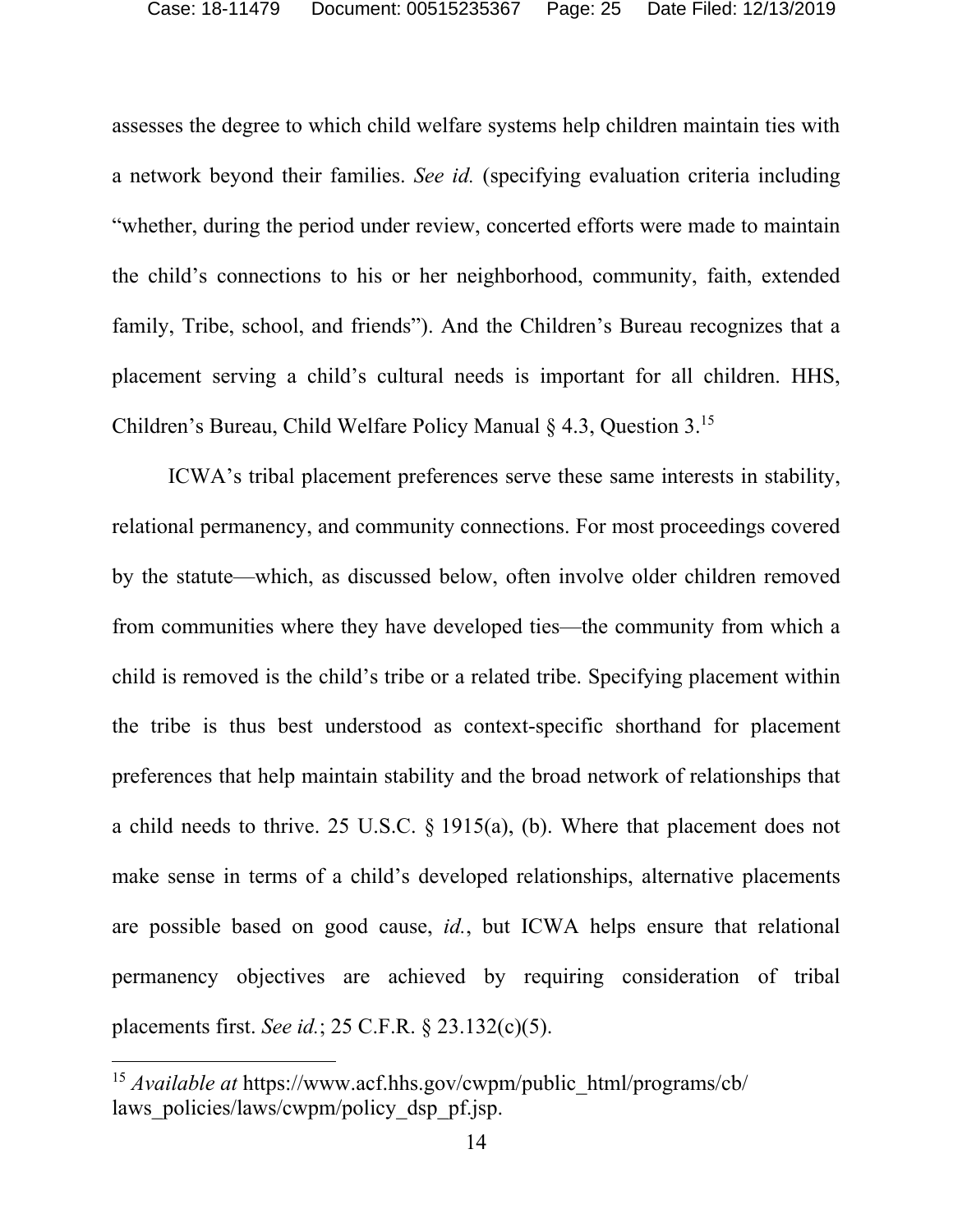assesses the degree to which child welfare systems help children maintain ties with a network beyond their families. *See id.* (specifying evaluation criteria including "whether, during the period under review, concerted efforts were made to maintain the child's connections to his or her neighborhood, community, faith, extended family, Tribe, school, and friends"). And the Children's Bureau recognizes that a placement serving a child's cultural needs is important for all children. HHS, Children's Bureau, Child Welfare Policy Manual § 4.3, Question 3.[15]

ICWA's tribal placement preferences serve these same interests in stability, relational permanency, and community connections. For most proceedings covered by the statute—which, as discussed below, often involve older children removed from communities where they have developed ties—the community from which a child is removed is the child's tribe or a related tribe. Specifying placement within the tribe is thus best understood as context-specific shorthand for placement preferences that help maintain stability and the broad network of relationships that a child needs to thrive. 25 U.S.C. § 1915(a), (b). Where that placement does not make sense in terms of a child's developed relationships, alternative placements are possible based on good cause, *id.*, but ICWA helps ensure that relational permanency objectives are achieved by requiring consideration of tribal placements first. *See id.*; 25 C.F.R. § 23.132(c)(5).

---

[15] *Available at* https://www.acf.hhs.gov/cwpm/public_html/programs/cb/laws_policies/laws/cwpm/policy_dsp_pf.jsp.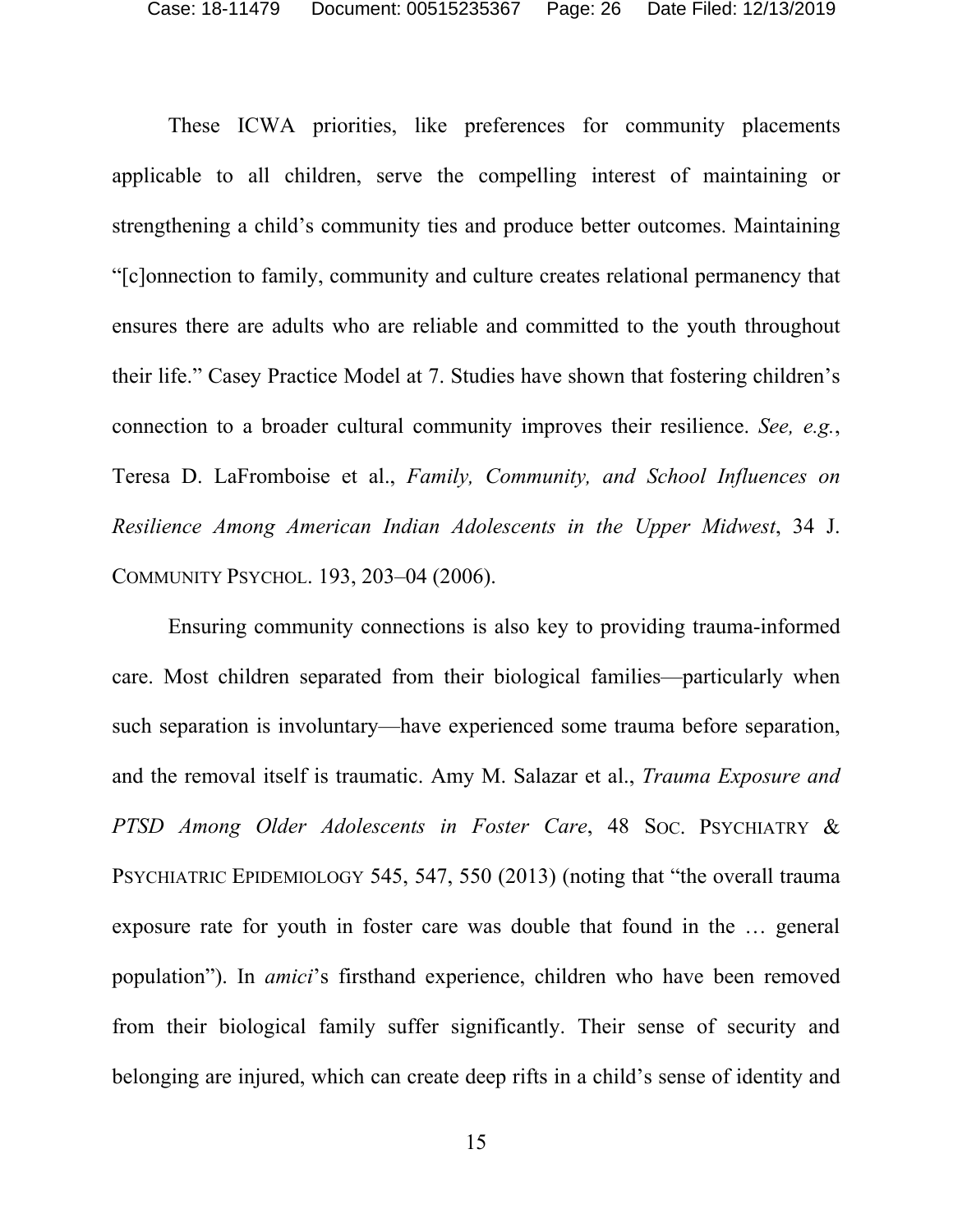These ICWA priorities, like preferences for community placements applicable to all children, serve the compelling interest of maintaining or strengthening a child's community ties and produce better outcomes. Maintaining "[c]onnection to family, community and culture creates relational permanency that ensures there are adults who are reliable and committed to the youth throughout their life." Casey Practice Model at 7. Studies have shown that fostering children's connection to a broader cultural community improves their resilience. *See, e.g.*, Teresa D. LaFromboise et al., *Family, Community, and School Influences on Resilience Among American Indian Adolescents in the Upper Midwest*, 34 J. COMMUNITY PSYCHOL. 193, 203–04 (2006).

Ensuring community connections is also key to providing trauma-informed care. Most children separated from their biological families—particularly when such separation is involuntary—have experienced some trauma before separation, and the removal itself is traumatic. Amy M. Salazar et al., *Trauma Exposure and PTSD Among Older Adolescents in Foster Care*, 48 SOC. PSYCHIATRY & PSYCHIATRIC EPIDEMIOLOGY 545, 547, 550 (2013) (noting that "the overall trauma exposure rate for youth in foster care was double that found in the … general population"). In *amici*'s firsthand experience, children who have been removed from their biological family suffer significantly. Their sense of security and belonging are injured, which can create deep rifts in a child's sense of identity and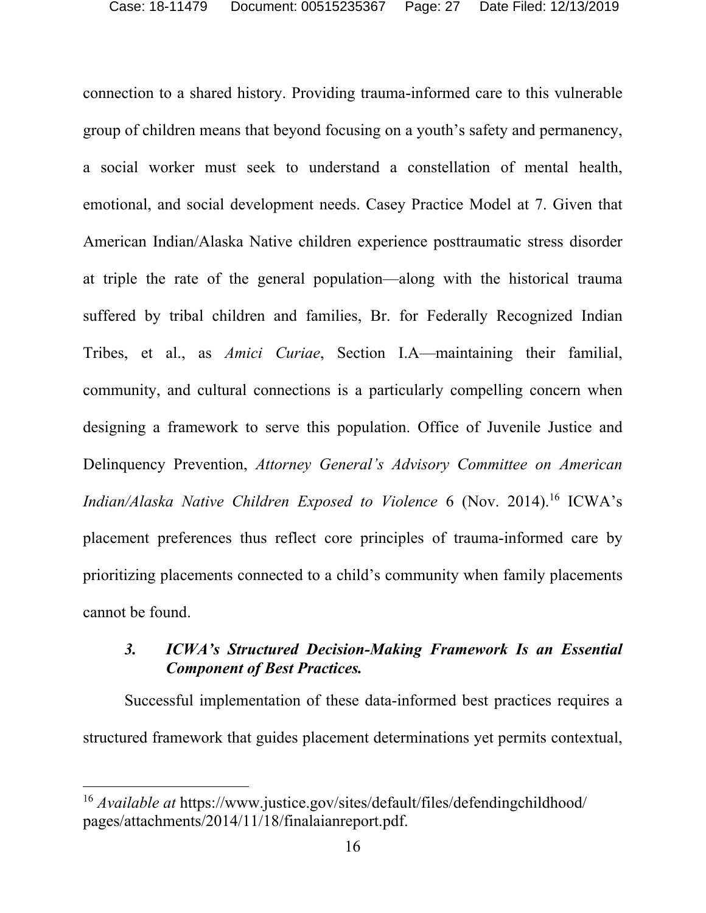connection to a shared history. Providing trauma-informed care to this vulnerable group of children means that beyond focusing on a youth's safety and permanency, a social worker must seek to understand a constellation of mental health, emotional, and social development needs. Casey Practice Model at 7. Given that American Indian/Alaska Native children experience posttraumatic stress disorder at triple the rate of the general population—along with the historical trauma suffered by tribal children and families, Br. for Federally Recognized Indian Tribes, et al., as *Amici Curiae*, Section I.A—maintaining their familial, community, and cultural connections is a particularly compelling concern when designing a framework to serve this population. Office of Juvenile Justice and Delinquency Prevention, *Attorney General's Advisory Committee on American Indian/Alaska Native Children Exposed to Violence* 6 (Nov. 2014).[16] ICWA's placement preferences thus reflect core principles of trauma-informed care by prioritizing placements connected to a child's community when family placements cannot be found.

### *3. ICWA's Structured Decision-Making Framework Is an Essential Component of Best Practices.*

Successful implementation of these data-informed best practices requires a structured framework that guides placement determinations yet permits contextual,

[16] *Available at* https://www.justice.gov/sites/default/files/defendingchildhood/pages/attachments/2014/11/18/finalaianreport.pdf.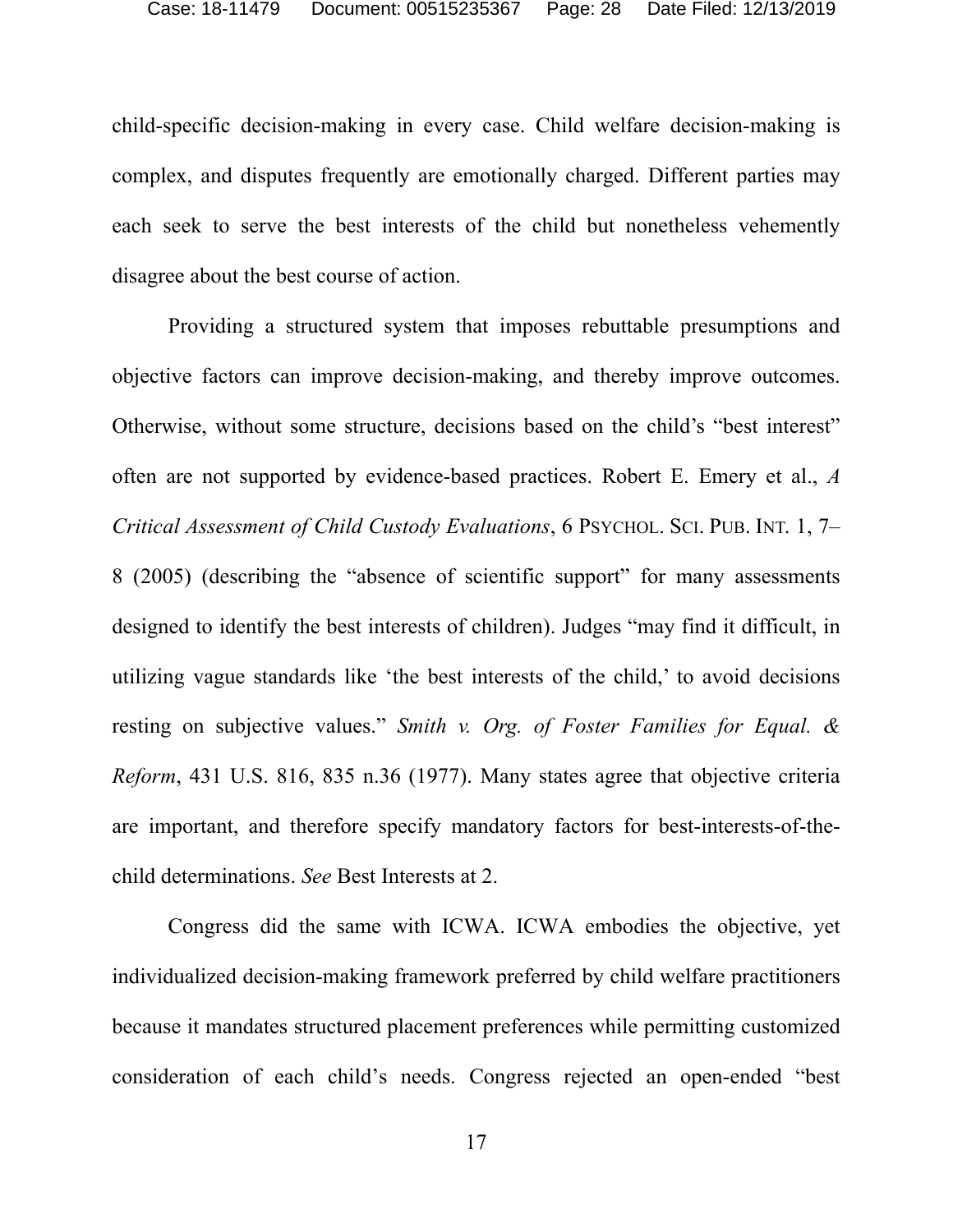child-specific decision-making in every case. Child welfare decision-making is complex, and disputes frequently are emotionally charged. Different parties may each seek to serve the best interests of the child but nonetheless vehemently disagree about the best course of action.

Providing a structured system that imposes rebuttable presumptions and objective factors can improve decision-making, and thereby improve outcomes. Otherwise, without some structure, decisions based on the child's "best interest" often are not supported by evidence-based practices. Robert E. Emery et al., *A Critical Assessment of Child Custody Evaluations*, 6 PSYCHOL. SCI. PUB. INT. 1, 7–8 (2005) (describing the "absence of scientific support" for many assessments designed to identify the best interests of children). Judges "may find it difficult, in utilizing vague standards like 'the best interests of the child,' to avoid decisions resting on subjective values." *Smith v. Org. of Foster Families for Equal. & Reform*, 431 U.S. 816, 835 n.36 (1977). Many states agree that objective criteria are important, and therefore specify mandatory factors for best-interests-of-the-child determinations. *See* Best Interests at 2.

Congress did the same with ICWA. ICWA embodies the objective, yet individualized decision-making framework preferred by child welfare practitioners because it mandates structured placement preferences while permitting customized consideration of each child's needs. Congress rejected an open-ended "best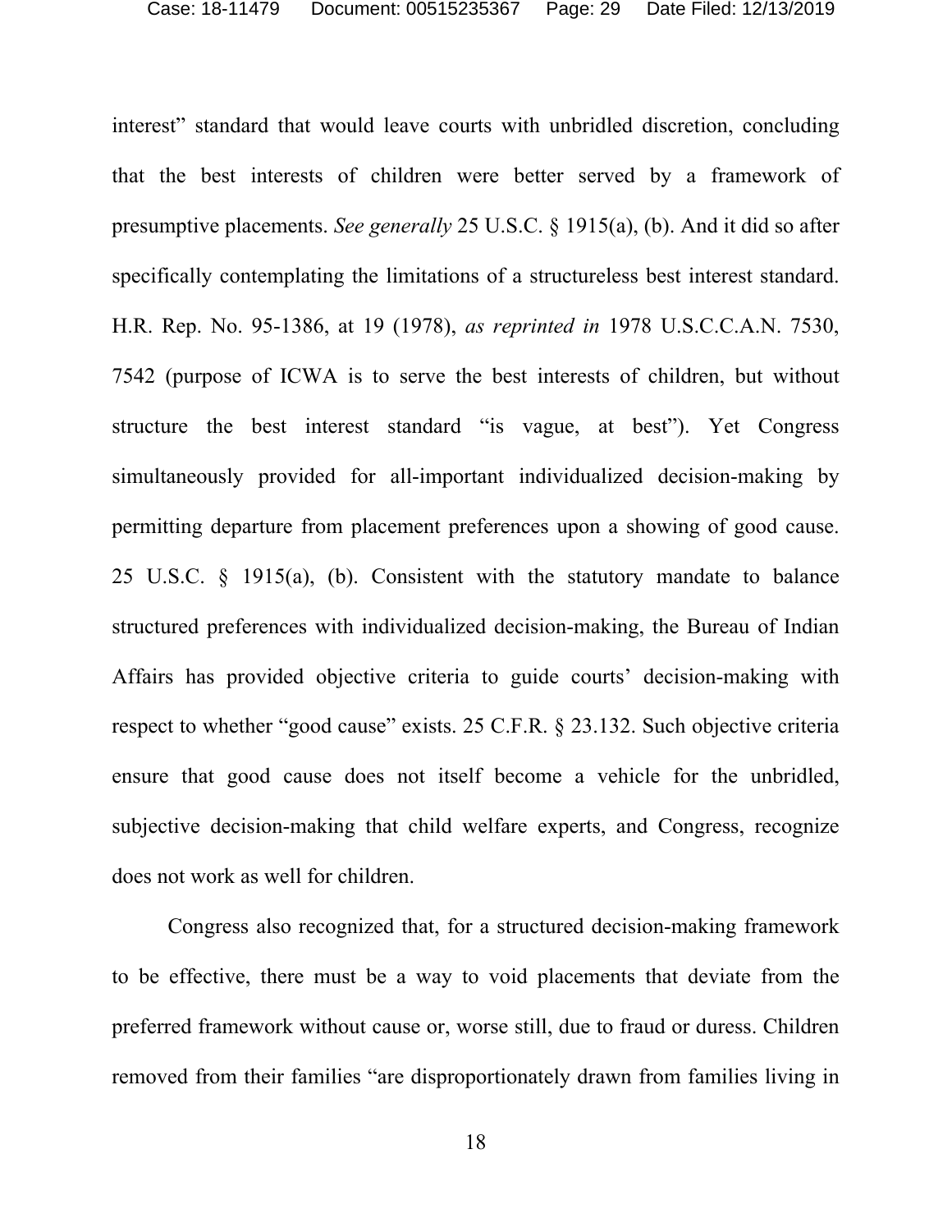interest" standard that would leave courts with unbridled discretion, concluding that the best interests of children were better served by a framework of presumptive placements. *See generally* 25 U.S.C. § 1915(a), (b). And it did so after specifically contemplating the limitations of a structureless best interest standard. H.R. Rep. No. 95-1386, at 19 (1978), *as reprinted in* 1978 U.S.C.C.A.N. 7530, 7542 (purpose of ICWA is to serve the best interests of children, but without structure the best interest standard "is vague, at best"). Yet Congress simultaneously provided for all-important individualized decision-making by permitting departure from placement preferences upon a showing of good cause. 25 U.S.C. § 1915(a), (b). Consistent with the statutory mandate to balance structured preferences with individualized decision-making, the Bureau of Indian Affairs has provided objective criteria to guide courts' decision-making with respect to whether "good cause" exists. 25 C.F.R. § 23.132. Such objective criteria ensure that good cause does not itself become a vehicle for the unbridled, subjective decision-making that child welfare experts, and Congress, recognize does not work as well for children.

Congress also recognized that, for a structured decision-making framework to be effective, there must be a way to void placements that deviate from the preferred framework without cause or, worse still, due to fraud or duress. Children removed from their families "are disproportionately drawn from families living in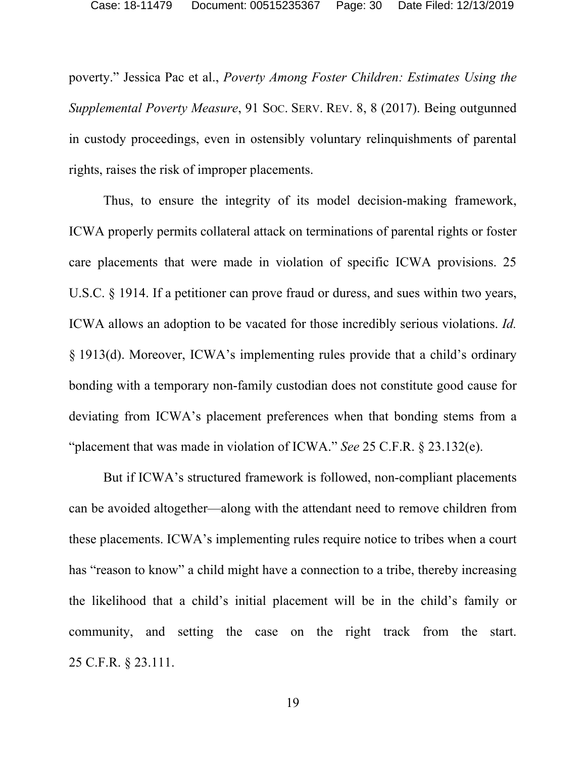poverty." Jessica Pac et al., *Poverty Among Foster Children: Estimates Using the Supplemental Poverty Measure*, 91 SOC. SERV. REV. 8, 8 (2017). Being outgunned in custody proceedings, even in ostensibly voluntary relinquishments of parental rights, raises the risk of improper placements.

Thus, to ensure the integrity of its model decision-making framework, ICWA properly permits collateral attack on terminations of parental rights or foster care placements that were made in violation of specific ICWA provisions. 25 U.S.C. § 1914. If a petitioner can prove fraud or duress, and sues within two years, ICWA allows an adoption to be vacated for those incredibly serious violations. *Id.* § 1913(d). Moreover, ICWA's implementing rules provide that a child's ordinary bonding with a temporary non-family custodian does not constitute good cause for deviating from ICWA's placement preferences when that bonding stems from a "placement that was made in violation of ICWA." *See* 25 C.F.R. § 23.132(e).

But if ICWA's structured framework is followed, non-compliant placements can be avoided altogether—along with the attendant need to remove children from these placements. ICWA's implementing rules require notice to tribes when a court has "reason to know" a child might have a connection to a tribe, thereby increasing the likelihood that a child's initial placement will be in the child's family or community, and setting the case on the right track from the start. 25 C.F.R. § 23.111.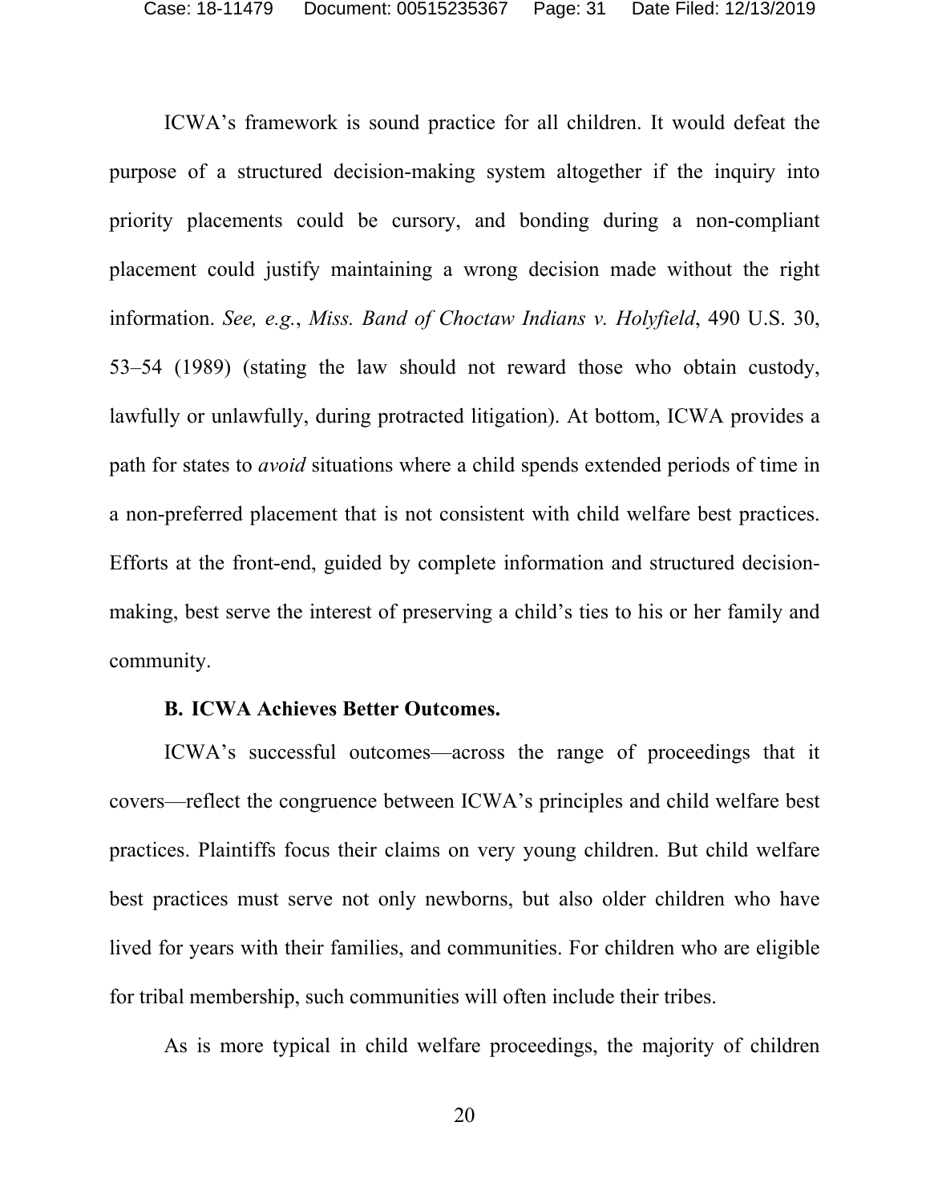ICWA's framework is sound practice for all children. It would defeat the purpose of a structured decision-making system altogether if the inquiry into priority placements could be cursory, and bonding during a non-compliant placement could justify maintaining a wrong decision made without the right information. *See, e.g.*, *Miss. Band of Choctaw Indians v. Holyfield*, 490 U.S. 30, 53–54 (1989) (stating the law should not reward those who obtain custody, lawfully or unlawfully, during protracted litigation). At bottom, ICWA provides a path for states to *avoid* situations where a child spends extended periods of time in a non-preferred placement that is not consistent with child welfare best practices. Efforts at the front-end, guided by complete information and structured decision-making, best serve the interest of preserving a child's ties to his or her family and community.

### B. ICWA Achieves Better Outcomes.

ICWA's successful outcomes—across the range of proceedings that it covers—reflect the congruence between ICWA's principles and child welfare best practices. Plaintiffs focus their claims on very young children. But child welfare best practices must serve not only newborns, but also older children who have lived for years with their families, and communities. For children who are eligible for tribal membership, such communities will often include their tribes.

As is more typical in child welfare proceedings, the majority of children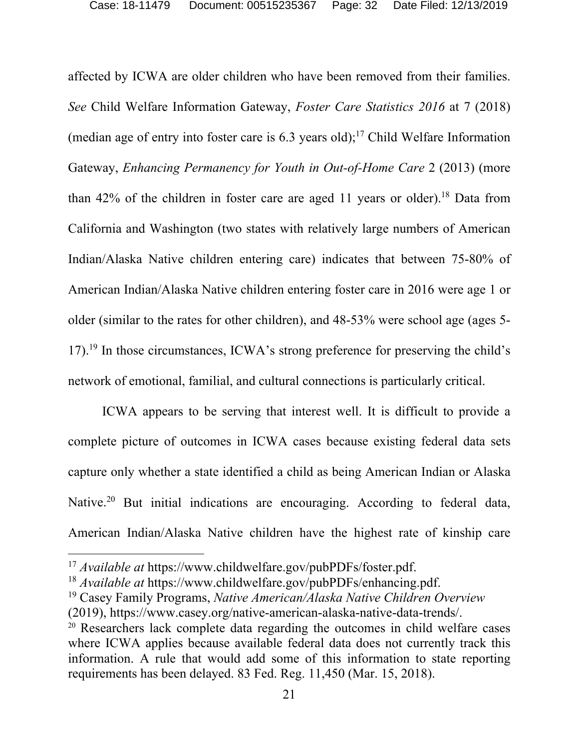affected by ICWA are older children who have been removed from their families. *See* Child Welfare Information Gateway, *Foster Care Statistics 2016* at 7 (2018) (median age of entry into foster care is 6.3 years old);[17] Child Welfare Information Gateway, *Enhancing Permanency for Youth in Out-of-Home Care* 2 (2013) (more than 42% of the children in foster care are aged 11 years or older).[18] Data from California and Washington (two states with relatively large numbers of American Indian/Alaska Native children entering care) indicates that between 75-80% of American Indian/Alaska Native children entering foster care in 2016 were age 1 or older (similar to the rates for other children), and 48-53% were school age (ages 5-17).[19] In those circumstances, ICWA's strong preference for preserving the child's network of emotional, familial, and cultural connections is particularly critical.

ICWA appears to be serving that interest well. It is difficult to provide a complete picture of outcomes in ICWA cases because existing federal data sets capture only whether a state identified a child as being American Indian or Alaska Native.[20] But initial indications are encouraging. According to federal data, American Indian/Alaska Native children have the highest rate of kinship care

---

[17] *Available at* https://www.childwelfare.gov/pubPDFs/foster.pdf.

[18] *Available at* https://www.childwelfare.gov/pubPDFs/enhancing.pdf.

[19] Casey Family Programs, *Native American/Alaska Native Children Overview* (2019), https://www.casey.org/native-american-alaska-native-data-trends/.

[20] Researchers lack complete data regarding the outcomes in child welfare cases where ICWA applies because available federal data does not currently track this information. A rule that would add some of this information to state reporting requirements has been delayed. 83 Fed. Reg. 11,450 (Mar. 15, 2018).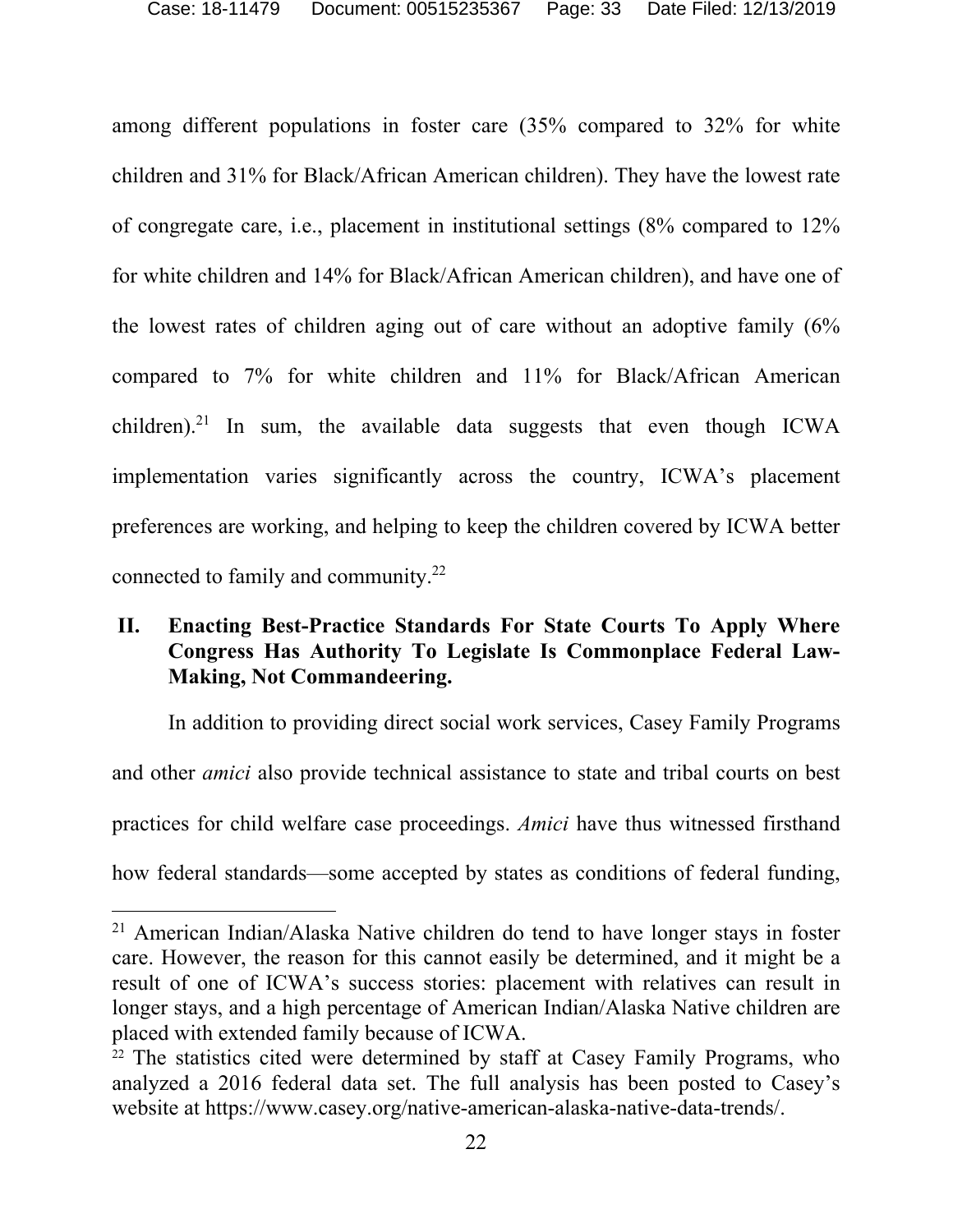among different populations in foster care (35% compared to 32% for white children and 31% for Black/African American children). They have the lowest rate of congregate care, i.e., placement in institutional settings (8% compared to 12% for white children and 14% for Black/African American children), and have one of the lowest rates of children aging out of care without an adoptive family (6% compared to 7% for white children and 11% for Black/African American children).[21] In sum, the available data suggests that even though ICWA implementation varies significantly across the country, ICWA's placement preferences are working, and helping to keep the children covered by ICWA better connected to family and community.[22]

## II. Enacting Best-Practice Standards For State Courts To Apply Where Congress Has Authority To Legislate Is Commonplace Federal Law-Making, Not Commandeering.

In addition to providing direct social work services, Casey Family Programs and other *amici* also provide technical assistance to state and tribal courts on best practices for child welfare case proceedings. *Amici* have thus witnessed firsthand how federal standards—some accepted by states as conditions of federal funding,

---

[21] American Indian/Alaska Native children do tend to have longer stays in foster care. However, the reason for this cannot easily be determined, and it might be a result of one of ICWA's success stories: placement with relatives can result in longer stays, and a high percentage of American Indian/Alaska Native children are placed with extended family because of ICWA.

[22] The statistics cited were determined by staff at Casey Family Programs, who analyzed a 2016 federal data set. The full analysis has been posted to Casey's website at https://www.casey.org/native-american-alaska-native-data-trends/.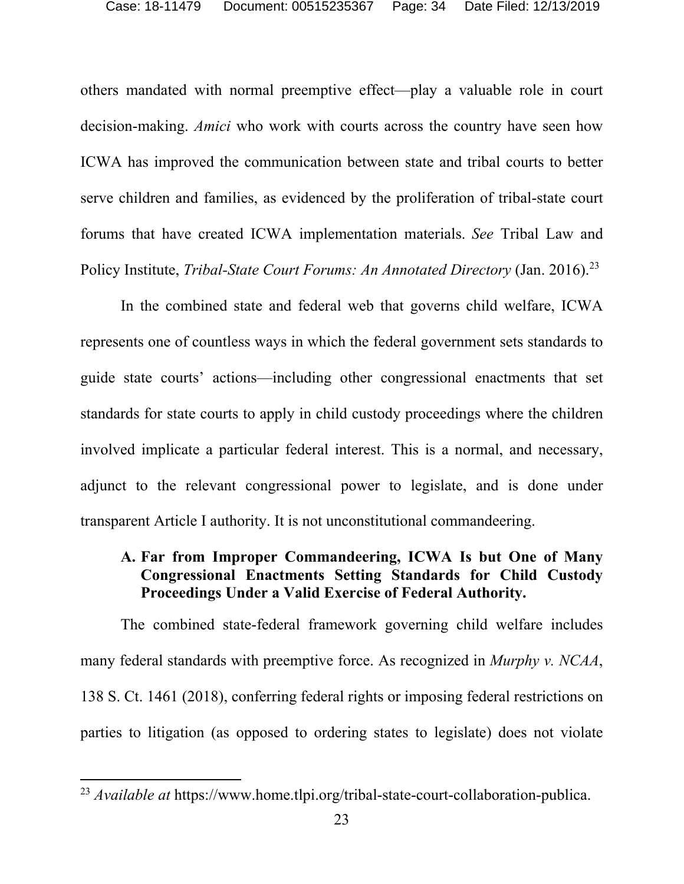others mandated with normal preemptive effect—play a valuable role in court decision-making. *Amici* who work with courts across the country have seen how ICWA has improved the communication between state and tribal courts to better serve children and families, as evidenced by the proliferation of tribal-state court forums that have created ICWA implementation materials. *See* Tribal Law and Policy Institute, *Tribal-State Court Forums: An Annotated Directory* (Jan. 2016).[23]

In the combined state and federal web that governs child welfare, ICWA represents one of countless ways in which the federal government sets standards to guide state courts' actions—including other congressional enactments that set standards for state courts to apply in child custody proceedings where the children involved implicate a particular federal interest. This is a normal, and necessary, adjunct to the relevant congressional power to legislate, and is done under transparent Article I authority. It is not unconstitutional commandeering.

### A. Far from Improper Commandeering, ICWA Is but One of Many Congressional Enactments Setting Standards for Child Custody Proceedings Under a Valid Exercise of Federal Authority.

The combined state-federal framework governing child welfare includes many federal standards with preemptive force. As recognized in *Murphy v. NCAA*, 138 S. Ct. 1461 (2018), conferring federal rights or imposing federal restrictions on parties to litigation (as opposed to ordering states to legislate) does not violate

[23] *Available at* https://www.home.tlpi.org/tribal-state-court-collaboration-publica.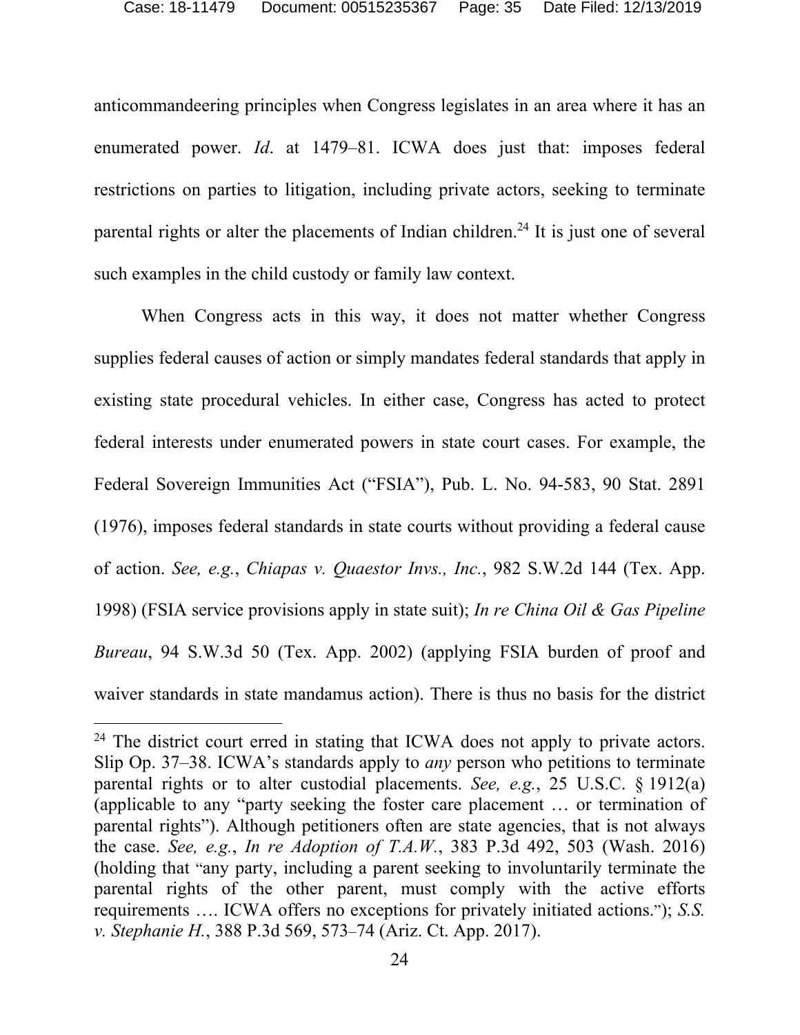anticommandeering principles when Congress legislates in an area where it has an enumerated power. *Id*. at 1479–81. ICWA does just that: imposes federal restrictions on parties to litigation, including private actors, seeking to terminate parental rights or alter the placements of Indian children.[24] It is just one of several such examples in the child custody or family law context.

When Congress acts in this way, it does not matter whether Congress supplies federal causes of action or simply mandates federal standards that apply in existing state procedural vehicles. In either case, Congress has acted to protect federal interests under enumerated powers in state court cases. For example, the Federal Sovereign Immunities Act ("FSIA"), Pub. L. No. 94-583, 90 Stat. 2891 (1976), imposes federal standards in state courts without providing a federal cause of action. *See, e.g.*, *Chiapas v. Quaestor Invs., Inc.*, 982 S.W.2d 144 (Tex. App. 1998) (FSIA service provisions apply in state suit); *In re China Oil & Gas Pipeline Bureau*, 94 S.W.3d 50 (Tex. App. 2002) (applying FSIA burden of proof and waiver standards in state mandamus action). There is thus no basis for the district

[24] The district court erred in stating that ICWA does not apply to private actors. Slip Op. 37–38. ICWA's standards apply to *any* person who petitions to terminate parental rights or to alter custodial placements. *See, e.g.*, 25 U.S.C. § 1912(a) (applicable to any "party seeking the foster care placement … or termination of parental rights"). Although petitioners often are state agencies, that is not always the case. *See, e.g.*, *In re Adoption of T.A.W.*, 383 P.3d 492, 503 (Wash. 2016) (holding that "any party, including a parent seeking to involuntarily terminate the parental rights of the other parent, must comply with the active efforts requirements …. ICWA offers no exceptions for privately initiated actions."); *S.S. v. Stephanie H.*, 388 P.3d 569, 573–74 (Ariz. Ct. App. 2017).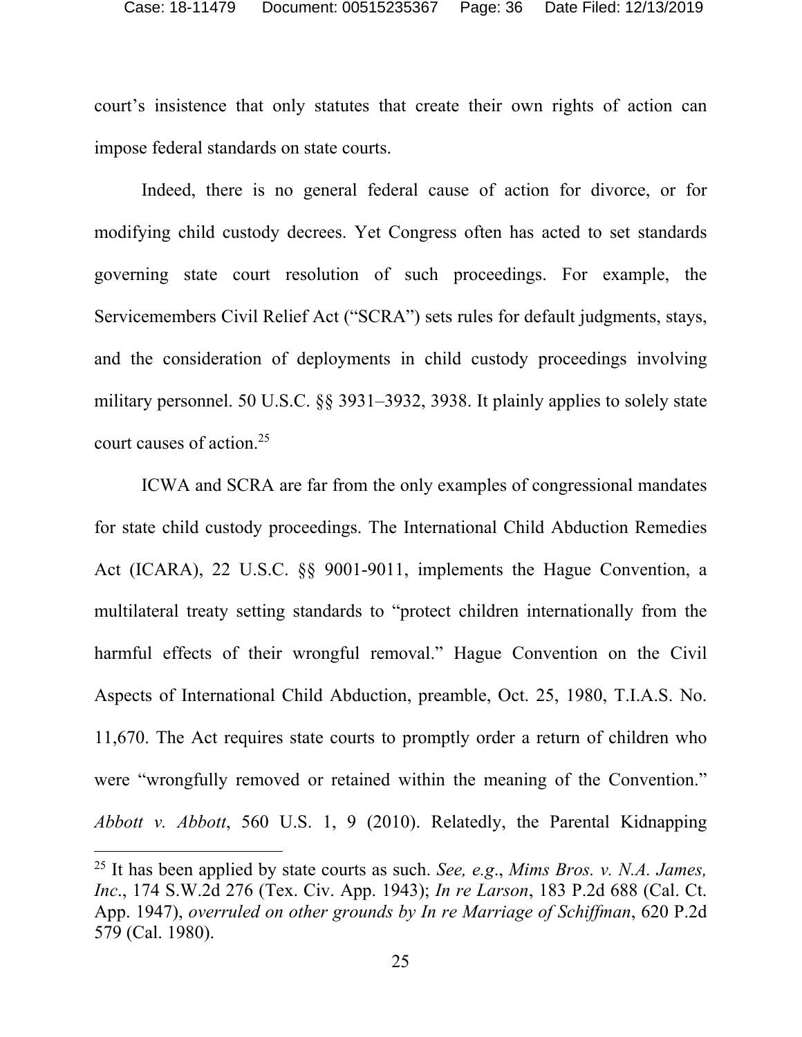court's insistence that only statutes that create their own rights of action can impose federal standards on state courts.

Indeed, there is no general federal cause of action for divorce, or for modifying child custody decrees. Yet Congress often has acted to set standards governing state court resolution of such proceedings. For example, the Servicemembers Civil Relief Act ("SCRA") sets rules for default judgments, stays, and the consideration of deployments in child custody proceedings involving military personnel. 50 U.S.C. §§ 3931–3932, 3938. It plainly applies to solely state court causes of action.[25]

ICWA and SCRA are far from the only examples of congressional mandates for state child custody proceedings. The International Child Abduction Remedies Act (ICARA), 22 U.S.C. §§ 9001-9011, implements the Hague Convention, a multilateral treaty setting standards to "protect children internationally from the harmful effects of their wrongful removal." Hague Convention on the Civil Aspects of International Child Abduction, preamble, Oct. 25, 1980, T.I.A.S. No. 11,670. The Act requires state courts to promptly order a return of children who were "wrongfully removed or retained within the meaning of the Convention." *Abbott v. Abbott*, 560 U.S. 1, 9 (2010). Relatedly, the Parental Kidnapping

---

[25] It has been applied by state courts as such. *See, e.g.*, *Mims Bros. v. N.A. James, Inc.*, 174 S.W.2d 276 (Tex. Civ. App. 1943); *In re Larson*, 183 P.2d 688 (Cal. Ct. App. 1947), *overruled on other grounds by In re Marriage of Schiffman*, 620 P.2d 579 (Cal. 1980).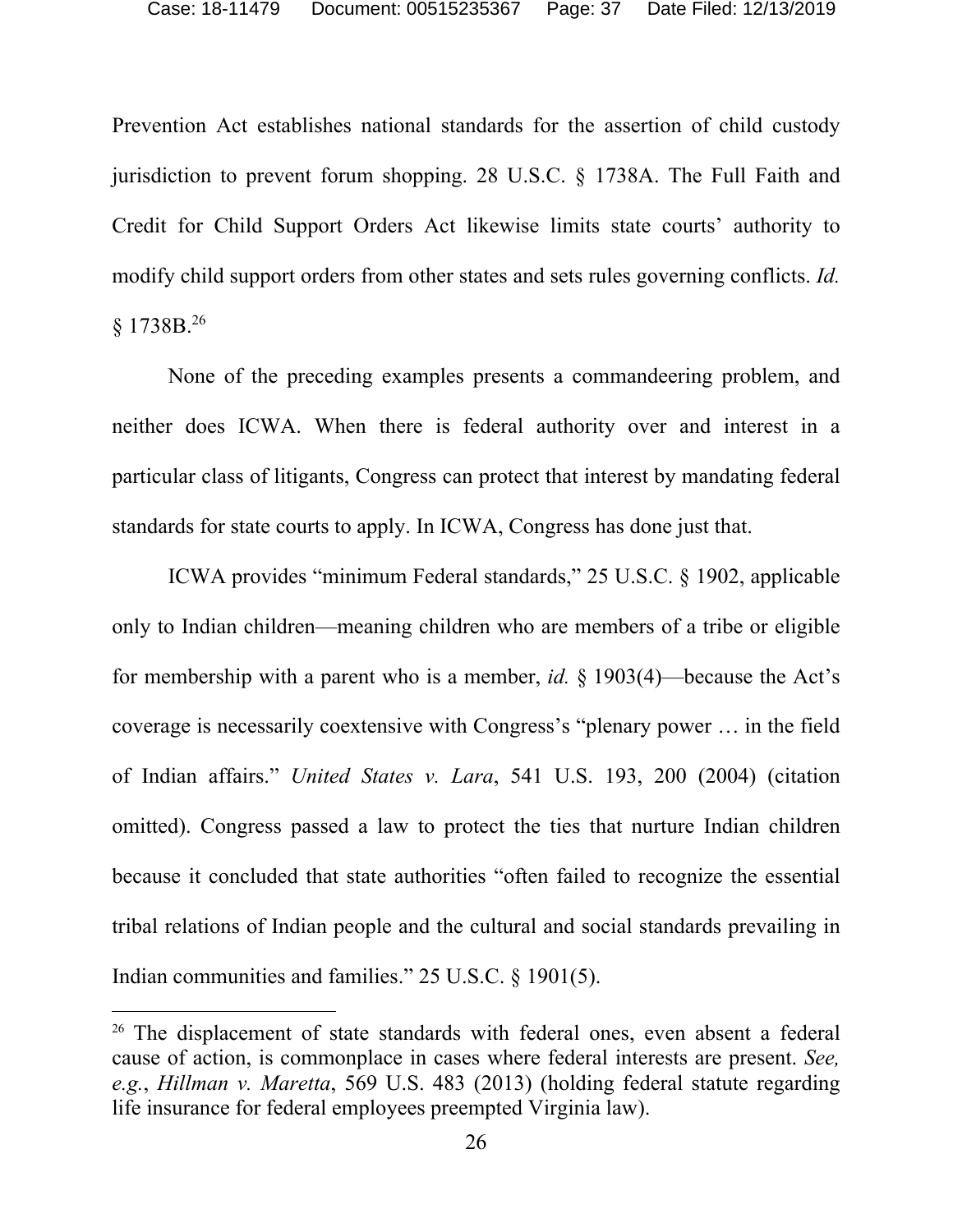Prevention Act establishes national standards for the assertion of child custody jurisdiction to prevent forum shopping. 28 U.S.C. § 1738A. The Full Faith and Credit for Child Support Orders Act likewise limits state courts' authority to modify child support orders from other states and sets rules governing conflicts. *Id.* § 1738B.[26]

None of the preceding examples presents a commandeering problem, and neither does ICWA. When there is federal authority over and interest in a particular class of litigants, Congress can protect that interest by mandating federal standards for state courts to apply. In ICWA, Congress has done just that.

ICWA provides "minimum Federal standards," 25 U.S.C. § 1902, applicable only to Indian children—meaning children who are members of a tribe or eligible for membership with a parent who is a member, *id.* § 1903(4)—because the Act's coverage is necessarily coextensive with Congress's "plenary power … in the field of Indian affairs." *United States v. Lara*, 541 U.S. 193, 200 (2004) (citation omitted). Congress passed a law to protect the ties that nurture Indian children because it concluded that state authorities "often failed to recognize the essential tribal relations of Indian people and the cultural and social standards prevailing in Indian communities and families." 25 U.S.C. § 1901(5).

[26] The displacement of state standards with federal ones, even absent a federal cause of action, is commonplace in cases where federal interests are present. *See, e.g.*, *Hillman v. Maretta*, 569 U.S. 483 (2013) (holding federal statute regarding life insurance for federal employees preempted Virginia law).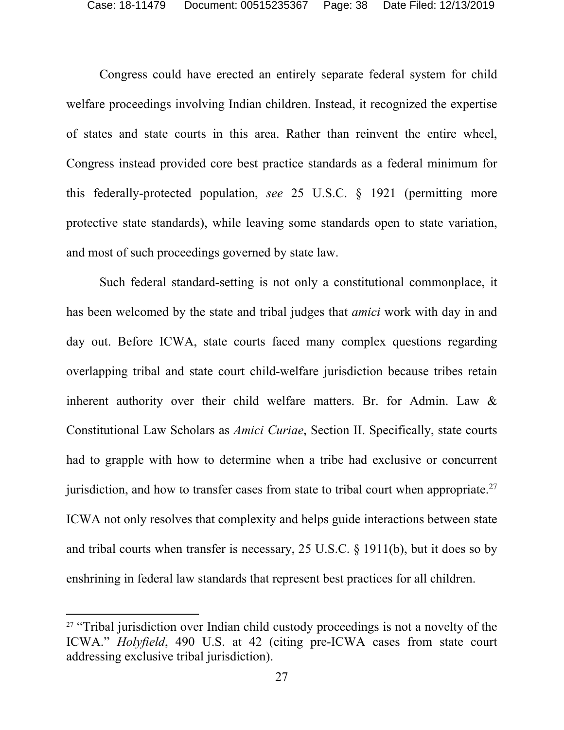Congress could have erected an entirely separate federal system for child welfare proceedings involving Indian children. Instead, it recognized the expertise of states and state courts in this area. Rather than reinvent the entire wheel, Congress instead provided core best practice standards as a federal minimum for this federally-protected population, *see* 25 U.S.C. § 1921 (permitting more protective state standards), while leaving some standards open to state variation, and most of such proceedings governed by state law.

Such federal standard-setting is not only a constitutional commonplace, it has been welcomed by the state and tribal judges that *amici* work with day in and day out. Before ICWA, state courts faced many complex questions regarding overlapping tribal and state court child-welfare jurisdiction because tribes retain inherent authority over their child welfare matters. Br. for Admin. Law & Constitutional Law Scholars as *Amici Curiae*, Section II. Specifically, state courts had to grapple with how to determine when a tribe had exclusive or concurrent jurisdiction, and how to transfer cases from state to tribal court when appropriate.[27] ICWA not only resolves that complexity and helps guide interactions between state and tribal courts when transfer is necessary, 25 U.S.C. § 1911(b), but it does so by enshrining in federal law standards that represent best practices for all children.

---

[27] "Tribal jurisdiction over Indian child custody proceedings is not a novelty of the ICWA." *Holyfield*, 490 U.S. at 42 (citing pre-ICWA cases from state court addressing exclusive tribal jurisdiction).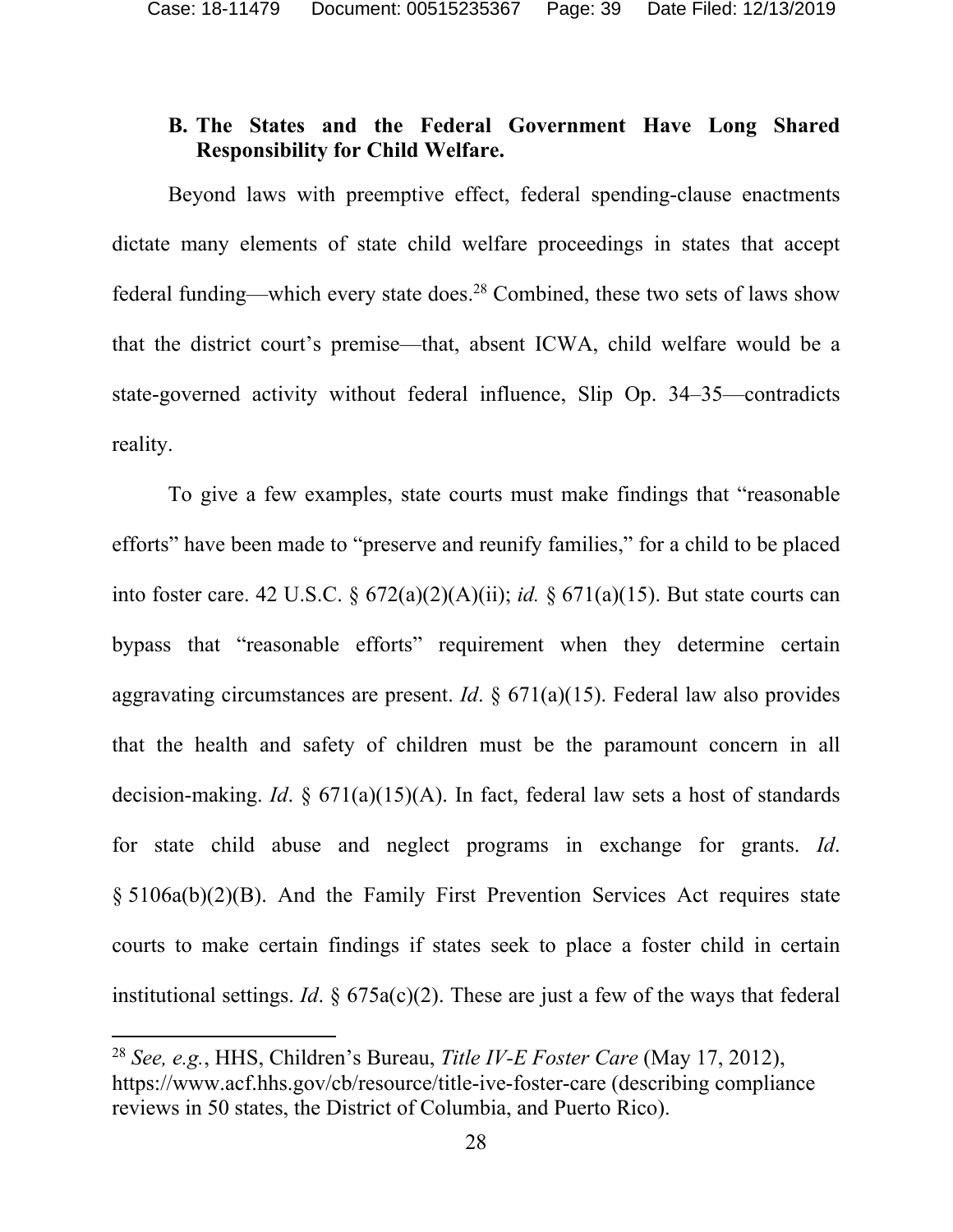### B. The States and the Federal Government Have Long Shared Responsibility for Child Welfare.

Beyond laws with preemptive effect, federal spending-clause enactments dictate many elements of state child welfare proceedings in states that accept federal funding—which every state does.[28] Combined, these two sets of laws show that the district court's premise—that, absent ICWA, child welfare would be a state-governed activity without federal influence, Slip Op. 34–35—contradicts reality.

To give a few examples, state courts must make findings that "reasonable efforts" have been made to "preserve and reunify families," for a child to be placed into foster care. 42 U.S.C. § 672(a)(2)(A)(ii); *id.* § 671(a)(15). But state courts can bypass that "reasonable efforts" requirement when they determine certain aggravating circumstances are present. *Id*. § 671(a)(15). Federal law also provides that the health and safety of children must be the paramount concern in all decision-making. *Id*. § 671(a)(15)(A). In fact, federal law sets a host of standards for state child abuse and neglect programs in exchange for grants. *Id*. § 5106a(b)(2)(B). And the Family First Prevention Services Act requires state courts to make certain findings if states seek to place a foster child in certain institutional settings. *Id*. § 675a(c)(2). These are just a few of the ways that federal

---

[28] *See, e.g.*, HHS, Children's Bureau, *Title IV-E Foster Care* (May 17, 2012), https://www.acf.hhs.gov/cb/resource/title-ive-foster-care (describing compliance reviews in 50 states, the District of Columbia, and Puerto Rico).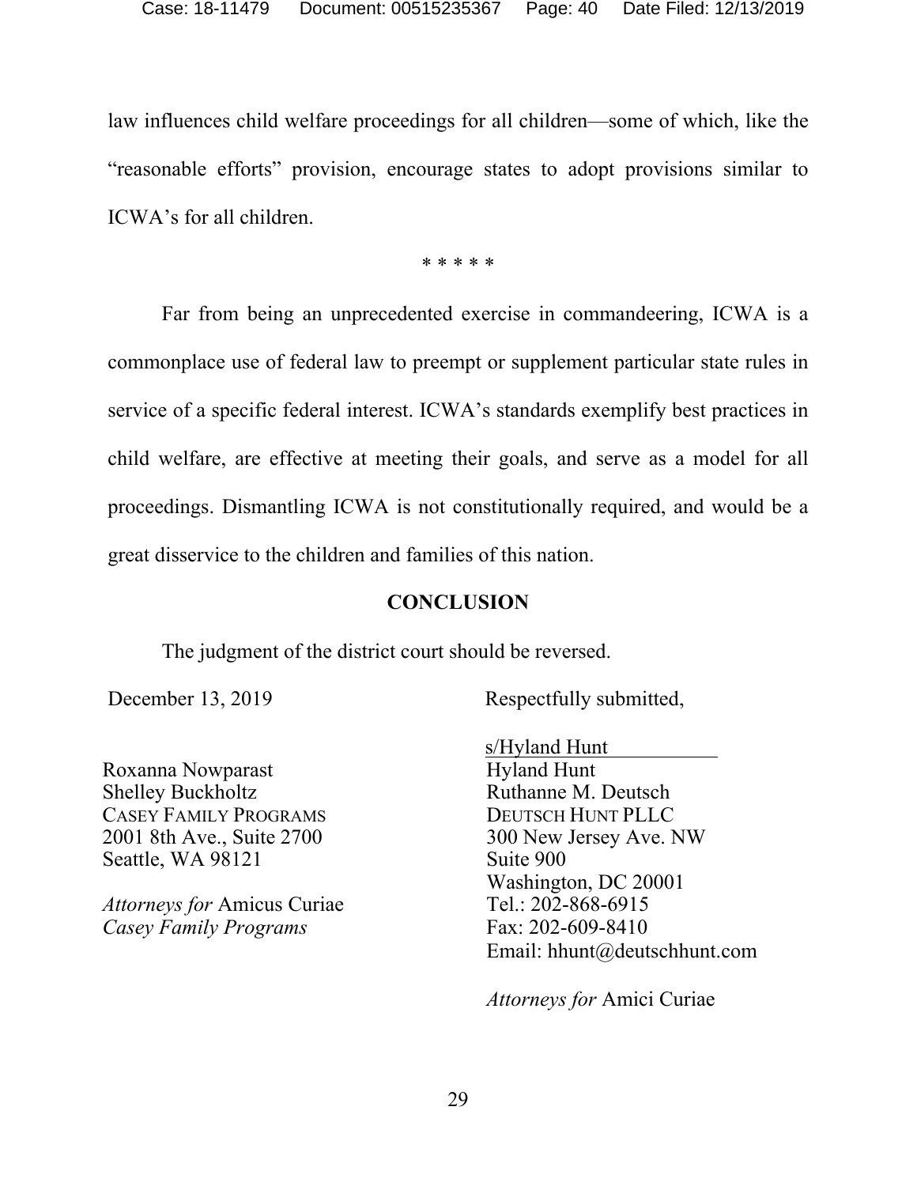law influences child welfare proceedings for all children—some of which, like the "reasonable efforts" provision, encourage states to adopt provisions similar to ICWA's for all children.

* * * * *

Far from being an unprecedented exercise in commandeering, ICWA is a commonplace use of federal law to preempt or supplement particular state rules in service of a specific federal interest. ICWA's standards exemplify best practices in child welfare, are effective at meeting their goals, and serve as a model for all proceedings. Dismantling ICWA is not constitutionally required, and would be a great disservice to the children and families of this nation.

## CONCLUSION

The judgment of the district court should be reversed.

December 13, 2019

Respectfully submitted,

s/Hyland Hunt
Hyland Hunt
Ruthanne M. Deutsch
DEUTSCH HUNT PLLC
300 New Jersey Ave. NW
Suite 900
Washington, DC 20001
Tel.: 202-868-6915
Fax: 202-609-8410
Email: hhunt@deutschhunt.com

*Attorneys for* Amici Curiae

Roxanna Nowparast
Shelley Buckholtz
CASEY FAMILY PROGRAMS
2001 8th Ave., Suite 2700
Seattle, WA 98121

*Attorneys for* Amicus Curiae *Casey Family Programs*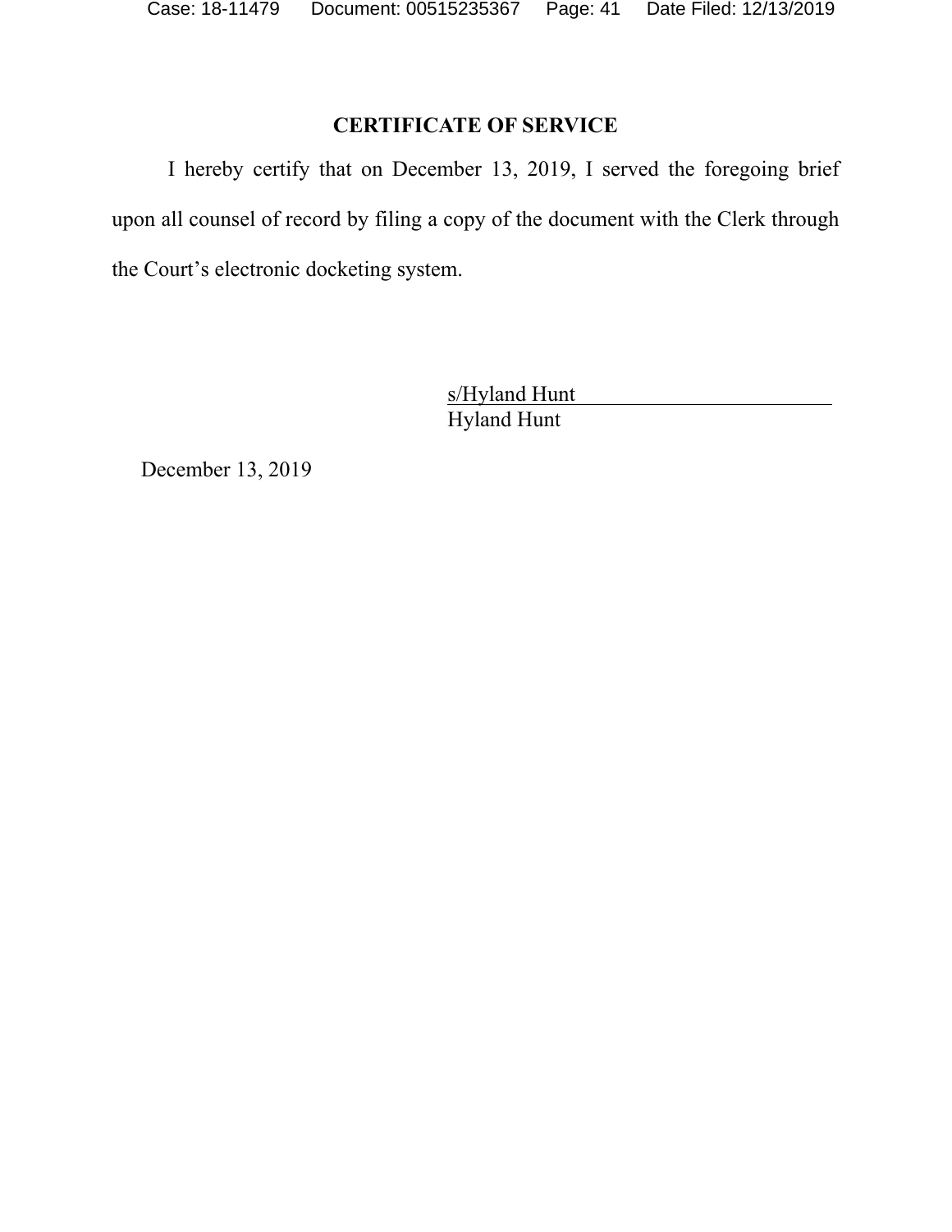## CERTIFICATE OF SERVICE

I hereby certify that on December 13, 2019, I served the foregoing brief upon all counsel of record by filing a copy of the document with the Clerk through the Court's electronic docketing system.

s/Hyland Hunt
Hyland Hunt

December 13, 2019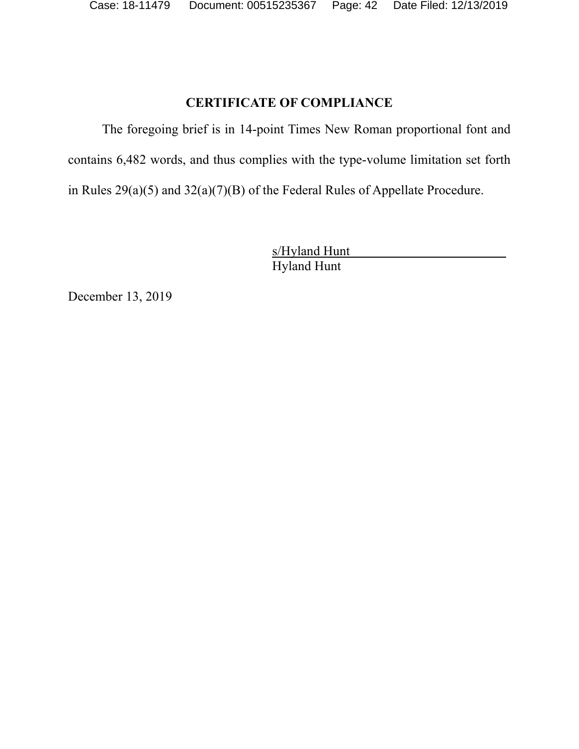## CERTIFICATE OF COMPLIANCE

The foregoing brief is in 14-point Times New Roman proportional font and contains 6,482 words, and thus complies with the type-volume limitation set forth in Rules 29(a)(5) and 32(a)(7)(B) of the Federal Rules of Appellate Procedure.

s/Hyland Hunt
Hyland Hunt

December 13, 2019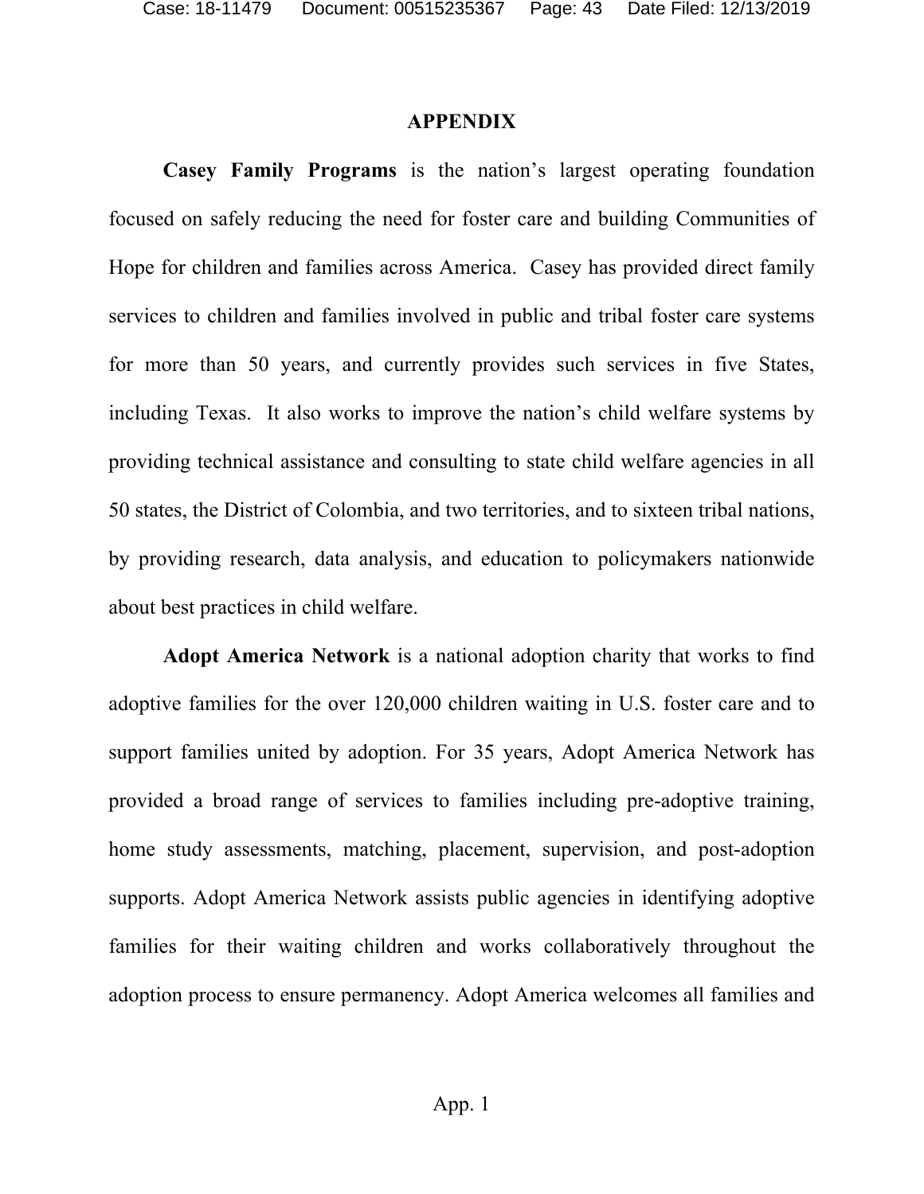# APPENDIX

**Casey Family Programs** is the nation's largest operating foundation focused on safely reducing the need for foster care and building Communities of Hope for children and families across America. Casey has provided direct family services to children and families involved in public and tribal foster care systems for more than 50 years, and currently provides such services in five States, including Texas. It also works to improve the nation's child welfare systems by providing technical assistance and consulting to state child welfare agencies in all 50 states, the District of Colombia, and two territories, and to sixteen tribal nations, by providing research, data analysis, and education to policymakers nationwide about best practices in child welfare.

**Adopt America Network** is a national adoption charity that works to find adoptive families for the over 120,000 children waiting in U.S. foster care and to support families united by adoption. For 35 years, Adopt America Network has provided a broad range of services to families including pre-adoptive training, home study assessments, matching, placement, supervision, and post-adoption supports. Adopt America Network assists public agencies in identifying adoptive families for their waiting children and works collaboratively throughout the adoption process to ensure permanency. Adopt America welcomes all families and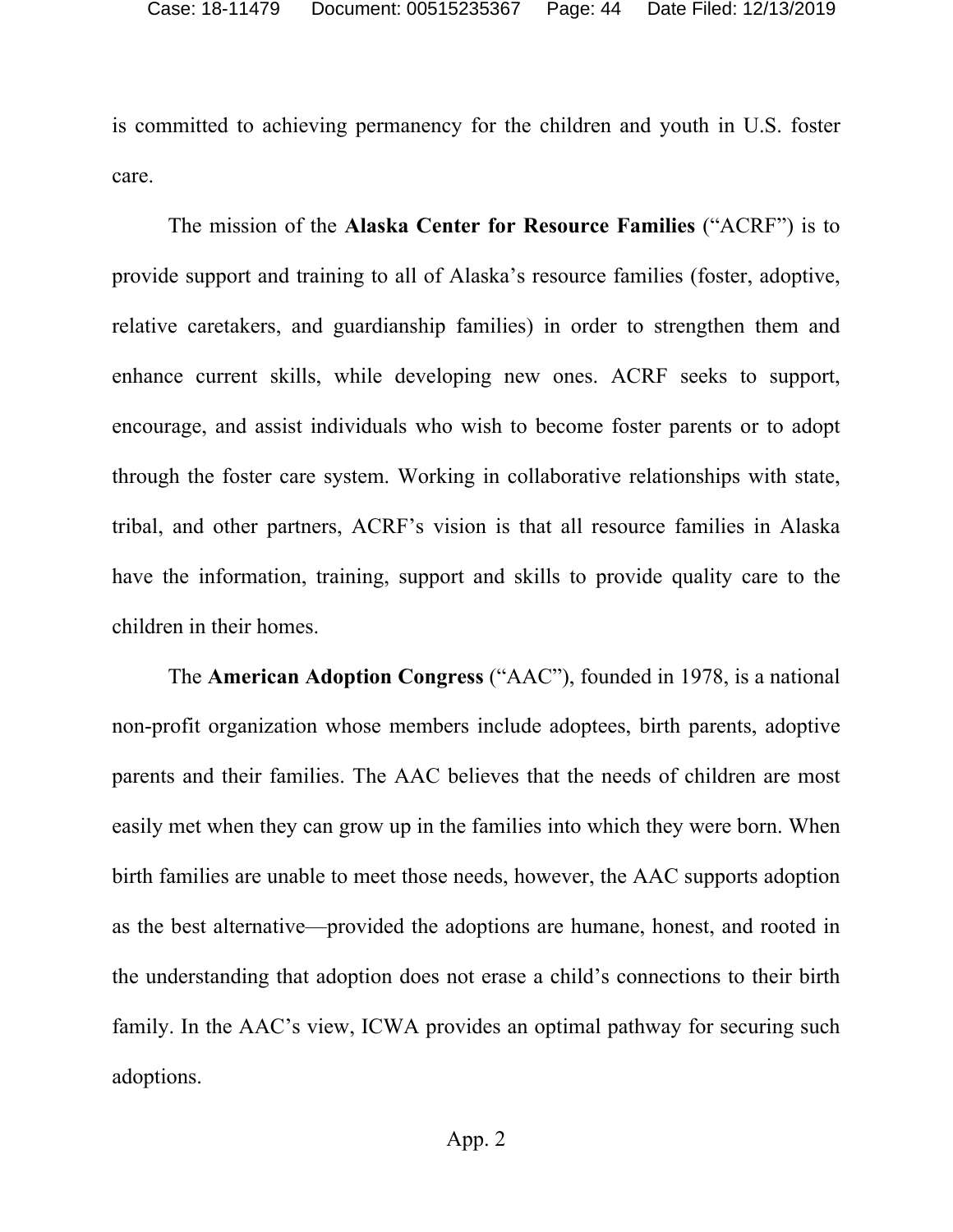is committed to achieving permanency for the children and youth in U.S. foster care.

The mission of the **Alaska Center for Resource Families** ("ACRF") is to provide support and training to all of Alaska's resource families (foster, adoptive, relative caretakers, and guardianship families) in order to strengthen them and enhance current skills, while developing new ones. ACRF seeks to support, encourage, and assist individuals who wish to become foster parents or to adopt through the foster care system. Working in collaborative relationships with state, tribal, and other partners, ACRF's vision is that all resource families in Alaska have the information, training, support and skills to provide quality care to the children in their homes.

The **American Adoption Congress** ("AAC"), founded in 1978, is a national non-profit organization whose members include adoptees, birth parents, adoptive parents and their families. The AAC believes that the needs of children are most easily met when they can grow up in the families into which they were born. When birth families are unable to meet those needs, however, the AAC supports adoption as the best alternative—provided the adoptions are humane, honest, and rooted in the understanding that adoption does not erase a child's connections to their birth family. In the AAC's view, ICWA provides an optimal pathway for securing such adoptions.

App. 2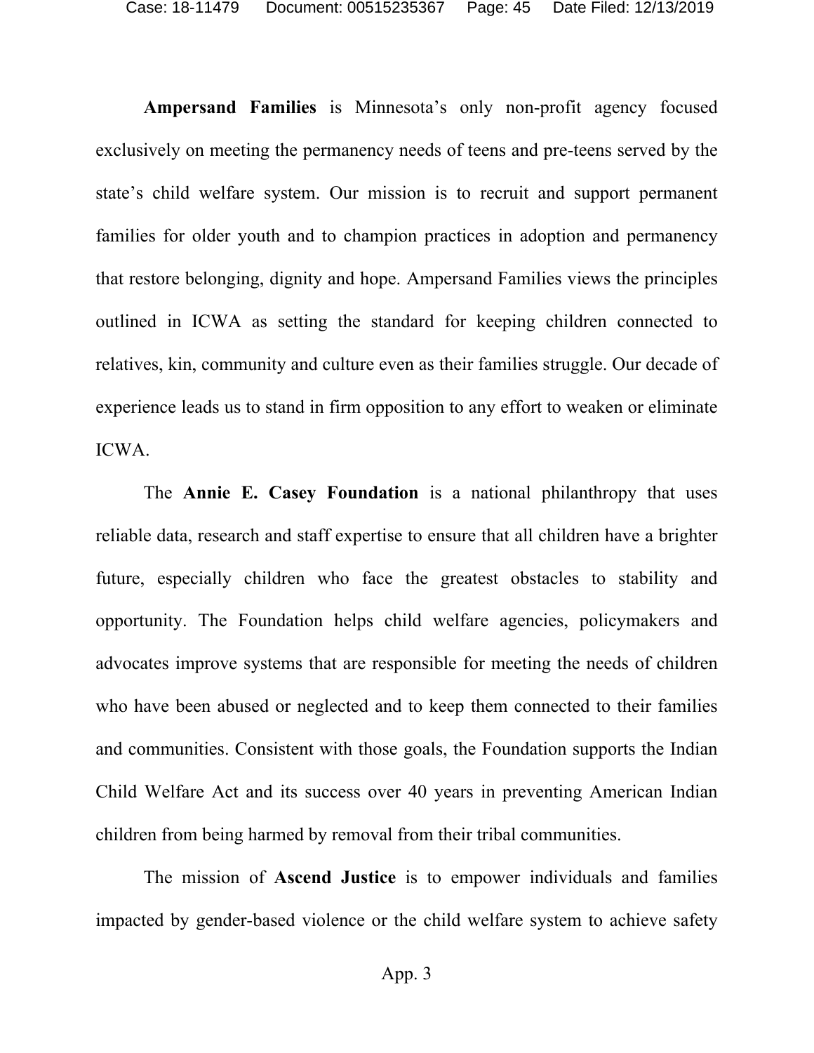**Ampersand Families** is Minnesota's only non-profit agency focused exclusively on meeting the permanency needs of teens and pre-teens served by the state's child welfare system. Our mission is to recruit and support permanent families for older youth and to champion practices in adoption and permanency that restore belonging, dignity and hope. Ampersand Families views the principles outlined in ICWA as setting the standard for keeping children connected to relatives, kin, community and culture even as their families struggle. Our decade of experience leads us to stand in firm opposition to any effort to weaken or eliminate ICWA.

The **Annie E. Casey Foundation** is a national philanthropy that uses reliable data, research and staff expertise to ensure that all children have a brighter future, especially children who face the greatest obstacles to stability and opportunity. The Foundation helps child welfare agencies, policymakers and advocates improve systems that are responsible for meeting the needs of children who have been abused or neglected and to keep them connected to their families and communities. Consistent with those goals, the Foundation supports the Indian Child Welfare Act and its success over 40 years in preventing American Indian children from being harmed by removal from their tribal communities.

The mission of **Ascend Justice** is to empower individuals and families impacted by gender-based violence or the child welfare system to achieve safety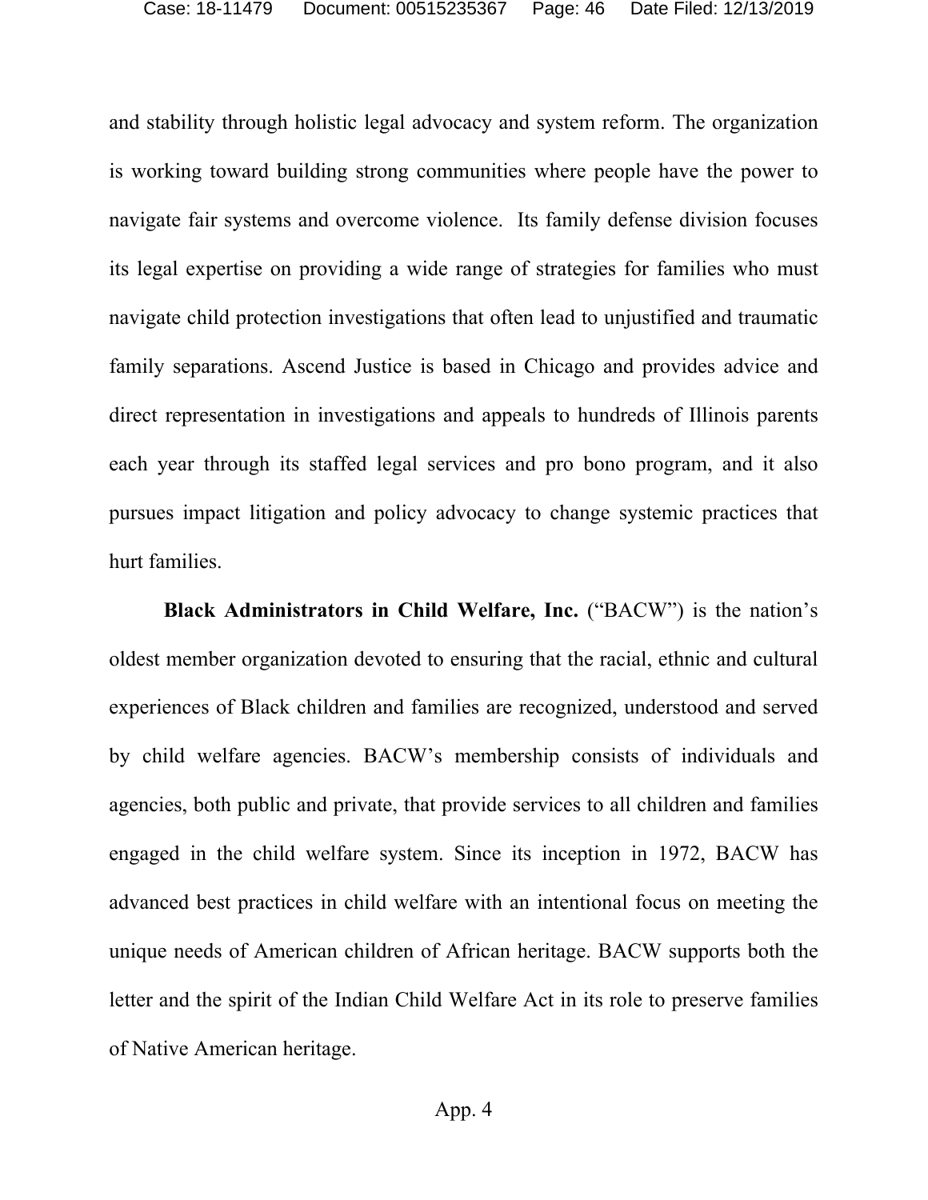and stability through holistic legal advocacy and system reform. The organization is working toward building strong communities where people have the power to navigate fair systems and overcome violence. Its family defense division focuses its legal expertise on providing a wide range of strategies for families who must navigate child protection investigations that often lead to unjustified and traumatic family separations. Ascend Justice is based in Chicago and provides advice and direct representation in investigations and appeals to hundreds of Illinois parents each year through its staffed legal services and pro bono program, and it also pursues impact litigation and policy advocacy to change systemic practices that hurt families.

**Black Administrators in Child Welfare, Inc.** ("BACW") is the nation's oldest member organization devoted to ensuring that the racial, ethnic and cultural experiences of Black children and families are recognized, understood and served by child welfare agencies. BACW's membership consists of individuals and agencies, both public and private, that provide services to all children and families engaged in the child welfare system. Since its inception in 1972, BACW has advanced best practices in child welfare with an intentional focus on meeting the unique needs of American children of African heritage. BACW supports both the letter and the spirit of the Indian Child Welfare Act in its role to preserve families of Native American heritage.

App. 4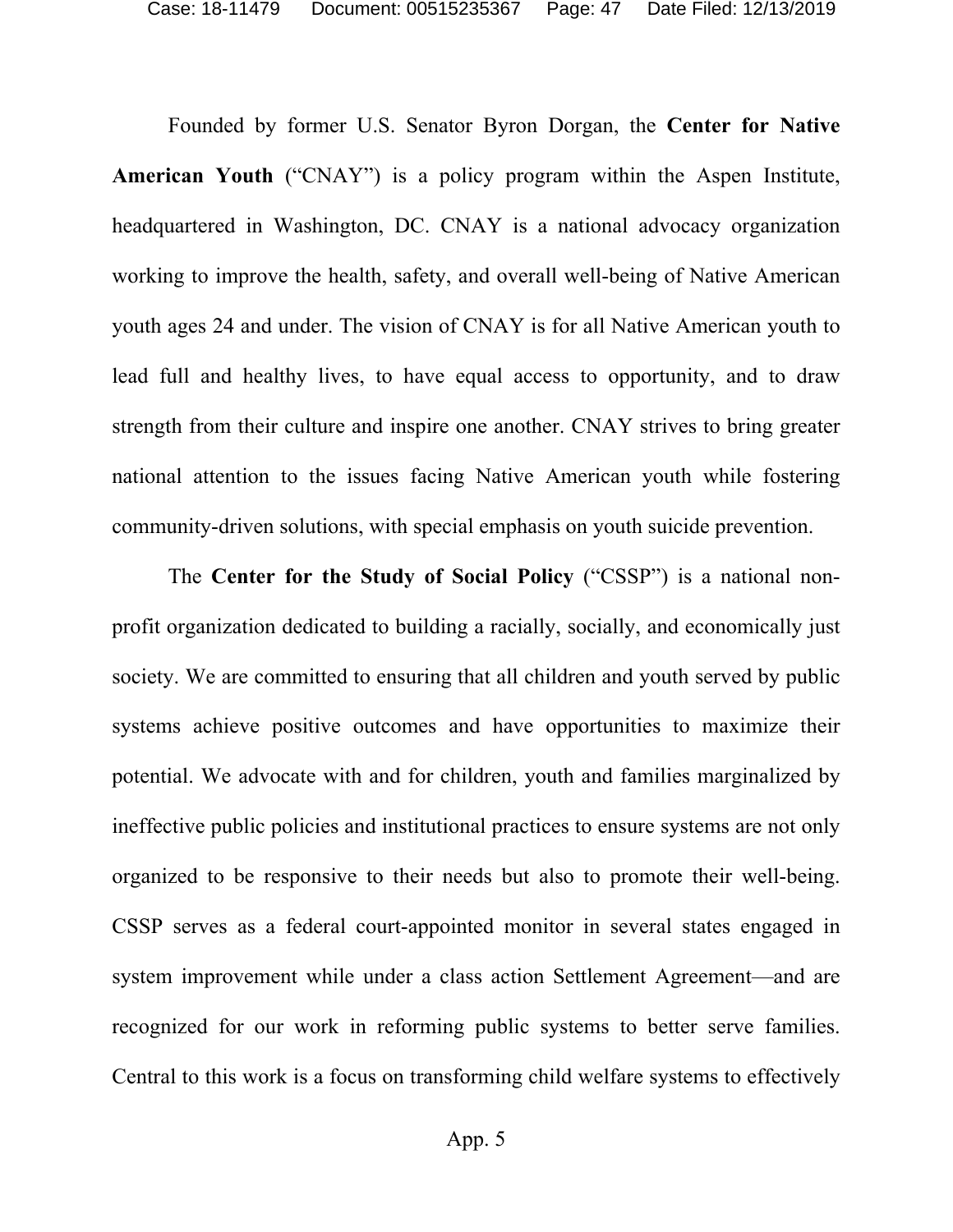Founded by former U.S. Senator Byron Dorgan, the **Center for Native American Youth** ("CNAY") is a policy program within the Aspen Institute, headquartered in Washington, DC. CNAY is a national advocacy organization working to improve the health, safety, and overall well-being of Native American youth ages 24 and under. The vision of CNAY is for all Native American youth to lead full and healthy lives, to have equal access to opportunity, and to draw strength from their culture and inspire one another. CNAY strives to bring greater national attention to the issues facing Native American youth while fostering community-driven solutions, with special emphasis on youth suicide prevention.

The **Center for the Study of Social Policy** ("CSSP") is a national non-profit organization dedicated to building a racially, socially, and economically just society. We are committed to ensuring that all children and youth served by public systems achieve positive outcomes and have opportunities to maximize their potential. We advocate with and for children, youth and families marginalized by ineffective public policies and institutional practices to ensure systems are not only organized to be responsive to their needs but also to promote their well-being. CSSP serves as a federal court-appointed monitor in several states engaged in system improvement while under a class action Settlement Agreement—and are recognized for our work in reforming public systems to better serve families. Central to this work is a focus on transforming child welfare systems to effectively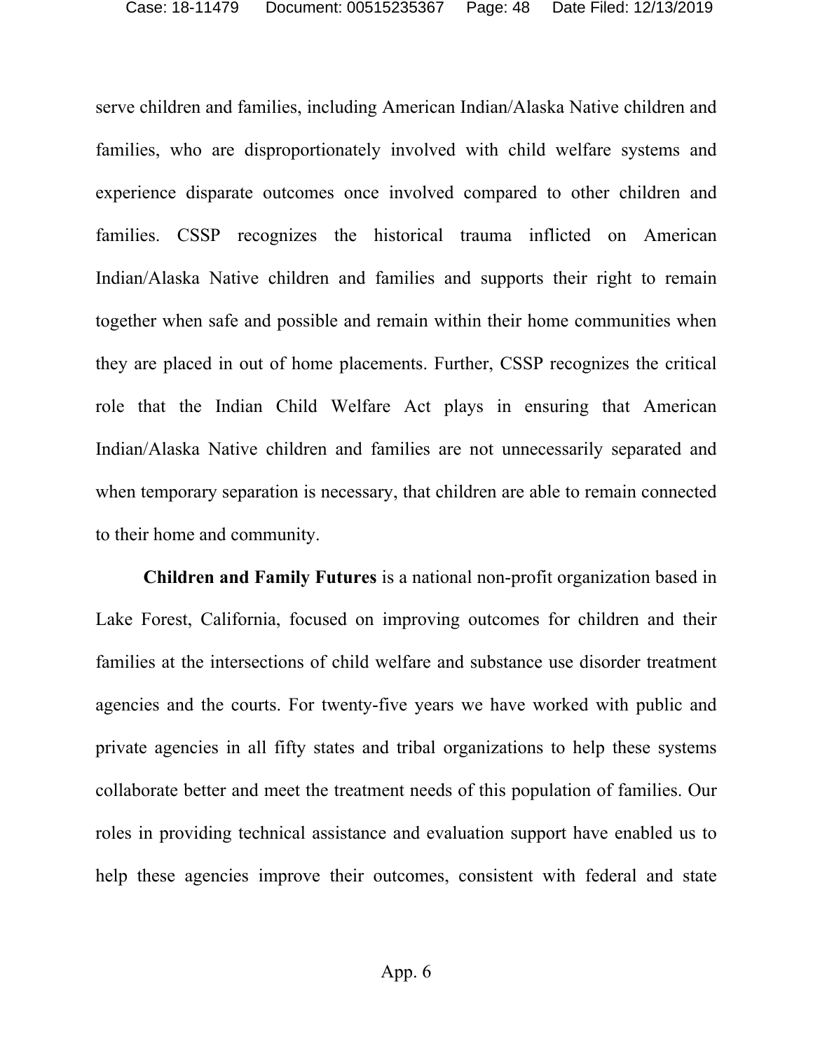serve children and families, including American Indian/Alaska Native children and families, who are disproportionately involved with child welfare systems and experience disparate outcomes once involved compared to other children and families. CSSP recognizes the historical trauma inflicted on American Indian/Alaska Native children and families and supports their right to remain together when safe and possible and remain within their home communities when they are placed in out of home placements. Further, CSSP recognizes the critical role that the Indian Child Welfare Act plays in ensuring that American Indian/Alaska Native children and families are not unnecessarily separated and when temporary separation is necessary, that children are able to remain connected to their home and community.

**Children and Family Futures** is a national non-profit organization based in Lake Forest, California, focused on improving outcomes for children and their families at the intersections of child welfare and substance use disorder treatment agencies and the courts. For twenty-five years we have worked with public and private agencies in all fifty states and tribal organizations to help these systems collaborate better and meet the treatment needs of this population of families. Our roles in providing technical assistance and evaluation support have enabled us to help these agencies improve their outcomes, consistent with federal and state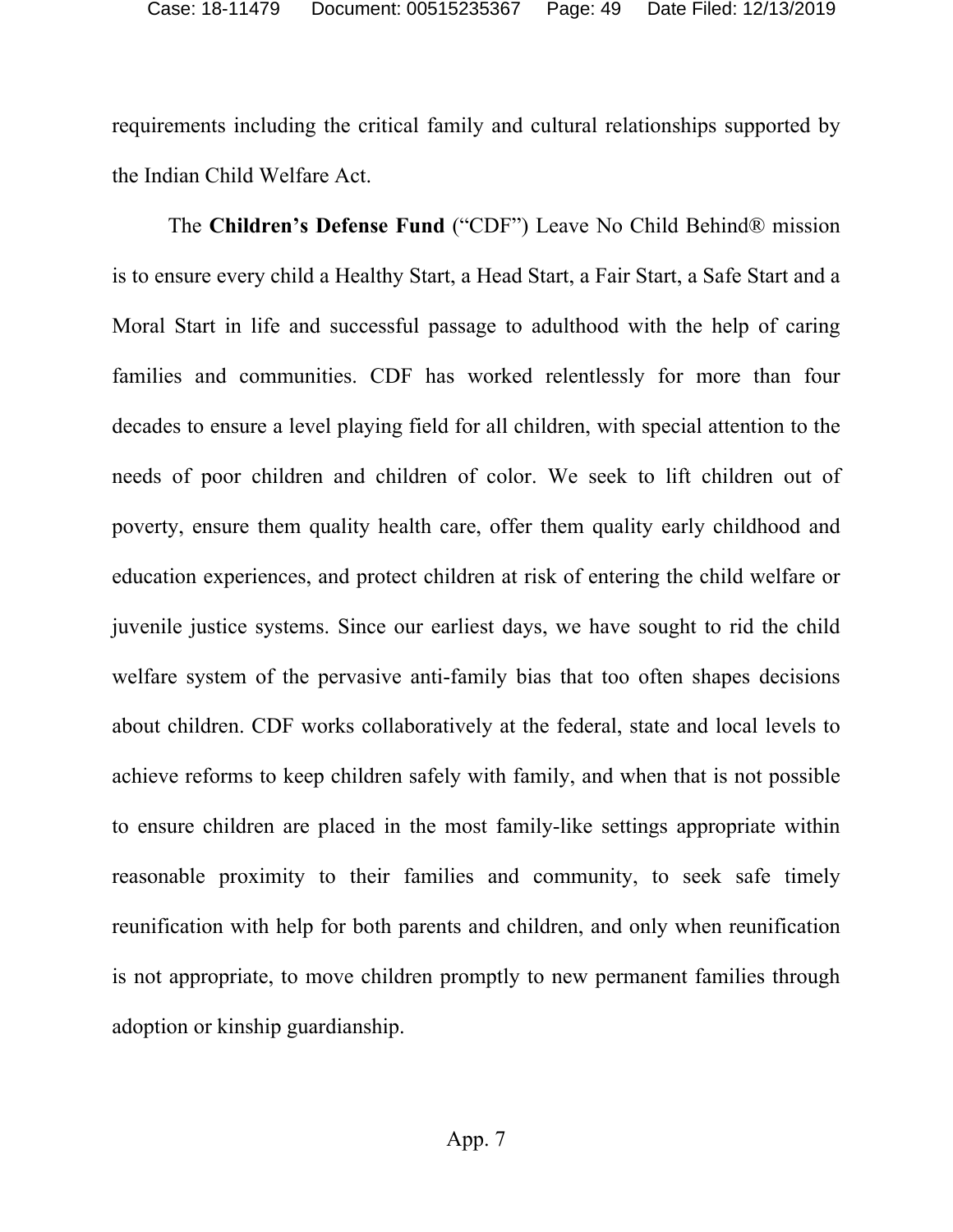requirements including the critical family and cultural relationships supported by the Indian Child Welfare Act.

The **Children's Defense Fund** ("CDF") Leave No Child Behind® mission is to ensure every child a Healthy Start, a Head Start, a Fair Start, a Safe Start and a Moral Start in life and successful passage to adulthood with the help of caring families and communities. CDF has worked relentlessly for more than four decades to ensure a level playing field for all children, with special attention to the needs of poor children and children of color. We seek to lift children out of poverty, ensure them quality health care, offer them quality early childhood and education experiences, and protect children at risk of entering the child welfare or juvenile justice systems. Since our earliest days, we have sought to rid the child welfare system of the pervasive anti-family bias that too often shapes decisions about children. CDF works collaboratively at the federal, state and local levels to achieve reforms to keep children safely with family, and when that is not possible to ensure children are placed in the most family-like settings appropriate within reasonable proximity to their families and community, to seek safe timely reunification with help for both parents and children, and only when reunification is not appropriate, to move children promptly to new permanent families through adoption or kinship guardianship.

App. 7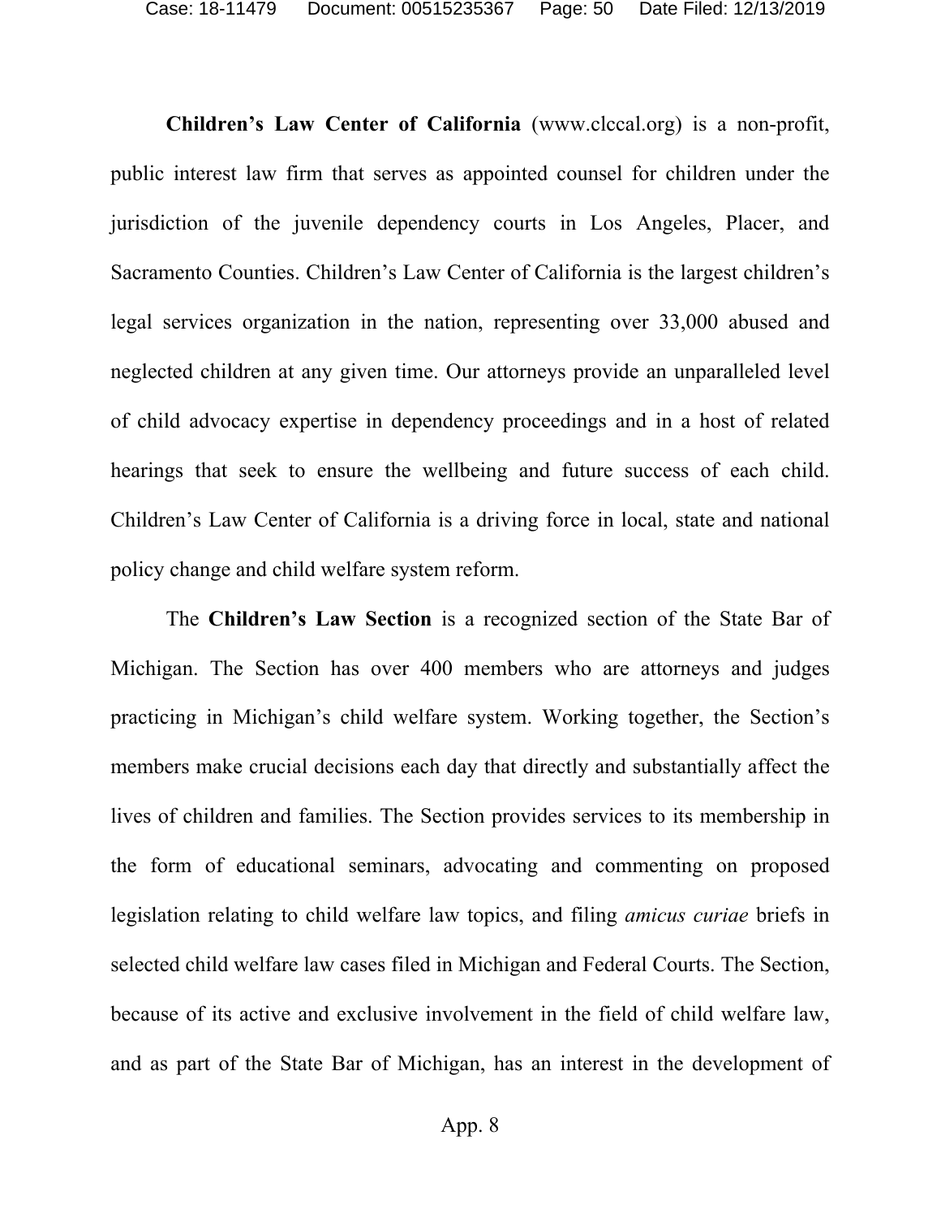**Children's Law Center of California** (www.clccal.org) is a non-profit, public interest law firm that serves as appointed counsel for children under the jurisdiction of the juvenile dependency courts in Los Angeles, Placer, and Sacramento Counties. Children's Law Center of California is the largest children's legal services organization in the nation, representing over 33,000 abused and neglected children at any given time. Our attorneys provide an unparalleled level of child advocacy expertise in dependency proceedings and in a host of related hearings that seek to ensure the wellbeing and future success of each child. Children's Law Center of California is a driving force in local, state and national policy change and child welfare system reform.

The **Children's Law Section** is a recognized section of the State Bar of Michigan. The Section has over 400 members who are attorneys and judges practicing in Michigan's child welfare system. Working together, the Section's members make crucial decisions each day that directly and substantially affect the lives of children and families. The Section provides services to its membership in the form of educational seminars, advocating and commenting on proposed legislation relating to child welfare law topics, and filing *amicus curiae* briefs in selected child welfare law cases filed in Michigan and Federal Courts. The Section, because of its active and exclusive involvement in the field of child welfare law, and as part of the State Bar of Michigan, has an interest in the development of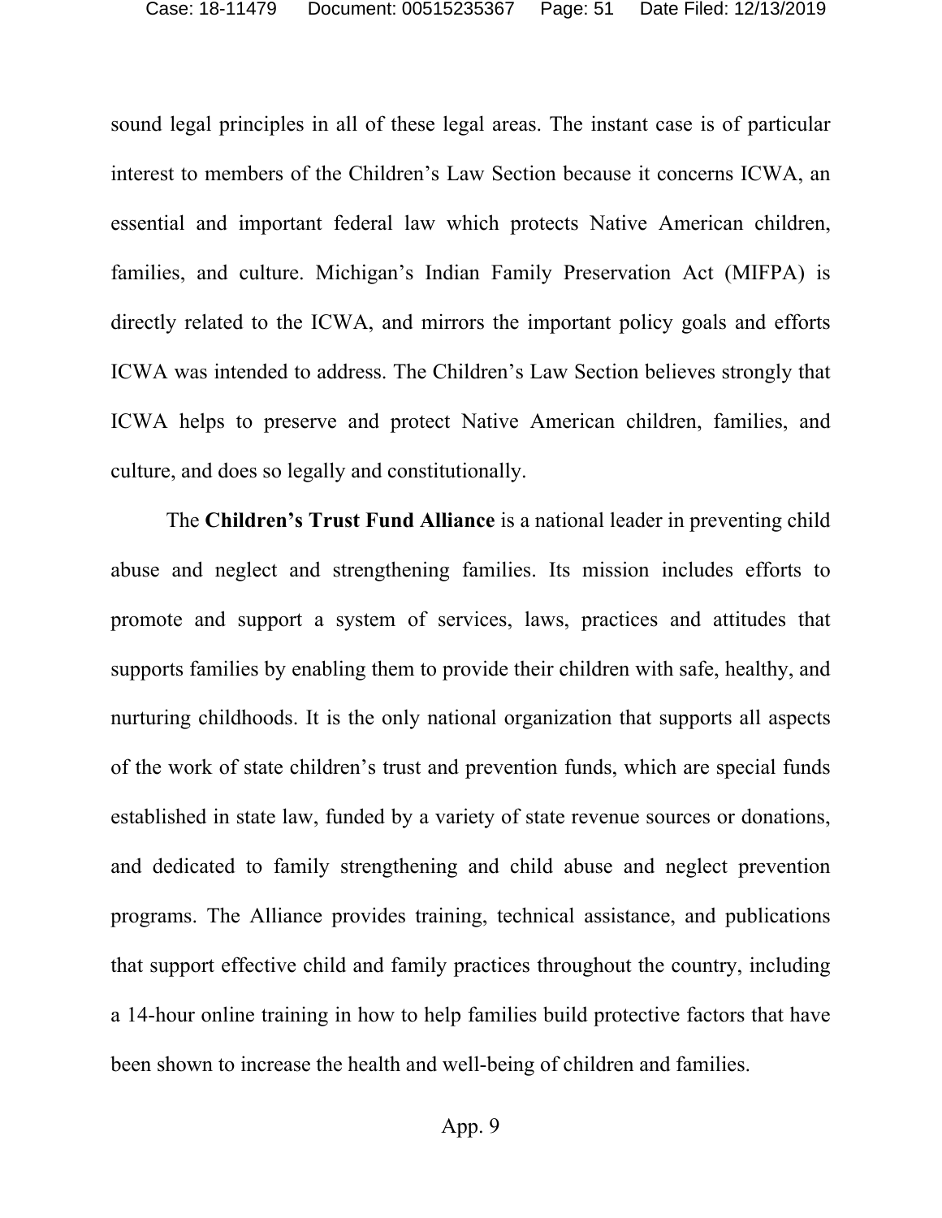sound legal principles in all of these legal areas. The instant case is of particular interest to members of the Children's Law Section because it concerns ICWA, an essential and important federal law which protects Native American children, families, and culture. Michigan's Indian Family Preservation Act (MIFPA) is directly related to the ICWA, and mirrors the important policy goals and efforts ICWA was intended to address. The Children's Law Section believes strongly that ICWA helps to preserve and protect Native American children, families, and culture, and does so legally and constitutionally.

The **Children's Trust Fund Alliance** is a national leader in preventing child abuse and neglect and strengthening families. Its mission includes efforts to promote and support a system of services, laws, practices and attitudes that supports families by enabling them to provide their children with safe, healthy, and nurturing childhoods. It is the only national organization that supports all aspects of the work of state children's trust and prevention funds, which are special funds established in state law, funded by a variety of state revenue sources or donations, and dedicated to family strengthening and child abuse and neglect prevention programs. The Alliance provides training, technical assistance, and publications that support effective child and family practices throughout the country, including a 14-hour online training in how to help families build protective factors that have been shown to increase the health and well-being of children and families.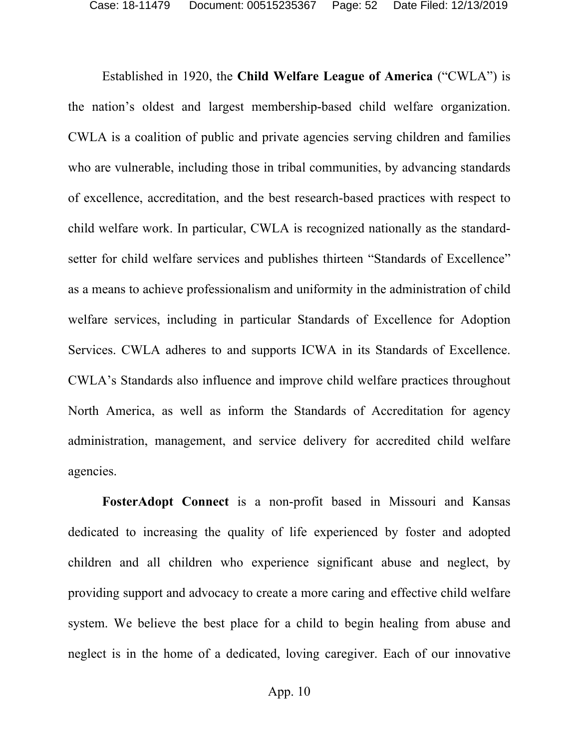Established in 1920, the **Child Welfare League of America** ("CWLA") is the nation's oldest and largest membership-based child welfare organization. CWLA is a coalition of public and private agencies serving children and families who are vulnerable, including those in tribal communities, by advancing standards of excellence, accreditation, and the best research-based practices with respect to child welfare work. In particular, CWLA is recognized nationally as the standard-setter for child welfare services and publishes thirteen "Standards of Excellence" as a means to achieve professionalism and uniformity in the administration of child welfare services, including in particular Standards of Excellence for Adoption Services. CWLA adheres to and supports ICWA in its Standards of Excellence. CWLA's Standards also influence and improve child welfare practices throughout North America, as well as inform the Standards of Accreditation for agency administration, management, and service delivery for accredited child welfare agencies.

**FosterAdopt Connect** is a non-profit based in Missouri and Kansas dedicated to increasing the quality of life experienced by foster and adopted children and all children who experience significant abuse and neglect, by providing support and advocacy to create a more caring and effective child welfare system. We believe the best place for a child to begin healing from abuse and neglect is in the home of a dedicated, loving caregiver. Each of our innovative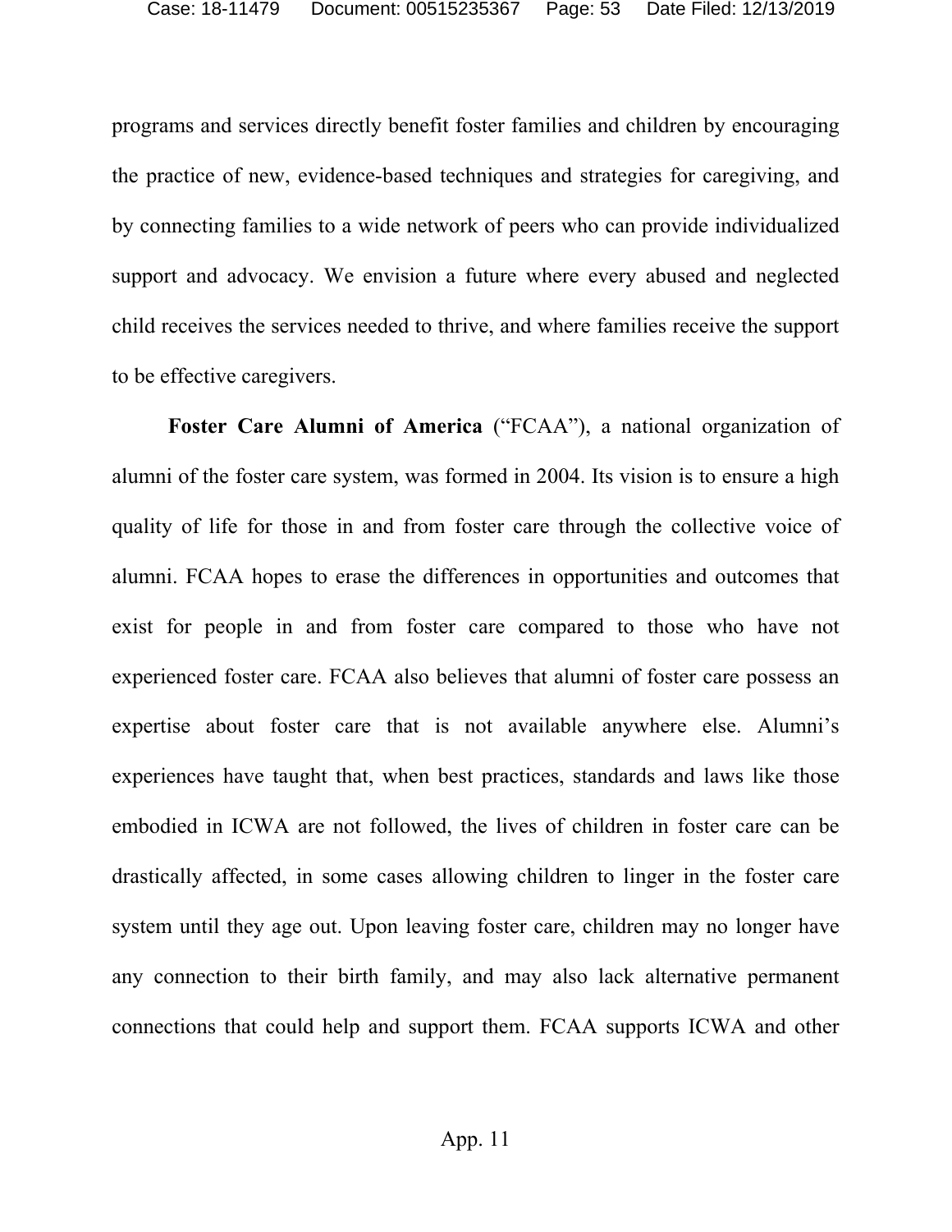programs and services directly benefit foster families and children by encouraging the practice of new, evidence-based techniques and strategies for caregiving, and by connecting families to a wide network of peers who can provide individualized support and advocacy. We envision a future where every abused and neglected child receives the services needed to thrive, and where families receive the support to be effective caregivers.

**Foster Care Alumni of America** ("FCAA"), a national organization of alumni of the foster care system, was formed in 2004. Its vision is to ensure a high quality of life for those in and from foster care through the collective voice of alumni. FCAA hopes to erase the differences in opportunities and outcomes that exist for people in and from foster care compared to those who have not experienced foster care. FCAA also believes that alumni of foster care possess an expertise about foster care that is not available anywhere else. Alumni's experiences have taught that, when best practices, standards and laws like those embodied in ICWA are not followed, the lives of children in foster care can be drastically affected, in some cases allowing children to linger in the foster care system until they age out. Upon leaving foster care, children may no longer have any connection to their birth family, and may also lack alternative permanent connections that could help and support them. FCAA supports ICWA and other

App. 11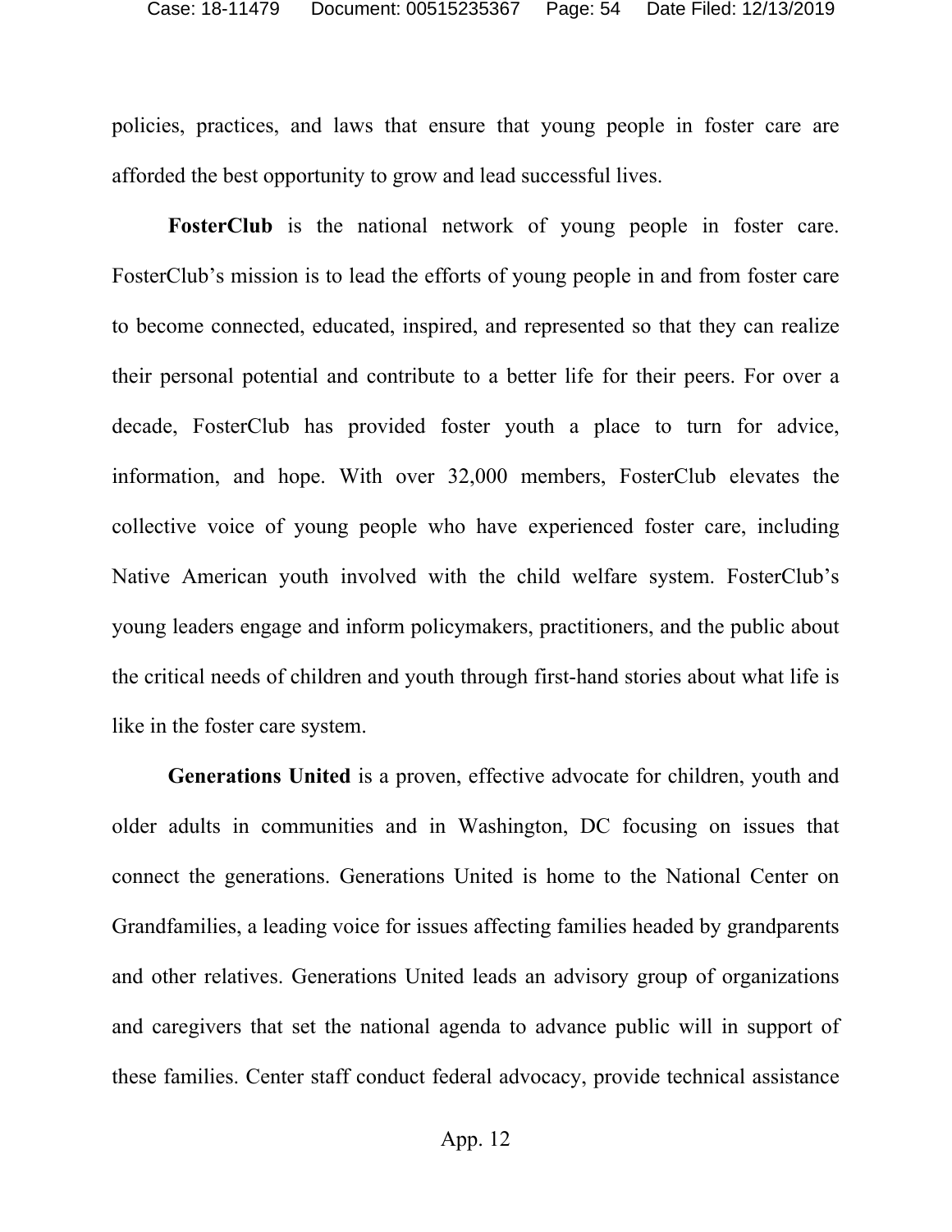policies, practices, and laws that ensure that young people in foster care are afforded the best opportunity to grow and lead successful lives.

**FosterClub** is the national network of young people in foster care. FosterClub's mission is to lead the efforts of young people in and from foster care to become connected, educated, inspired, and represented so that they can realize their personal potential and contribute to a better life for their peers. For over a decade, FosterClub has provided foster youth a place to turn for advice, information, and hope. With over 32,000 members, FosterClub elevates the collective voice of young people who have experienced foster care, including Native American youth involved with the child welfare system. FosterClub's young leaders engage and inform policymakers, practitioners, and the public about the critical needs of children and youth through first-hand stories about what life is like in the foster care system.

**Generations United** is a proven, effective advocate for children, youth and older adults in communities and in Washington, DC focusing on issues that connect the generations. Generations United is home to the National Center on Grandfamilies, a leading voice for issues affecting families headed by grandparents and other relatives. Generations United leads an advisory group of organizations and caregivers that set the national agenda to advance public will in support of these families. Center staff conduct federal advocacy, provide technical assistance

App. 12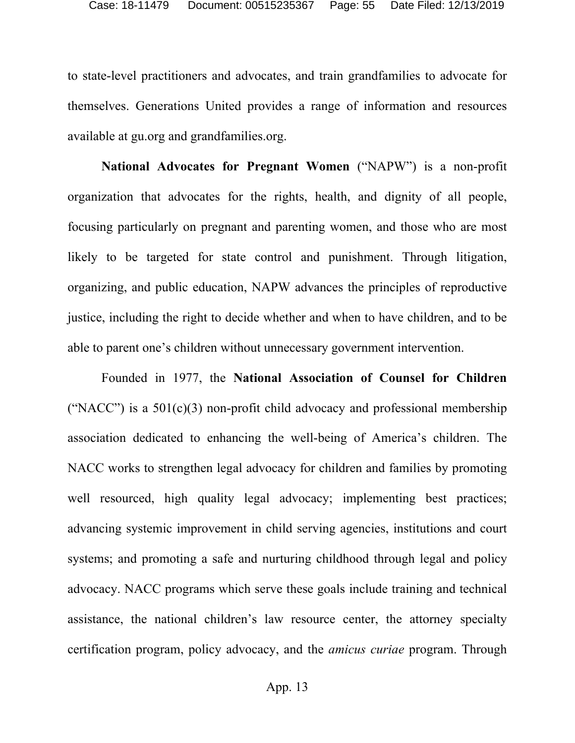to state-level practitioners and advocates, and train grandfamilies to advocate for themselves. Generations United provides a range of information and resources available at gu.org and grandfamilies.org.

**National Advocates for Pregnant Women** ("NAPW") is a non-profit organization that advocates for the rights, health, and dignity of all people, focusing particularly on pregnant and parenting women, and those who are most likely to be targeted for state control and punishment. Through litigation, organizing, and public education, NAPW advances the principles of reproductive justice, including the right to decide whether and when to have children, and to be able to parent one's children without unnecessary government intervention.

Founded in 1977, the **National Association of Counsel for Children** ("NACC") is a 501(c)(3) non-profit child advocacy and professional membership association dedicated to enhancing the well-being of America's children. The NACC works to strengthen legal advocacy for children and families by promoting well resourced, high quality legal advocacy; implementing best practices; advancing systemic improvement in child serving agencies, institutions and court systems; and promoting a safe and nurturing childhood through legal and policy advocacy. NACC programs which serve these goals include training and technical assistance, the national children's law resource center, the attorney specialty certification program, policy advocacy, and the *amicus curiae* program. Through

App. 13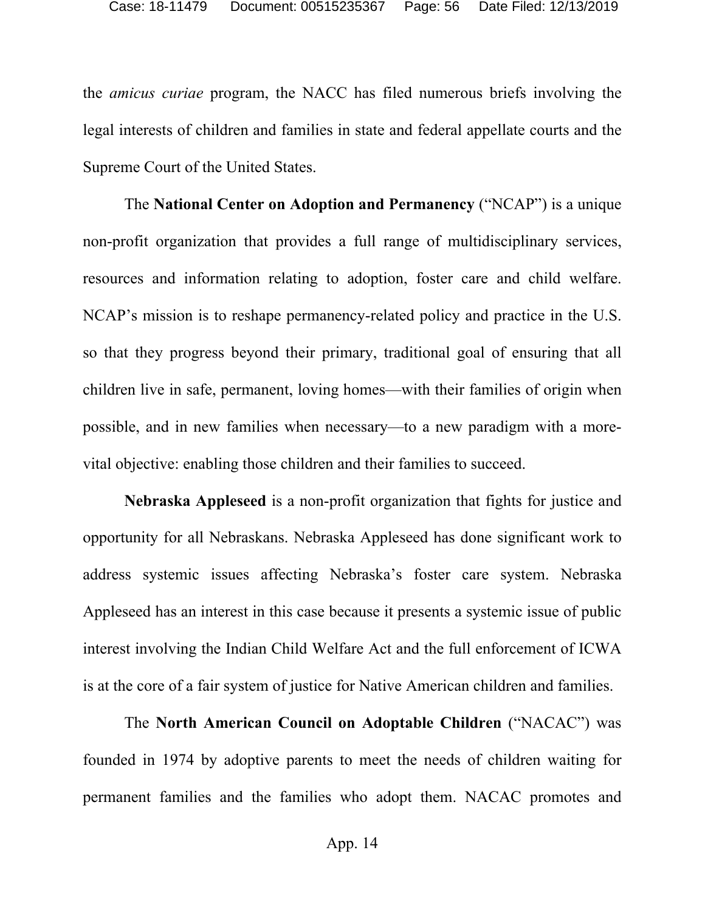the *amicus curiae* program, the NACC has filed numerous briefs involving the legal interests of children and families in state and federal appellate courts and the Supreme Court of the United States.

The **National Center on Adoption and Permanency** ("NCAP") is a unique non-profit organization that provides a full range of multidisciplinary services, resources and information relating to adoption, foster care and child welfare. NCAP's mission is to reshape permanency-related policy and practice in the U.S. so that they progress beyond their primary, traditional goal of ensuring that all children live in safe, permanent, loving homes—with their families of origin when possible, and in new families when necessary—to a new paradigm with a more-vital objective: enabling those children and their families to succeed.

**Nebraska Appleseed** is a non-profit organization that fights for justice and opportunity for all Nebraskans. Nebraska Appleseed has done significant work to address systemic issues affecting Nebraska's foster care system. Nebraska Appleseed has an interest in this case because it presents a systemic issue of public interest involving the Indian Child Welfare Act and the full enforcement of ICWA is at the core of a fair system of justice for Native American children and families.

The **North American Council on Adoptable Children** ("NACAC") was founded in 1974 by adoptive parents to meet the needs of children waiting for permanent families and the families who adopt them. NACAC promotes and

App. 14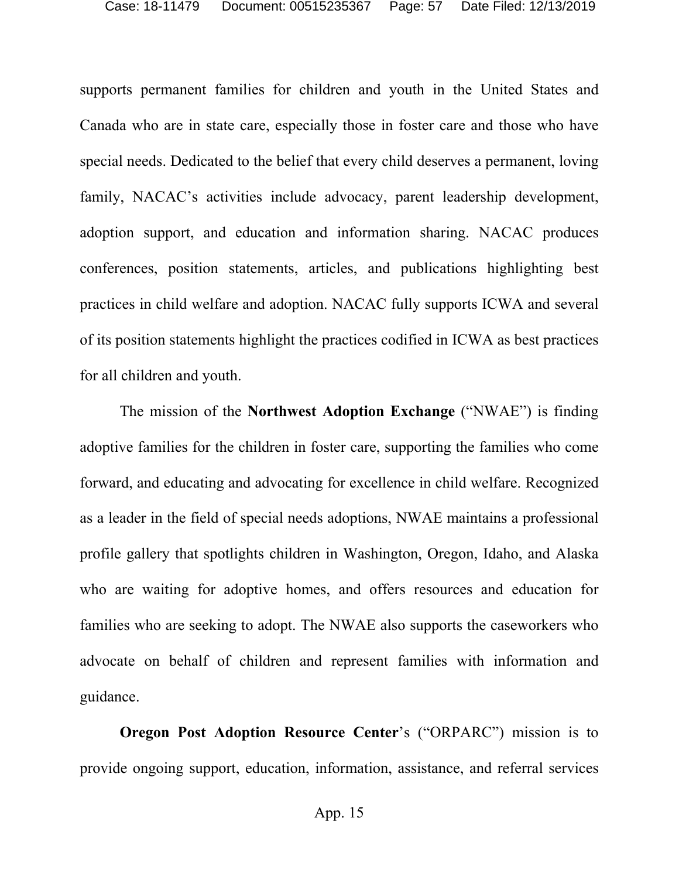supports permanent families for children and youth in the United States and Canada who are in state care, especially those in foster care and those who have special needs. Dedicated to the belief that every child deserves a permanent, loving family, NACAC's activities include advocacy, parent leadership development, adoption support, and education and information sharing. NACAC produces conferences, position statements, articles, and publications highlighting best practices in child welfare and adoption. NACAC fully supports ICWA and several of its position statements highlight the practices codified in ICWA as best practices for all children and youth.

The mission of the **Northwest Adoption Exchange** ("NWAE") is finding adoptive families for the children in foster care, supporting the families who come forward, and educating and advocating for excellence in child welfare. Recognized as a leader in the field of special needs adoptions, NWAE maintains a professional profile gallery that spotlights children in Washington, Oregon, Idaho, and Alaska who are waiting for adoptive homes, and offers resources and education for families who are seeking to adopt. The NWAE also supports the caseworkers who advocate on behalf of children and represent families with information and guidance.

**Oregon Post Adoption Resource Center**'s ("ORPARC") mission is to provide ongoing support, education, information, assistance, and referral services

App. 15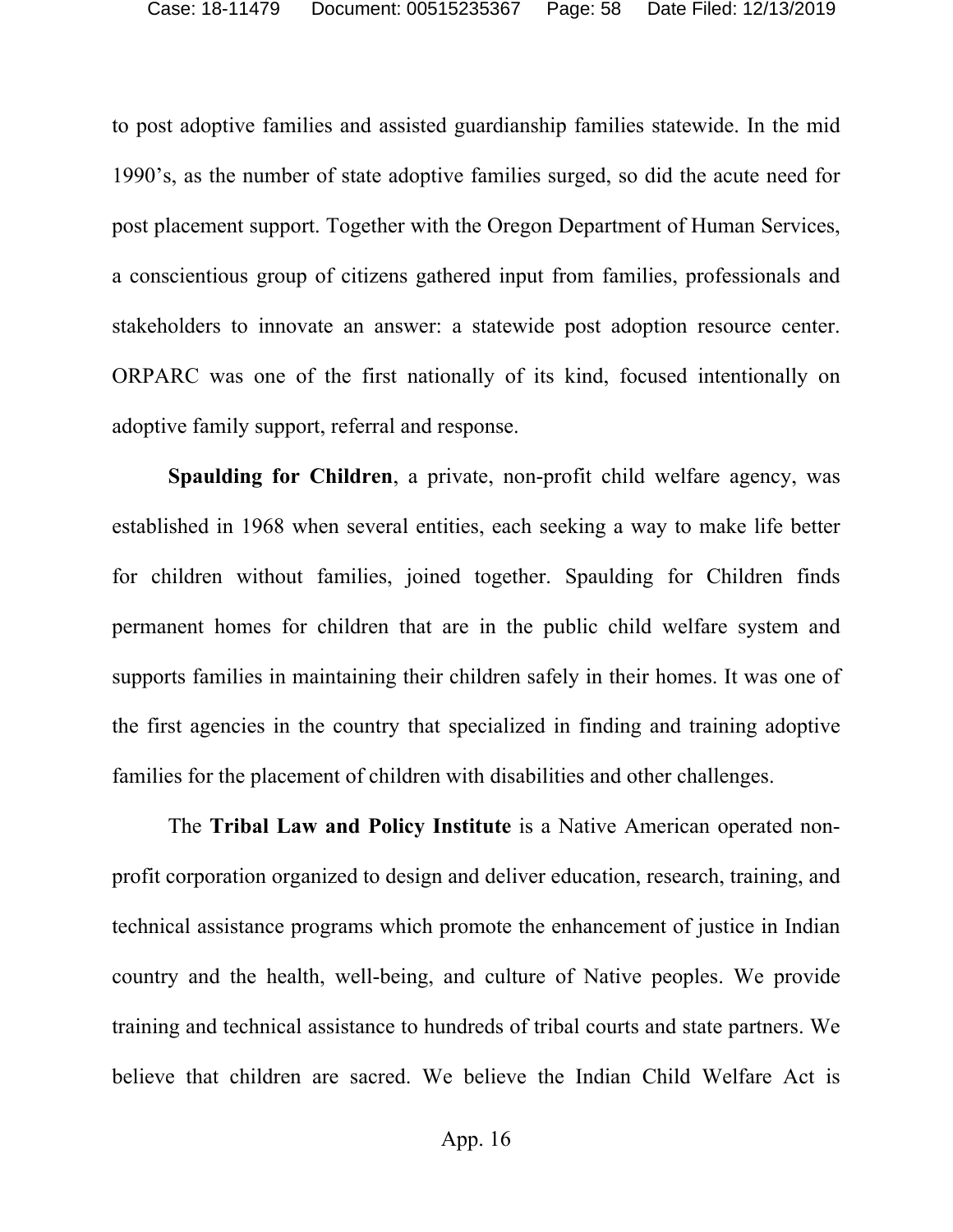to post adoptive families and assisted guardianship families statewide. In the mid 1990's, as the number of state adoptive families surged, so did the acute need for post placement support. Together with the Oregon Department of Human Services, a conscientious group of citizens gathered input from families, professionals and stakeholders to innovate an answer: a statewide post adoption resource center. ORPARC was one of the first nationally of its kind, focused intentionally on adoptive family support, referral and response.

**Spaulding for Children**, a private, non-profit child welfare agency, was established in 1968 when several entities, each seeking a way to make life better for children without families, joined together. Spaulding for Children finds permanent homes for children that are in the public child welfare system and supports families in maintaining their children safely in their homes. It was one of the first agencies in the country that specialized in finding and training adoptive families for the placement of children with disabilities and other challenges.

The **Tribal Law and Policy Institute** is a Native American operated non-profit corporation organized to design and deliver education, research, training, and technical assistance programs which promote the enhancement of justice in Indian country and the health, well-being, and culture of Native peoples. We provide training and technical assistance to hundreds of tribal courts and state partners. We believe that children are sacred. We believe the Indian Child Welfare Act is

App. 16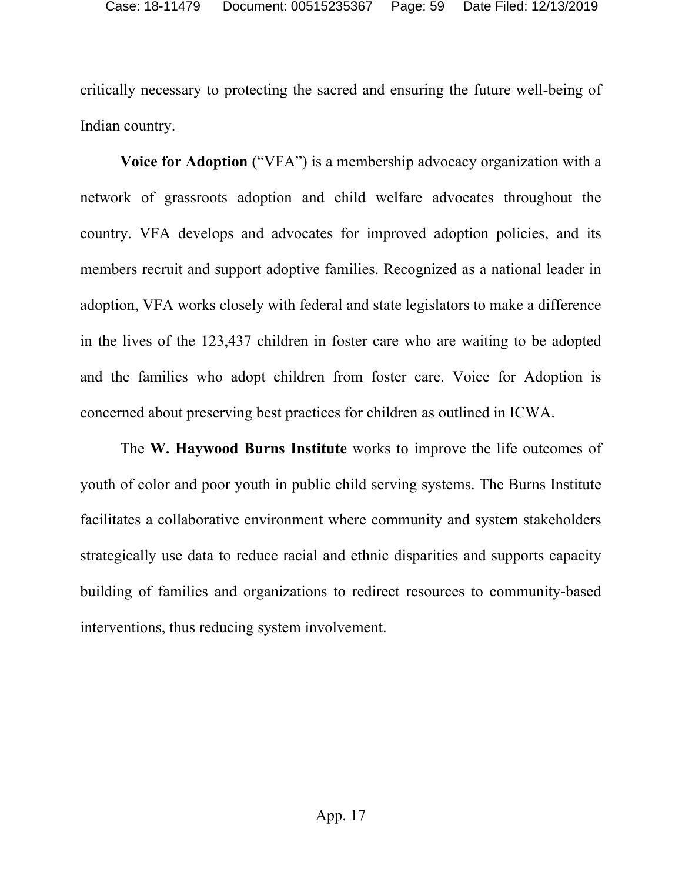critically necessary to protecting the sacred and ensuring the future well-being of Indian country.

**Voice for Adoption** ("VFA") is a membership advocacy organization with a network of grassroots adoption and child welfare advocates throughout the country. VFA develops and advocates for improved adoption policies, and its members recruit and support adoptive families. Recognized as a national leader in adoption, VFA works closely with federal and state legislators to make a difference in the lives of the 123,437 children in foster care who are waiting to be adopted and the families who adopt children from foster care. Voice for Adoption is concerned about preserving best practices for children as outlined in ICWA.

The **W. Haywood Burns Institute** works to improve the life outcomes of youth of color and poor youth in public child serving systems. The Burns Institute facilitates a collaborative environment where community and system stakeholders strategically use data to reduce racial and ethnic disparities and supports capacity building of families and organizations to redirect resources to community-based interventions, thus reducing system involvement.

App. 17